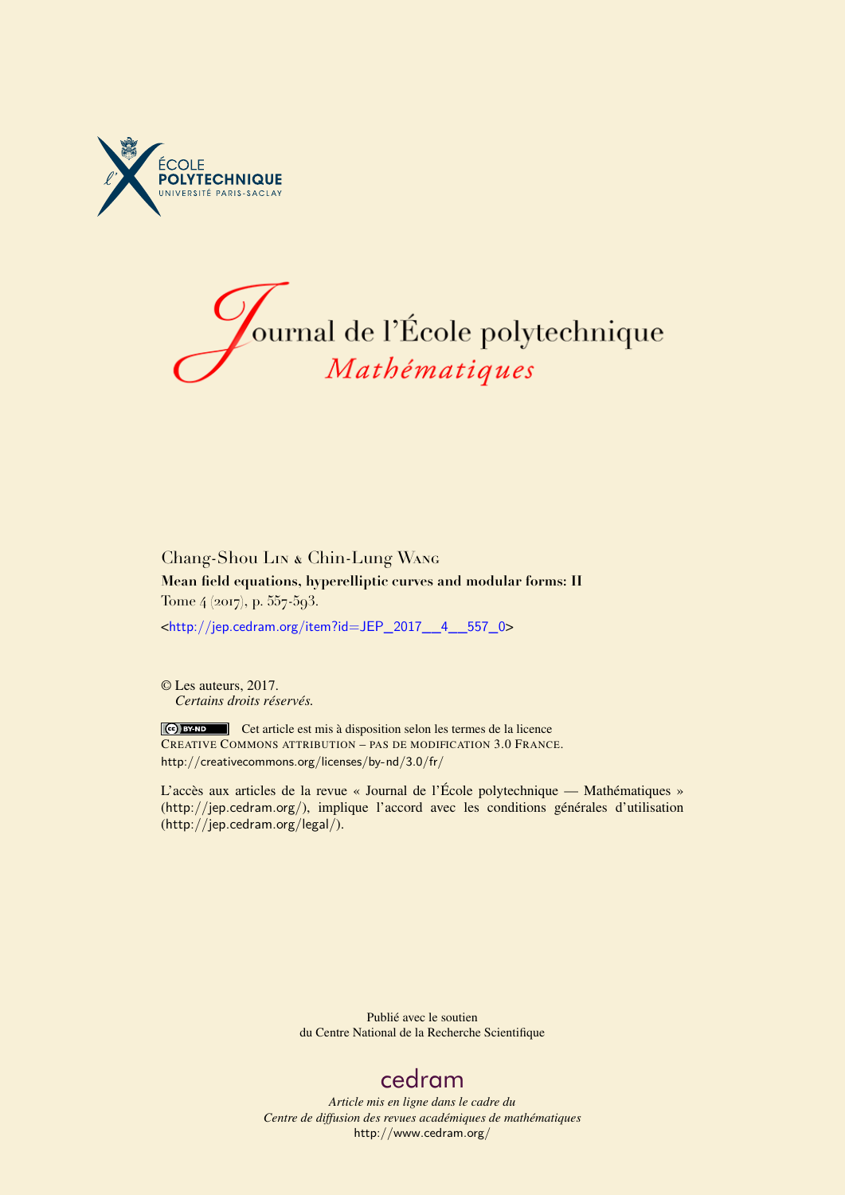ÉCOLE
POLYTECHNIQUE
UNIVERSITÉ PARIS-SACLAY

# Journal de l'École polytechnique
*Mathématiques*

Chang-Shou Lin & Chin-Lung Wang

**Mean field equations, hyperelliptic curves and modular forms: II**

Tome 4 (2017), p. 557-593.

<http://jep.cedram.org/item?id=JEP_2017__4__557_0>

© Les auteurs, 2017.
*Certains droits réservés.*

Cet article est mis à disposition selon les termes de la licence CREATIVE COMMONS ATTRIBUTION – PAS DE MODIFICATION 3.0 FRANCE.
http://creativecommons.org/licenses/by-nd/3.0/fr/

L'accès aux articles de la revue « Journal de l'École polytechnique — Mathématiques » (http://jep.cedram.org/), implique l'accord avec les conditions générales d'utilisation (http://jep.cedram.org/legal/).

Publié avec le soutien
du Centre National de la Recherche Scientifique

cedram

*Article mis en ligne dans le cadre du*
*Centre de diffusion des revues académiques de mathématiques*
http://www.cedram.org/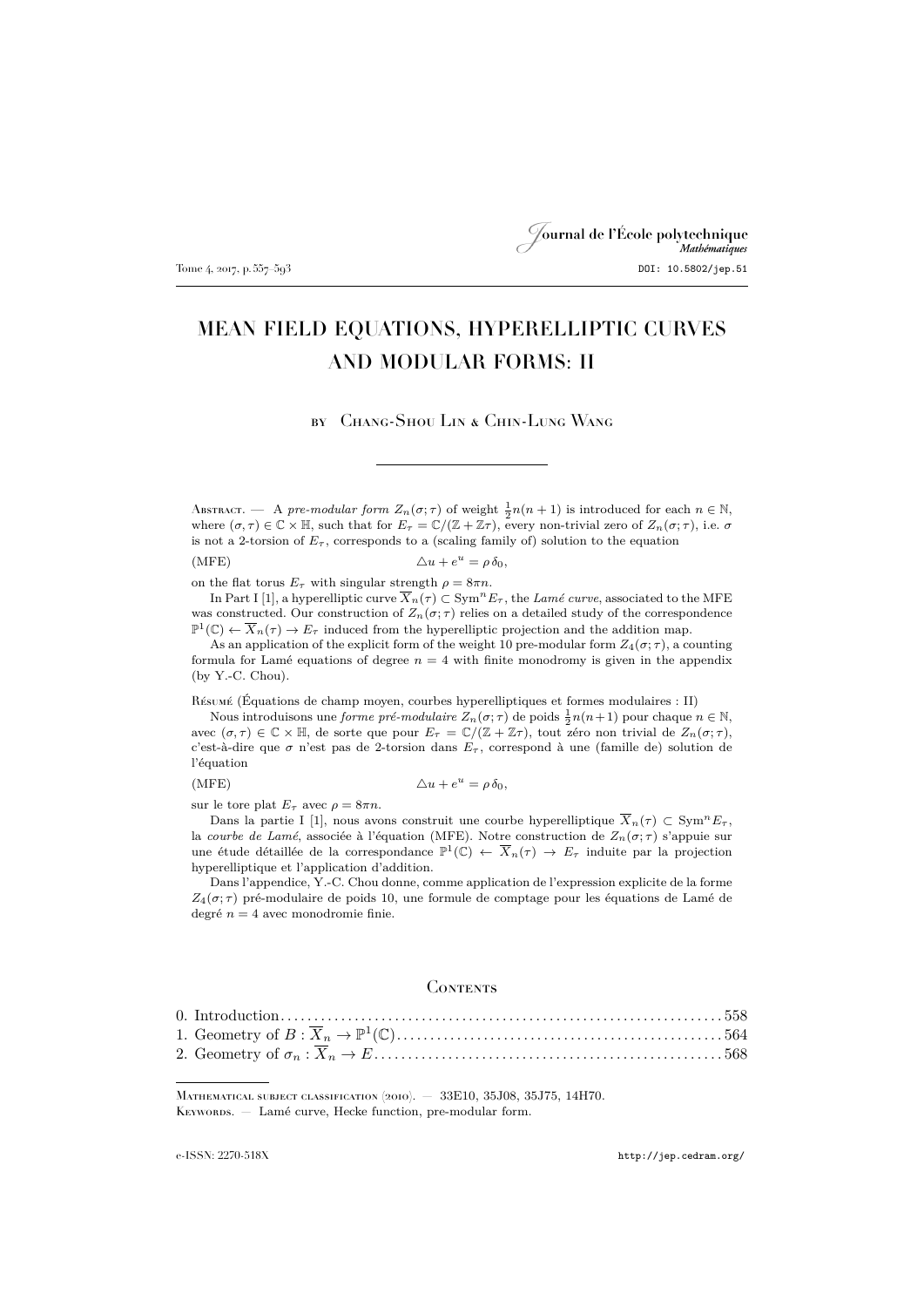# MEAN FIELD EQUATIONS, HYPERELLIPTIC CURVES AND MODULAR FORMS: II

by Chang-Shou Lin & Chin-Lung Wang

---

Abstract. — A *pre-modular form* $Z_n(\sigma;\tau)$ of weight $\frac{1}{2}n(n+1)$ is introduced for each $n \in \mathbb{N}$, where $(\sigma,\tau) \in \mathbb{C} \times \mathbb{H}$, such that for $E_\tau = \mathbb{C}/(\mathbb{Z}+\mathbb{Z}\tau)$, every non-trivial zero of $Z_n(\sigma;\tau)$, i.e. $\sigma$ is not a 2-torsion of $E_\tau$, corresponds to a (scaling family of) solution to the equation

$$\triangle u + e^u = \rho\,\delta_0, \tag{MFE}$$

on the flat torus $E_\tau$ with singular strength $\rho = 8\pi n$.

In Part I [1], a hyperelliptic curve $\overline{X}_n(\tau) \subset \operatorname{Sym}^n E_\tau$, the *Lamé curve*, associated to the MFE was constructed. Our construction of $Z_n(\sigma;\tau)$ relies on a detailed study of the correspondence $\mathbb{P}^1(\mathbb{C}) \leftarrow \overline{X}_n(\tau) \to E_\tau$ induced from the hyperelliptic projection and the addition map.

As an application of the explicit form of the weight 10 pre-modular form $Z_4(\sigma;\tau)$, a counting formula for Lamé equations of degree $n=4$ with finite monodromy is given in the appendix (by Y.-C. Chou).

Résumé (Équations de champ moyen, courbes hyperelliptiques et formes modulaires : II)

Nous introduisons une *forme pré-modulaire* $Z_n(\sigma;\tau)$ de poids $\frac{1}{2}n(n+1)$ pour chaque $n \in \mathbb{N}$, avec $(\sigma,\tau) \in \mathbb{C} \times \mathbb{H}$, de sorte que pour $E_\tau = \mathbb{C}/(\mathbb{Z}+\mathbb{Z}\tau)$, tout zéro non trivial de $Z_n(\sigma;\tau)$, c'est-à-dire que $\sigma$ n'est pas de 2-torsion dans $E_\tau$, correspond à une (famille de) solution de l'équation

$$\triangle u + e^u = \rho\,\delta_0, \tag{MFE}$$

sur le tore plat $E_\tau$ avec $\rho = 8\pi n$.

Dans la partie I [1], nous avons construit une courbe hyperelliptique $\overline{X}_n(\tau) \subset \operatorname{Sym}^n E_\tau$, la *courbe de Lamé*, associée à l'équation (MFE). Notre construction de $Z_n(\sigma;\tau)$ s'appuie sur une étude détaillée de la correspondance $\mathbb{P}^1(\mathbb{C}) \leftarrow \overline{X}_n(\tau) \to E_\tau$ induite par la projection hyperelliptique et l'application d'addition.

Dans l'appendice, Y.-C. Chou donne, comme application de l'expression explicite de la forme $Z_4(\sigma;\tau)$ pré-modulaire de poids 10, une formule de comptage pour les équations de Lamé de degré $n=4$ avec monodromie finie.

## Contents

0. Introduction . . . 558
1. Geometry of $B : \overline{X}_n \to \mathbb{P}^1(\mathbb{C})$ . . . 564
2. Geometry of $\sigma_n : \overline{X}_n \to E$ . . . 568

---

Mathematical subject classification (2010). — 33E10, 35J08, 35J75, 14H70.

Keywords. — Lamé curve, Hecke function, pre-modular form.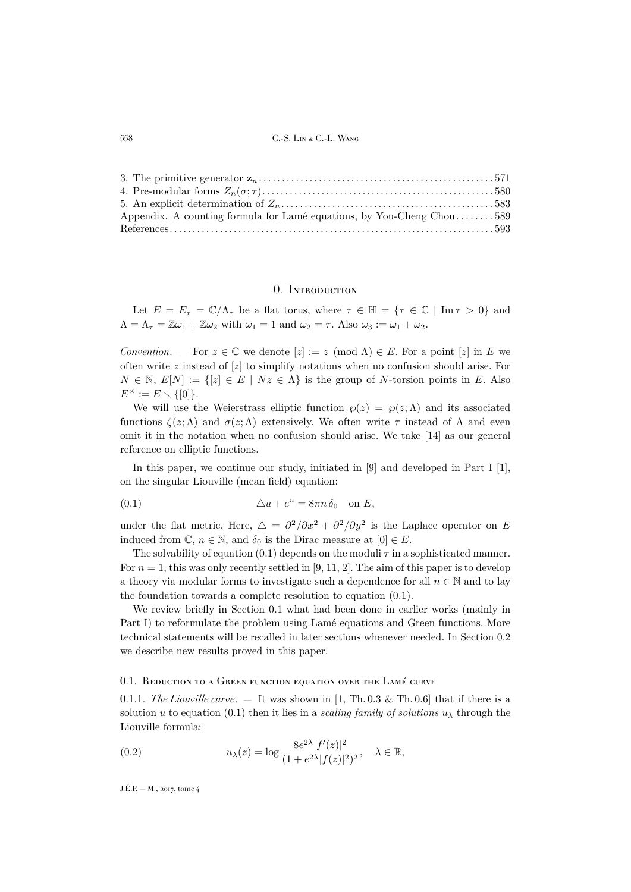3. The primitive generator $\mathbf{z}_n$ .... 571
4. Pre-modular forms $Z_n(\sigma;\tau)$ .... 580
5. An explicit determination of $Z_n$ .... 583

Appendix. A counting formula for Lamé equations, by You-Cheng Chou .... 589

References .... 593

## 0. Introduction

Let $E = E_\tau = \mathbb{C}/\Lambda_\tau$ be a flat torus, where $\tau \in \mathbb{H} = \{\tau \in \mathbb{C} \mid \operatorname{Im}\tau > 0\}$ and $\Lambda = \Lambda_\tau = \mathbb{Z}\omega_1 + \mathbb{Z}\omega_2$ with $\omega_1 = 1$ and $\omega_2 = \tau$. Also $\omega_3 := \omega_1 + \omega_2$.

*Convention*. — For $z \in \mathbb{C}$ we denote $[z] := z \pmod{\Lambda} \in E$. For a point $[z]$ in $E$ we often write $z$ instead of $[z]$ to simplify notations when no confusion should arise. For $N \in \mathbb{N}$, $E[N] := \{[z] \in E \mid Nz \in \Lambda\}$ is the group of $N$-torsion points in $E$. Also $E^\times := E \smallsetminus \{[0]\}$.

We will use the Weierstrass elliptic function $\wp(z) = \wp(z;\Lambda)$ and its associated functions $\zeta(z;\Lambda)$ and $\sigma(z;\Lambda)$ extensively. We often write $\tau$ instead of $\Lambda$ and even omit it in the notation when no confusion should arise. We take [14] as our general reference on elliptic functions.

In this paper, we continue our study, initiated in [9] and developed in Part I [1], on the singular Liouville (mean field) equation:

$$\triangle u + e^u = 8\pi n\, \delta_0 \quad \text{on } E, \tag{0.1}$$

under the flat metric. Here, $\triangle = \partial^2/\partial x^2 + \partial^2/\partial y^2$ is the Laplace operator on $E$ induced from $\mathbb{C}$, $n \in \mathbb{N}$, and $\delta_0$ is the Dirac measure at $[0] \in E$.

The solvability of equation (0.1) depends on the moduli $\tau$ in a sophisticated manner. For $n = 1$, this was only recently settled in [9, 11, 2]. The aim of this paper is to develop a theory via modular forms to investigate such a dependence for all $n \in \mathbb{N}$ and to lay the foundation towards a complete resolution to equation (0.1).

We review briefly in Section 0.1 what had been done in earlier works (mainly in Part I) to reformulate the problem using Lamé equations and Green functions. More technical statements will be recalled in later sections whenever needed. In Section 0.2 we describe new results proved in this paper.

### 0.1. Reduction to a Green function equation over the Lamé curve

0.1.1. *The Liouville curve*. — It was shown in [1, Th. 0.3 & Th. 0.6] that if there is a solution $u$ to equation (0.1) then it lies in a *scaling family of solutions* $u_\lambda$ through the Liouville formula:

$$u_\lambda(z) = \log \frac{8e^{2\lambda}|f'(z)|^2}{(1 + e^{2\lambda}|f(z)|^2)^2}, \quad \lambda \in \mathbb{R}, \tag{0.2}$$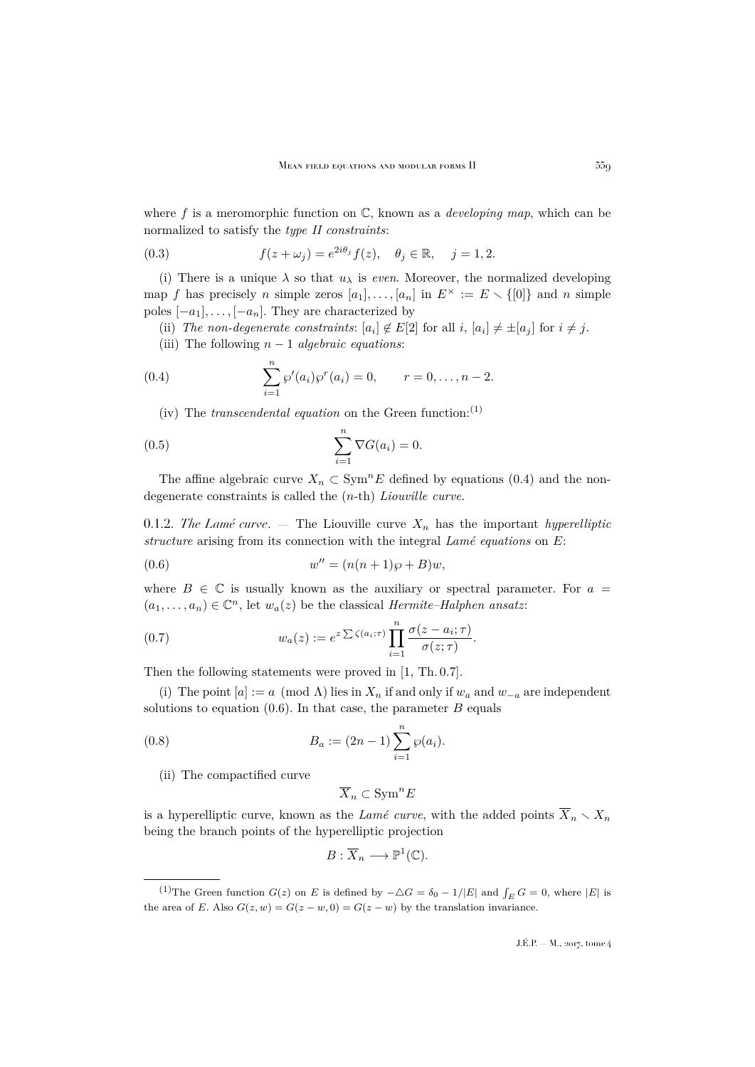where $f$ is a meromorphic function on $\mathbb{C}$, known as a *developing map*, which can be normalized to satisfy the *type II constraints*:

$$f(z+\omega_j) = e^{2i\theta_j} f(z), \quad \theta_j \in \mathbb{R}, \quad j = 1, 2. \tag{0.3}$$

(i) There is a unique $\lambda$ so that $u_\lambda$ is *even*. Moreover, the normalized developing map $f$ has precisely $n$ simple zeros $[a_1], \ldots, [a_n]$ in $E^\times := E \smallsetminus \{[0]\}$ and $n$ simple poles $[-a_1], \ldots, [-a_n]$. They are characterized by

(ii) *The non-degenerate constraints*: $[a_i] \notin E[2]$ for all $i$, $[a_i] \neq \pm[a_j]$ for $i \neq j$.

(iii) The following $n-1$ *algebraic equations*:

$$\sum_{i=1}^{n} \wp'(a_i)\wp^r(a_i) = 0, \qquad r = 0, \ldots, n-2. \tag{0.4}$$

(iv) The *transcendental equation* on the Green function:[1]

$$\sum_{i=1}^{n} \nabla G(a_i) = 0. \tag{0.5}$$

The affine algebraic curve $X_n \subset \mathrm{Sym}^n E$ defined by equations (0.4) and the non-degenerate constraints is called the ($n$-th) *Liouville curve*.

0.1.2. *The Lamé curve*. — The Liouville curve $X_n$ has the important *hyperelliptic structure* arising from its connection with the integral *Lamé equations* on $E$:

$$w'' = (n(n+1)\wp + B)w, \tag{0.6}$$

where $B \in \mathbb{C}$ is usually known as the auxiliary or spectral parameter. For $a = (a_1, \ldots, a_n) \in \mathbb{C}^n$, let $w_a(z)$ be the classical *Hermite–Halphen ansatz*:

$$w_a(z) := e^{z\sum \zeta(a_i;\tau)} \prod_{i=1}^{n} \frac{\sigma(z-a_i;\tau)}{\sigma(z;\tau)}. \tag{0.7}$$

Then the following statements were proved in [1, Th. 0.7].

(i) The point $[a] := a \pmod{\Lambda}$ lies in $X_n$ if and only if $w_a$ and $w_{-a}$ are independent solutions to equation (0.6). In that case, the parameter $B$ equals

$$B_a := (2n-1)\sum_{i=1}^{n} \wp(a_i). \tag{0.8}$$

(ii) The compactified curve

$$\overline{X}_n \subset \mathrm{Sym}^n E$$

is a hyperelliptic curve, known as the *Lamé curve*, with the added points $\overline{X}_n \smallsetminus X_n$ being the branch points of the hyperelliptic projection

$$B : \overline{X}_n \longrightarrow \mathbb{P}^1(\mathbb{C}).$$

---

[1] The Green function $G(z)$ on $E$ is defined by $-\triangle G = \delta_0 - 1/|E|$ and $\int_E G = 0$, where $|E|$ is the area of $E$. Also $G(z,w) = G(z-w,0) = G(z-w)$ by the translation invariance.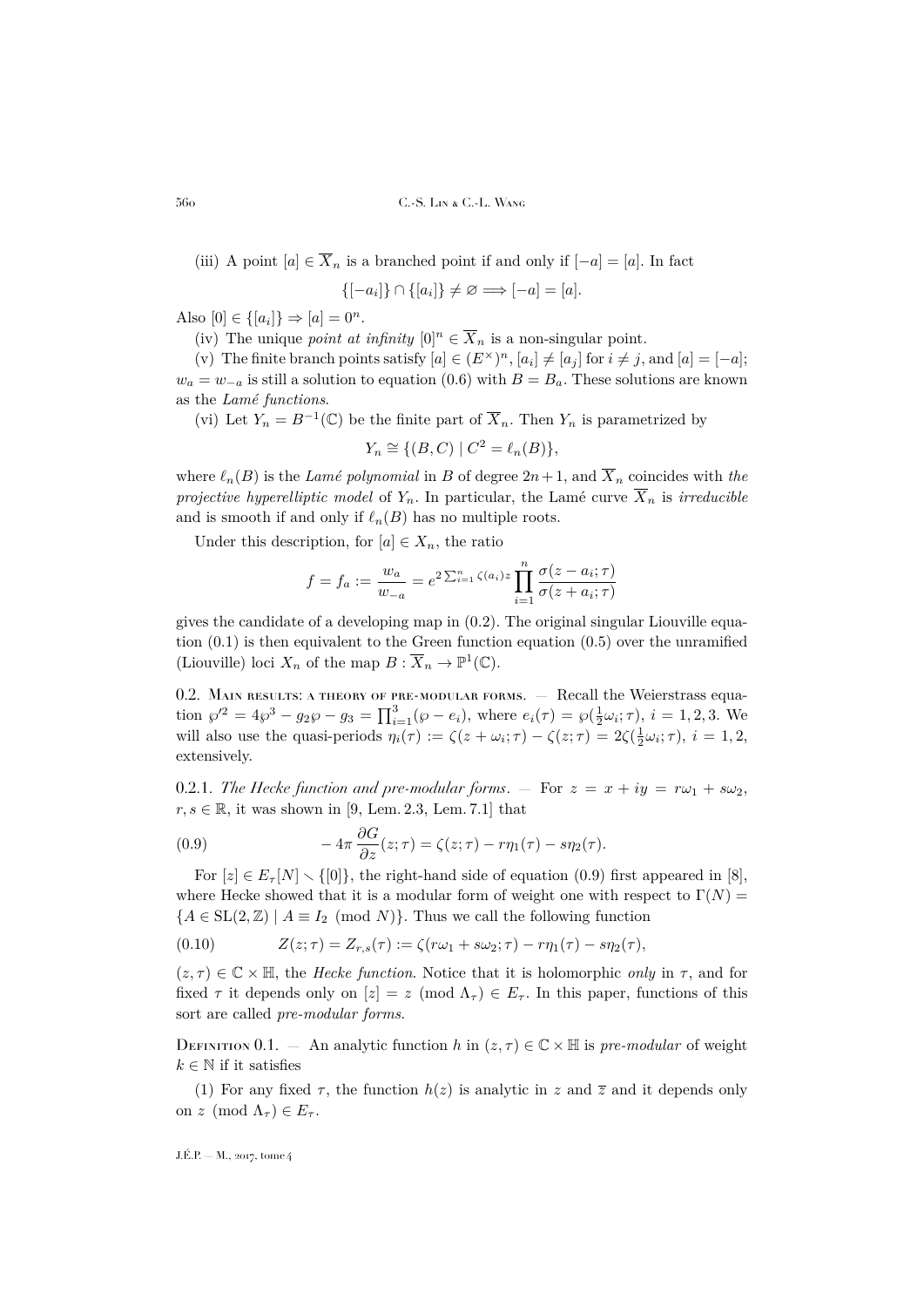(iii) A point $[a] \in \overline{X}_n$ is a branched point if and only if $[-a] = [a]$. In fact

$$\{[-a_i]\} \cap \{[a_i]\} \neq \varnothing \Longrightarrow [-a] = [a].$$

Also $[0] \in \{[a_i]\} \Rightarrow [a] = 0^n$.

(iv) The unique *point at infinity* $[0]^n \in \overline{X}_n$ is a non-singular point.

(v) The finite branch points satisfy $[a] \in (E^\times)^n$, $[a_i] \neq [a_j]$ for $i \neq j$, and $[a] = [-a]$; $w_a = w_{-a}$ is still a solution to equation (0.6) with $B = B_a$. These solutions are known as the *Lamé functions*.

(vi) Let $Y_n = B^{-1}(\mathbb{C})$ be the finite part of $\overline{X}_n$. Then $Y_n$ is parametrized by

$$Y_n \cong \{(B, C) \mid C^2 = \ell_n(B)\},$$

where $\ell_n(B)$ is the *Lamé polynomial* in $B$ of degree $2n+1$, and $\overline{X}_n$ coincides with *the projective hyperelliptic model* of $Y_n$. In particular, the Lamé curve $\overline{X}_n$ is *irreducible* and is smooth if and only if $\ell_n(B)$ has no multiple roots.

Under this description, for $[a] \in X_n$, the ratio

$$f = f_a := \frac{w_a}{w_{-a}} = e^{2\sum_{i=1}^n \zeta(a_i) z} \prod_{i=1}^n \frac{\sigma(z - a_i; \tau)}{\sigma(z + a_i; \tau)}$$

gives the candidate of a developing map in (0.2). The original singular Liouville equation (0.1) is then equivalent to the Green function equation (0.5) over the unramified (Liouville) loci $X_n$ of the map $B : \overline{X}_n \to \mathbb{P}^1(\mathbb{C})$.

## 0.2. Main results: a theory of pre-modular forms.

— Recall the Weierstrass equation $\wp'^2 = 4\wp^3 - g_2\wp - g_3 = \prod_{i=1}^3 (\wp - e_i)$, where $e_i(\tau) = \wp(\frac{1}{2}\omega_i; \tau)$, $i = 1, 2, 3$. We will also use the quasi-periods $\eta_i(\tau) := \zeta(z + \omega_i; \tau) - \zeta(z; \tau) = 2\zeta(\frac{1}{2}\omega_i; \tau)$, $i = 1, 2$, extensively.

### 0.2.1. *The Hecke function and pre-modular forms.*

— For $z = x + iy = r\omega_1 + s\omega_2$, $r, s \in \mathbb{R}$, it was shown in [9, Lem. 2.3, Lem. 7.1] that

$$-4\pi \frac{\partial G}{\partial z}(z; \tau) = \zeta(z; \tau) - r\eta_1(\tau) - s\eta_2(\tau). \tag{0.9}$$

For $[z] \in E_\tau[N] \smallsetminus \{[0]\}$, the right-hand side of equation (0.9) first appeared in [8], where Hecke showed that it is a modular form of weight one with respect to $\Gamma(N) = \{A \in \mathrm{SL}(2, \mathbb{Z}) \mid A \equiv I_2 \pmod N\}$. Thus we call the following function

$$Z(z; \tau) = Z_{r,s}(\tau) := \zeta(r\omega_1 + s\omega_2; \tau) - r\eta_1(\tau) - s\eta_2(\tau), \tag{0.10}$$

$(z, \tau) \in \mathbb{C} \times \mathbb{H}$, the *Hecke function*. Notice that it is holomorphic *only* in $\tau$, and for fixed $\tau$ it depends only on $[z] = z \pmod{\Lambda_\tau} \in E_\tau$. In this paper, functions of this sort are called *pre-modular forms*.

Definition 0.1. — An analytic function $h$ in $(z, \tau) \in \mathbb{C} \times \mathbb{H}$ is *pre-modular* of weight $k \in \mathbb{N}$ if it satisfies

(1) For any fixed $\tau$, the function $h(z)$ is analytic in $z$ and $\bar{z}$ and it depends only on $z \pmod{\Lambda_\tau} \in E_\tau$.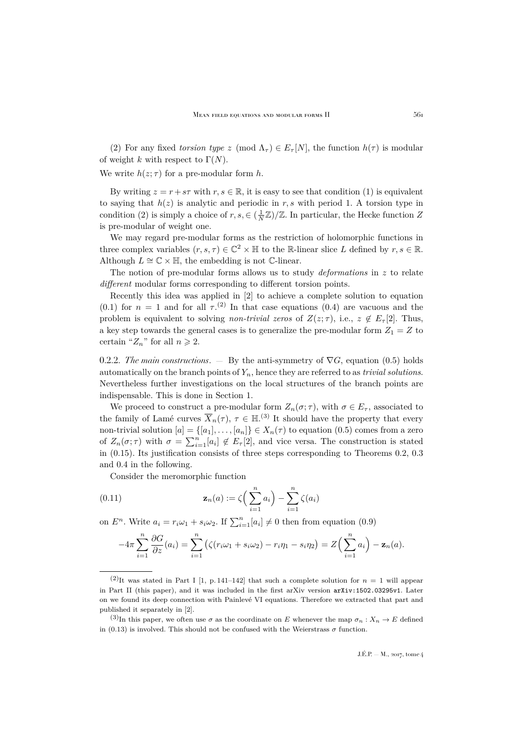(2) For any fixed *torsion type* $z \pmod{\Lambda_\tau} \in E_\tau[N]$, the function $h(\tau)$ is modular of weight $k$ with respect to $\Gamma(N)$.

We write $h(z;\tau)$ for a pre-modular form $h$.

By writing $z = r + s\tau$ with $r, s \in \mathbb{R}$, it is easy to see that condition (1) is equivalent to saying that $h(z)$ is analytic and periodic in $r, s$ with period 1. A torsion type in condition (2) is simply a choice of $r, s, \in (\frac{1}{N}\mathbb{Z})/\mathbb{Z}$. In particular, the Hecke function $Z$ is pre-modular of weight one.

We may regard pre-modular forms as the restriction of holomorphic functions in three complex variables $(r, s, \tau) \in \mathbb{C}^2 \times \mathbb{H}$ to the $\mathbb{R}$-linear slice $L$ defined by $r, s \in \mathbb{R}$. Although $L \cong \mathbb{C} \times \mathbb{H}$, the embedding is not $\mathbb{C}$-linear.

The notion of pre-modular forms allows us to study *deformations* in $z$ to relate *different* modular forms corresponding to different torsion points.

Recently this idea was applied in [2] to achieve a complete solution to equation (0.1) for $n = 1$ and for all $\tau$.[2] In that case equations (0.4) are vacuous and the problem is equivalent to solving *non-trivial zeros* of $Z(z;\tau)$, i.e., $z \notin E_\tau[2]$. Thus, a key step towards the general cases is to generalize the pre-modular form $Z_1 = Z$ to certain "$Z_n$" for all $n \geqslant 2$.

0.2.2. *The main constructions*. — By the anti-symmetry of $\nabla G$, equation (0.5) holds automatically on the branch points of $Y_n$, hence they are referred to as *trivial solutions*. Nevertheless further investigations on the local structures of the branch points are indispensable. This is done in Section 1.

We proceed to construct a pre-modular form $Z_n(\sigma;\tau)$, with $\sigma \in E_\tau$, associated to the family of Lamé curves $\overline{X}_n(\tau)$, $\tau \in \mathbb{H}$.[3] It should have the property that every non-trivial solution $[a] = \{[a_1], \ldots, [a_n]\} \in X_n(\tau)$ to equation (0.5) comes from a zero of $Z_n(\sigma;\tau)$ with $\sigma = \sum_{i=1}^n [a_i] \notin E_\tau[2]$, and vice versa. The construction is stated in (0.15). Its justification consists of three steps corresponding to Theorems 0.2, 0.3 and 0.4 in the following.

Consider the meromorphic function

$$\mathbf{z}_n(a) := \zeta\Big(\sum_{i=1}^n a_i\Big) - \sum_{i=1}^n \zeta(a_i) \tag{0.11}$$

on $E^n$. Write $a_i = r_i\omega_1 + s_i\omega_2$. If $\sum_{i=1}^n [a_i] \neq 0$ then from equation (0.9)

$$-4\pi \sum_{i=1}^n \frac{\partial G}{\partial z}(a_i) = \sum_{i=1}^n \big(\zeta(r_i\omega_1 + s_i\omega_2) - r_i\eta_1 - s_i\eta_2\big) = Z\Big(\sum_{i=1}^n a_i\Big) - \mathbf{z}_n(a).$$

---

[2] It was stated in Part I [1, p. 141–142] that such a complete solution for $n = 1$ will appear in Part II (this paper), and it was included in the first arXiv version `arXiv:1502.03295v1`. Later on we found its deep connection with Painlevé VI equations. Therefore we extracted that part and published it separately in [2].

[3] In this paper, we often use $\sigma$ as the coordinate on $E$ whenever the map $\sigma_n : X_n \to E$ defined in (0.13) is involved. This should not be confused with the Weierstrass $\sigma$ function.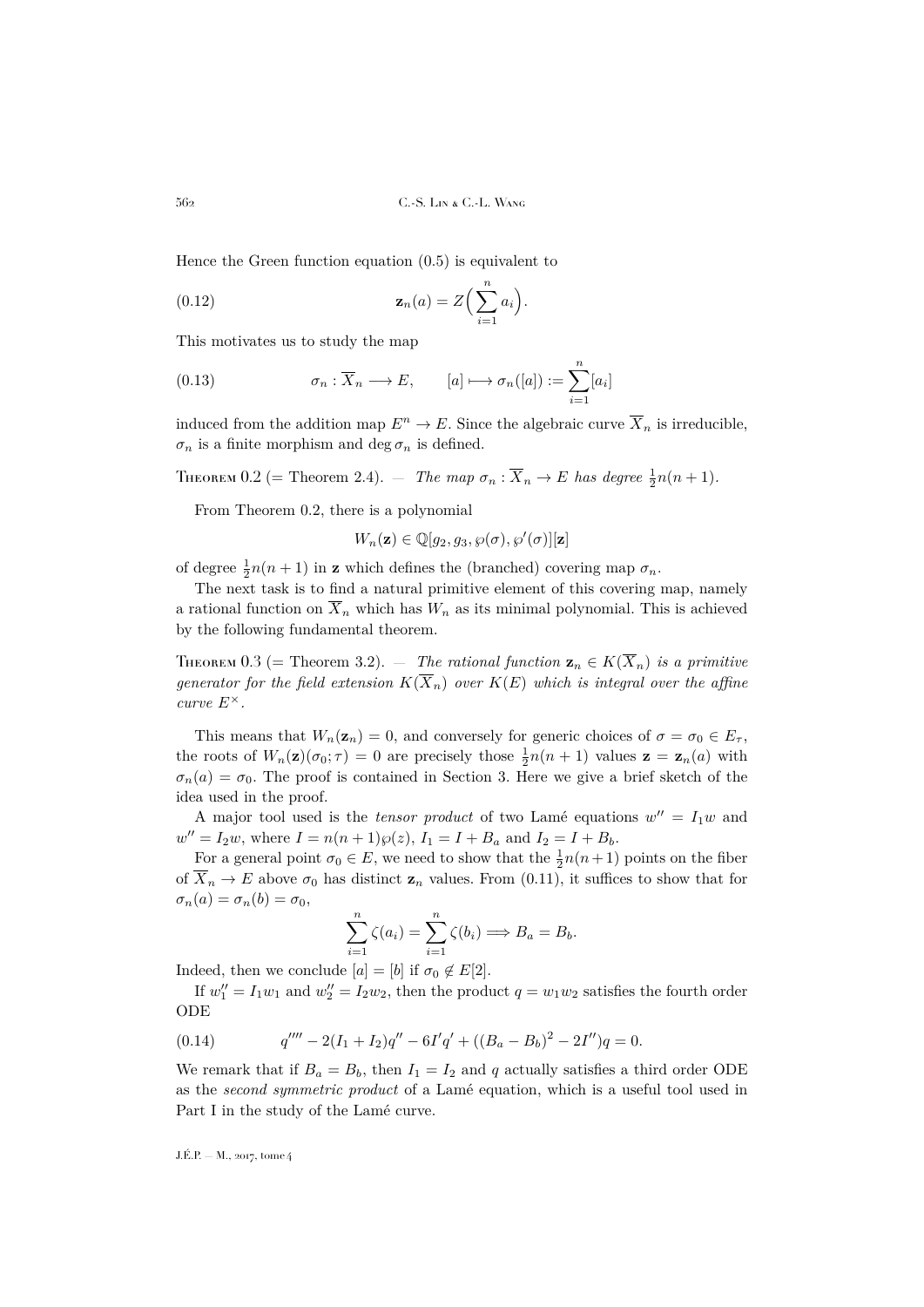Hence the Green function equation (0.5) is equivalent to

$$\mathbf{z}_n(a) = Z\Big(\sum_{i=1}^{n} a_i\Big). \tag{0.12}$$

This motivates us to study the map

$$\sigma_n : \overline{X}_n \longrightarrow E, \qquad [a] \longmapsto \sigma_n([a]) := \sum_{i=1}^{n} [a_i] \tag{0.13}$$

induced from the addition map $E^n \to E$. Since the algebraic curve $\overline{X}_n$ is irreducible, $\sigma_n$ is a finite morphism and $\deg \sigma_n$ is defined.

Theorem 0.2 (= Theorem 2.4). — *The map $\sigma_n : \overline{X}_n \to E$ has degree $\frac{1}{2}n(n+1)$.*

From Theorem 0.2, there is a polynomial

$$W_n(\mathbf{z}) \in \mathbb{Q}[g_2, g_3, \wp(\sigma), \wp'(\sigma)][\mathbf{z}]$$

of degree $\frac{1}{2}n(n+1)$ in $\mathbf{z}$ which defines the (branched) covering map $\sigma_n$.

The next task is to find a natural primitive element of this covering map, namely a rational function on $\overline{X}_n$ which has $W_n$ as its minimal polynomial. This is achieved by the following fundamental theorem.

Theorem 0.3 (= Theorem 3.2). — *The rational function $\mathbf{z}_n \in K(\overline{X}_n)$ is a primitive generator for the field extension $K(\overline{X}_n)$ over $K(E)$ which is integral over the affine curve $E^\times$.*

This means that $W_n(\mathbf{z}_n) = 0$, and conversely for generic choices of $\sigma = \sigma_0 \in E_\tau$, the roots of $W_n(\mathbf{z})(\sigma_0; \tau) = 0$ are precisely those $\frac{1}{2}n(n+1)$ values $\mathbf{z} = \mathbf{z}_n(a)$ with $\sigma_n(a) = \sigma_0$. The proof is contained in Section 3. Here we give a brief sketch of the idea used in the proof.

A major tool used is the *tensor product* of two Lamé equations $w'' = I_1 w$ and $w'' = I_2 w$, where $I = n(n+1)\wp(z)$, $I_1 = I + B_a$ and $I_2 = I + B_b$.

For a general point $\sigma_0 \in E$, we need to show that the $\frac{1}{2}n(n+1)$ points on the fiber of $\overline{X}_n \to E$ above $\sigma_0$ has distinct $\mathbf{z}_n$ values. From (0.11), it suffices to show that for $\sigma_n(a) = \sigma_n(b) = \sigma_0$,

$$\sum_{i=1}^{n} \zeta(a_i) = \sum_{i=1}^{n} \zeta(b_i) \Longrightarrow B_a = B_b.$$

Indeed, then we conclude $[a] = [b]$ if $\sigma_0 \notin E[2]$.

If $w_1'' = I_1 w_1$ and $w_2'' = I_2 w_2$, then the product $q = w_1 w_2$ satisfies the fourth order ODE

$$q'''' - 2(I_1 + I_2)q'' - 6I'q' + ((B_a - B_b)^2 - 2I'')q = 0. \tag{0.14}$$

We remark that if $B_a = B_b$, then $I_1 = I_2$ and $q$ actually satisfies a third order ODE as the *second symmetric product* of a Lamé equation, which is a useful tool used in Part I in the study of the Lamé curve.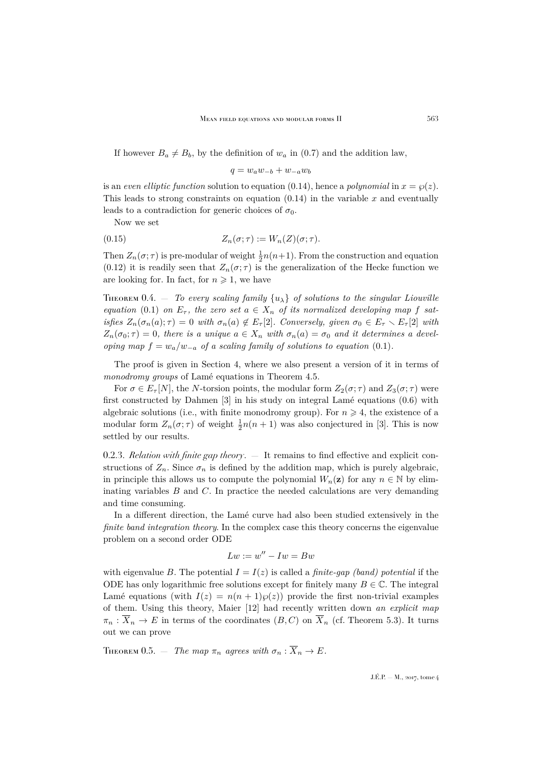If however $B_a \neq B_b$, by the definition of $w_a$ in (0.7) and the addition law,

$$q = w_a w_{-b} + w_{-a} w_b$$

is an *even elliptic function* solution to equation (0.14), hence a *polynomial* in $x = \wp(z)$. This leads to strong constraints on equation (0.14) in the variable $x$ and eventually leads to a contradiction for generic choices of $\sigma_0$.

Now we set

$$Z_n(\sigma;\tau) := W_n(Z)(\sigma;\tau). \tag{0.15}$$

Then $Z_n(\sigma;\tau)$ is pre-modular of weight $\frac{1}{2}n(n+1)$. From the construction and equation (0.12) it is readily seen that $Z_n(\sigma;\tau)$ is the generalization of the Hecke function we are looking for. In fact, for $n \geqslant 1$, we have

**Theorem 0.4.** — *To every scaling family $\{u_\lambda\}$ of solutions to the singular Liouville equation* (0.1) *on $E_\tau$, the zero set $a \in X_n$ of its normalized developing map $f$ satisfies $Z_n(\sigma_n(a);\tau) = 0$ with $\sigma_n(a) \notin E_\tau[2]$. Conversely, given $\sigma_0 \in E_\tau \smallsetminus E_\tau[2]$ with $Z_n(\sigma_0;\tau) = 0$, there is a unique $a \in X_n$ with $\sigma_n(a) = \sigma_0$ and it determines a developing map $f = w_a/w_{-a}$ of a scaling family of solutions to equation* (0.1).

The proof is given in Section 4, where we also present a version of it in terms of *monodromy groups* of Lamé equations in Theorem 4.5.

For $\sigma \in E_\tau[N]$, the $N$-torsion points, the modular form $Z_2(\sigma;\tau)$ and $Z_3(\sigma;\tau)$ were first constructed by Dahmen [3] in his study on integral Lamé equations (0.6) with algebraic solutions (i.e., with finite monodromy group). For $n \geqslant 4$, the existence of a modular form $Z_n(\sigma;\tau)$ of weight $\frac{1}{2}n(n+1)$ was also conjectured in [3]. This is now settled by our results.

0.2.3. *Relation with finite gap theory*. — It remains to find effective and explicit constructions of $Z_n$. Since $\sigma_n$ is defined by the addition map, which is purely algebraic, in principle this allows us to compute the polynomial $W_n(\mathbf{z})$ for any $n \in \mathbb{N}$ by eliminating variables $B$ and $C$. In practice the needed calculations are very demanding and time consuming.

In a different direction, the Lamé curve had also been studied extensively in the *finite band integration theory*. In the complex case this theory concerns the eigenvalue problem on a second order ODE

$$Lw := w'' - Iw = Bw$$

with eigenvalue $B$. The potential $I = I(z)$ is called a *finite-gap (band) potential* if the ODE has only logarithmic free solutions except for finitely many $B \in \mathbb{C}$. The integral Lamé equations (with $I(z) = n(n+1)\wp(z)$) provide the first non-trivial examples of them. Using this theory, Maier [12] had recently written down *an explicit map* $\pi_n : \overline{X}_n \to E$ in terms of the coordinates $(B, C)$ on $\overline{X}_n$ (cf. Theorem 5.3). It turns out we can prove

**Theorem 0.5.** — *The map $\pi_n$ agrees with $\sigma_n : \overline{X}_n \to E$.*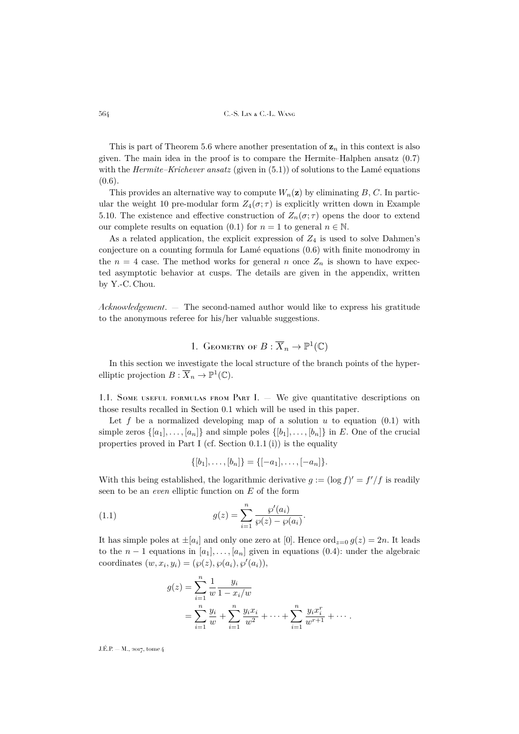This is part of Theorem 5.6 where another presentation of $\mathbf{z}_n$ in this context is also given. The main idea in the proof is to compare the Hermite–Halphen ansatz (0.7) with the *Hermite–Krichever ansatz* (given in (5.1)) of solutions to the Lamé equations (0.6).

This provides an alternative way to compute $W_n(\mathbf{z})$ by eliminating $B$, $C$. In particular the weight 10 pre-modular form $Z_4(\sigma;\tau)$ is explicitly written down in Example 5.10. The existence and effective construction of $Z_n(\sigma;\tau)$ opens the door to extend our complete results on equation (0.1) for $n=1$ to general $n\in\mathbb{N}$.

As a related application, the explicit expression of $Z_4$ is used to solve Dahmen's conjecture on a counting formula for Lamé equations (0.6) with finite monodromy in the $n=4$ case. The method works for general $n$ once $Z_n$ is shown to have expected asymptotic behavior at cusps. The details are given in the appendix, written by Y.-C. Chou.

*Acknowledgement*. — The second-named author would like to express his gratitude to the anonymous referee for his/her valuable suggestions.

# 1. Geometry of $B:\overline{X}_n\to\mathbb{P}^1(\mathbb{C})$

In this section we investigate the local structure of the branch points of the hyperelliptic projection $B:\overline{X}_n\to\mathbb{P}^1(\mathbb{C})$.

## 1.1. Some useful formulas from Part I.

— We give quantitative descriptions on those results recalled in Section 0.1 which will be used in this paper.

Let $f$ be a normalized developing map of a solution $u$ to equation (0.1) with simple zeros $\{[a_1],\dots,[a_n]\}$ and simple poles $\{[b_1],\dots,[b_n]\}$ in $E$. One of the crucial properties proved in Part I (cf. Section 0.1.1 (i)) is the equality

$$\{[b_1],\dots,[b_n]\}=\{[-a_1],\dots,[-a_n]\}.$$

With this being established, the logarithmic derivative $g:=(\log f)'=f'/f$ is readily seen to be an *even* elliptic function on $E$ of the form

$$g(z)=\sum_{i=1}^n\frac{\wp'(a_i)}{\wp(z)-\wp(a_i)}. \tag{1.1}$$

It has simple poles at $\pm[a_i]$ and only one zero at $[0]$. Hence $\operatorname{ord}_{z=0}g(z)=2n$. It leads to the $n-1$ equations in $[a_1],\dots,[a_n]$ given in equations (0.4): under the algebraic coordinates $(w,x_i,y_i)=(\wp(z),\wp(a_i),\wp'(a_i))$,

$$\begin{aligned}g(z)&=\sum_{i=1}^n\frac{1}{w}\frac{y_i}{1-x_i/w}\\&=\sum_{i=1}^n\frac{y_i}{w}+\sum_{i=1}^n\frac{y_ix_i}{w^2}+\cdots+\sum_{i=1}^n\frac{y_ix_i^r}{w^{r+1}}+\cdots.\end{aligned}$$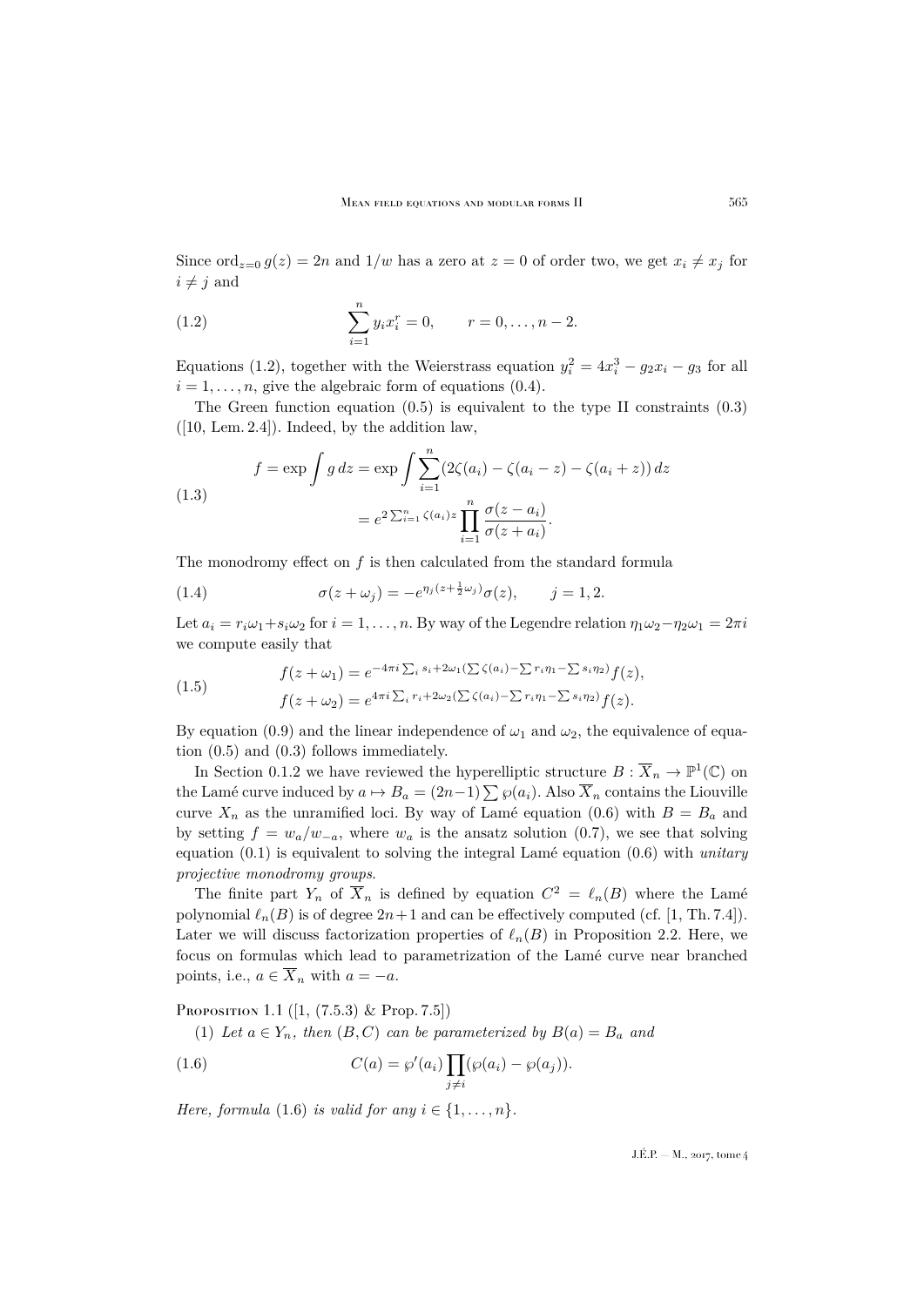Since $\operatorname{ord}_{z=0} g(z) = 2n$ and $1/w$ has a zero at $z = 0$ of order two, we get $x_i \neq x_j$ for $i \neq j$ and

$$\sum_{i=1}^{n} y_i x_i^r = 0, \qquad r = 0, \dots, n-2. \tag{1.2}$$

Equations (1.2), together with the Weierstrass equation $y_i^2 = 4x_i^3 - g_2 x_i - g_3$ for all $i = 1, \dots, n$, give the algebraic form of equations (0.4).

The Green function equation (0.5) is equivalent to the type II constraints (0.3) ([10, Lem. 2.4]). Indeed, by the addition law,

$$\begin{aligned} f = \exp \int g \, dz &= \exp \int \sum_{i=1}^{n} (2\zeta(a_i) - \zeta(a_i - z) - \zeta(a_i + z)) \, dz \\ &= e^{2 \sum_{i=1}^{n} \zeta(a_i) z} \prod_{i=1}^{n} \frac{\sigma(z - a_i)}{\sigma(z + a_i)}. \end{aligned} \tag{1.3}$$

The monodromy effect on $f$ is then calculated from the standard formula

$$\sigma(z + \omega_j) = -e^{\eta_j (z + \frac{1}{2}\omega_j)} \sigma(z), \qquad j = 1, 2. \tag{1.4}$$

Let $a_i = r_i \omega_1 + s_i \omega_2$ for $i = 1, \dots, n$. By way of the Legendre relation $\eta_1 \omega_2 - \eta_2 \omega_1 = 2\pi i$ we compute easily that

$$\begin{aligned} f(z + \omega_1) &= e^{-4\pi i \sum_i s_i + 2\omega_1 (\sum \zeta(a_i) - \sum r_i \eta_1 - \sum s_i \eta_2)} f(z), \\ f(z + \omega_2) &= e^{4\pi i \sum_i r_i + 2\omega_2 (\sum \zeta(a_i) - \sum r_i \eta_1 - \sum s_i \eta_2)} f(z). \end{aligned} \tag{1.5}$$

By equation (0.9) and the linear independence of $\omega_1$ and $\omega_2$, the equivalence of equation (0.5) and (0.3) follows immediately.

In Section 0.1.2 we have reviewed the hyperelliptic structure $B : \overline{X}_n \to \mathbb{P}^1(\mathbb{C})$ on the Lamé curve induced by $a \mapsto B_a = (2n-1) \sum \wp(a_i)$. Also $\overline{X}_n$ contains the Liouville curve $X_n$ as the unramified loci. By way of Lamé equation (0.6) with $B = B_a$ and by setting $f = w_a / w_{-a}$, where $w_a$ is the ansatz solution (0.7), we see that solving equation (0.1) is equivalent to solving the integral Lamé equation (0.6) with *unitary projective monodromy groups*.

The finite part $Y_n$ of $\overline{X}_n$ is defined by equation $C^2 = \ell_n(B)$ where the Lamé polynomial $\ell_n(B)$ is of degree $2n+1$ and can be effectively computed (cf. [1, Th. 7.4]). Later we will discuss factorization properties of $\ell_n(B)$ in Proposition 2.2. Here, we focus on formulas which lead to parametrization of the Lamé curve near branched points, i.e., $a \in \overline{X}_n$ with $a = -a$.

Proposition 1.1 ([1, (7.5.3) & Prop. 7.5])

(1) *Let $a \in Y_n$, then $(B, C)$ can be parameterized by $B(a) = B_a$ and*

$$C(a) = \wp'(a_i) \prod_{j \neq i} (\wp(a_i) - \wp(a_j)). \tag{1.6}$$

*Here, formula* (1.6) *is valid for any $i \in \{1, \dots, n\}$.*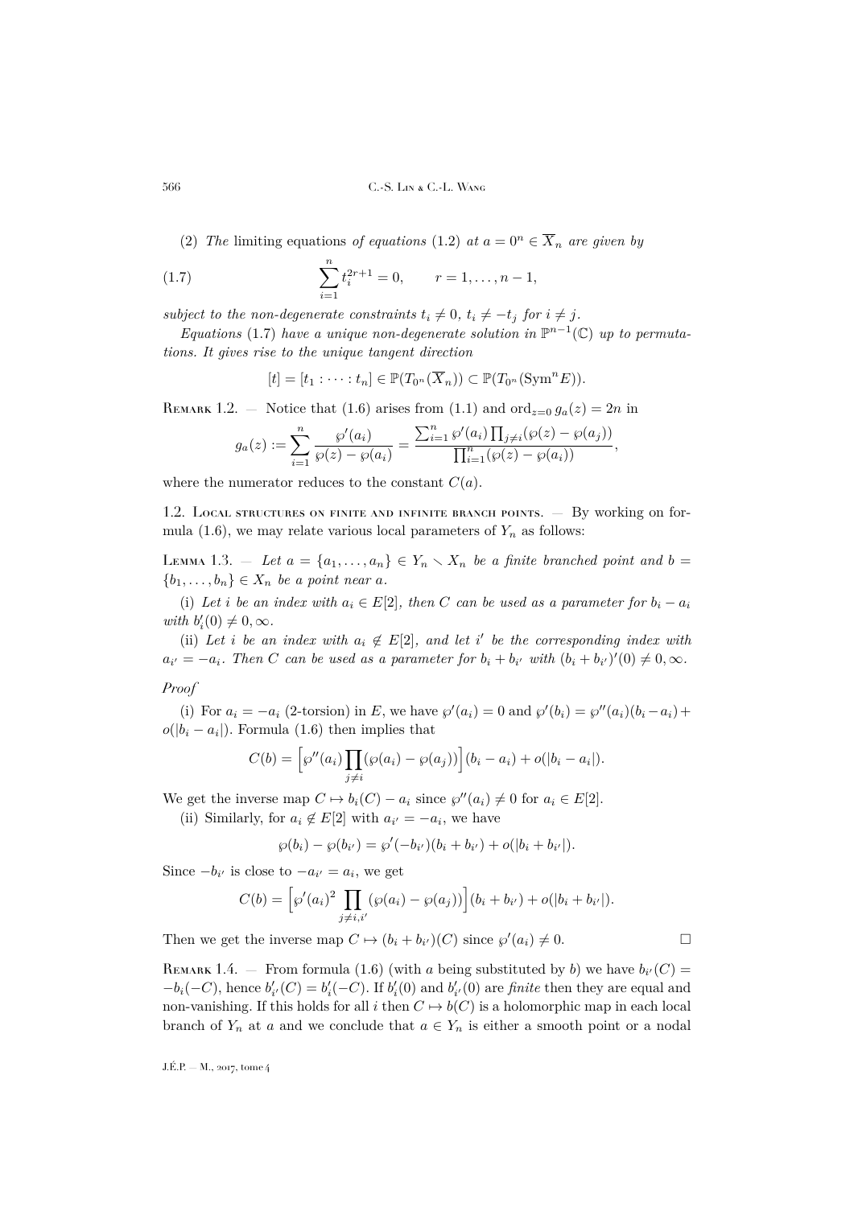(2) *The* limiting equations *of equations* (1.2) *at* $a = 0^n \in \overline{X}_n$ *are given by*

$$\sum_{i=1}^{n} t_i^{2r+1} = 0, \qquad r = 1, \ldots, n-1, \tag{1.7}$$

*subject to the non-degenerate constraints* $t_i \neq 0$, $t_i \neq -t_j$ *for* $i \neq j$.

*Equations* (1.7) *have a unique non-degenerate solution in* $\mathbb{P}^{n-1}(\mathbb{C})$ *up to permutations. It gives rise to the unique tangent direction*

$$[t] = [t_1 : \cdots : t_n] \in \mathbb{P}(T_{0^n}(\overline{X}_n)) \subset \mathbb{P}(T_{0^n}(\mathrm{Sym}^n E)).$$

Remark 1.2. — Notice that (1.6) arises from (1.1) and $\mathrm{ord}_{z=0}\, g_a(z) = 2n$ in

$$g_a(z) := \sum_{i=1}^{n} \frac{\wp'(a_i)}{\wp(z) - \wp(a_i)} = \frac{\sum_{i=1}^{n} \wp'(a_i) \prod_{j \neq i} (\wp(z) - \wp(a_j))}{\prod_{i=1}^{n} (\wp(z) - \wp(a_i))},$$

where the numerator reduces to the constant $C(a)$.

## 1.2. Local structures on finite and infinite branch points.

— By working on formula (1.6), we may relate various local parameters of $Y_n$ as follows:

Lemma 1.3. — *Let* $a = \{a_1, \ldots, a_n\} \in Y_n \smallsetminus X_n$ *be a finite branched point and* $b = \{b_1, \ldots, b_n\} \in X_n$ *be a point near* $a$.

(i) *Let* $i$ *be an index with* $a_i \in E[2]$, *then* $C$ *can be used as a parameter for* $b_i - a_i$ *with* $b_i'(0) \neq 0, \infty$.

(ii) *Let* $i$ *be an index with* $a_i \notin E[2]$, *and let* $i'$ *be the corresponding index with* $a_{i'} = -a_i$. *Then* $C$ *can be used as a parameter for* $b_i + b_{i'}$ *with* $(b_i + b_{i'})'(0) \neq 0, \infty$.

*Proof*

(i) For $a_i = -a_i$ (2-torsion) in $E$, we have $\wp'(a_i) = 0$ and $\wp'(b_i) = \wp''(a_i)(b_i - a_i) + o(|b_i - a_i|)$. Formula (1.6) then implies that

$$C(b) = \Big[\wp''(a_i) \prod_{j \neq i} (\wp(a_i) - \wp(a_j))\Big](b_i - a_i) + o(|b_i - a_i|).$$

We get the inverse map $C \mapsto b_i(C) - a_i$ since $\wp''(a_i) \neq 0$ for $a_i \in E[2]$.

(ii) Similarly, for $a_i \notin E[2]$ with $a_{i'} = -a_i$, we have

$$\wp(b_i) - \wp(b_{i'}) = \wp'(-b_{i'})(b_i + b_{i'}) + o(|b_i + b_{i'}|).$$

Since $-b_{i'}$ is close to $-a_{i'} = a_i$, we get

$$C(b) = \Big[\wp'(a_i)^2 \prod_{j \neq i, i'} (\wp(a_i) - \wp(a_j))\Big](b_i + b_{i'}) + o(|b_i + b_{i'}|).$$

Then we get the inverse map $C \mapsto (b_i + b_{i'})(C)$ since $\wp'(a_i) \neq 0$. $\square$

Remark 1.4. — From formula (1.6) (with $a$ being substituted by $b$) we have $b_{i'}(C) = -b_i(-C)$, hence $b_{i'}'(C) = b_i'(-C)$. If $b_i'(0)$ and $b_{i'}'(0)$ are *finite* then they are equal and non-vanishing. If this holds for all $i$ then $C \mapsto b(C)$ is a holomorphic map in each local branch of $Y_n$ at $a$ and we conclude that $a \in Y_n$ is either a smooth point or a nodal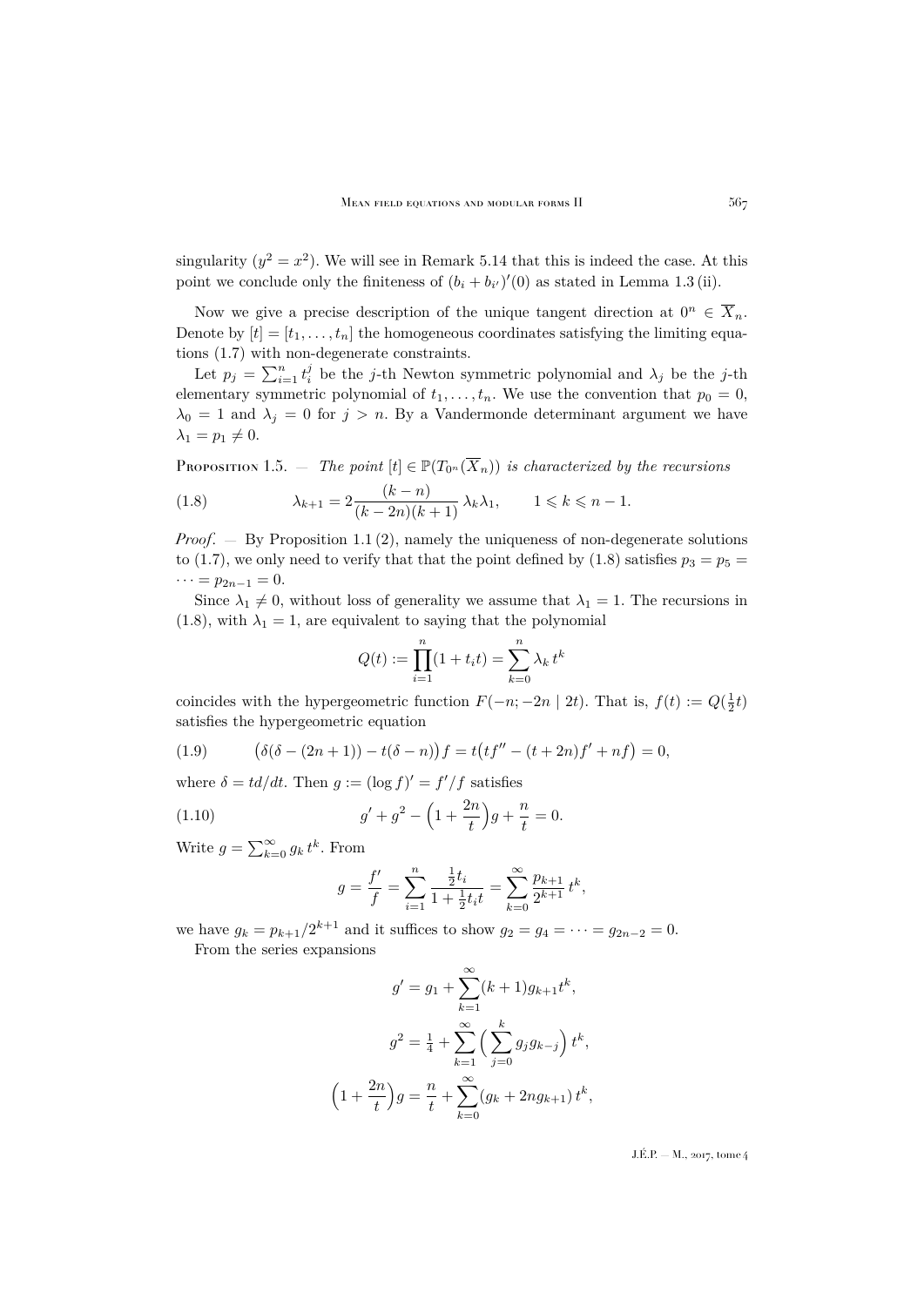singularity ($y^2 = x^2$). We will see in Remark 5.14 that this is indeed the case. At this point we conclude only the finiteness of $(b_i + b_{i'})'(0)$ as stated in Lemma 1.3 (ii).

Now we give a precise description of the unique tangent direction at $0^n \in \overline{X}_n$. Denote by $[t] = [t_1, \ldots, t_n]$ the homogeneous coordinates satisfying the limiting equations (1.7) with non-degenerate constraints.

Let $p_j = \sum_{i=1}^n t_i^j$ be the $j$-th Newton symmetric polynomial and $\lambda_j$ be the $j$-th elementary symmetric polynomial of $t_1, \ldots, t_n$. We use the convention that $p_0 = 0$, $\lambda_0 = 1$ and $\lambda_j = 0$ for $j > n$. By a Vandermonde determinant argument we have $\lambda_1 = p_1 \neq 0$.

Proposition 1.5. — *The point $[t] \in \mathbb{P}(T_{0^n}(\overline{X}_n))$ is characterized by the recursions*

$$\lambda_{k+1} = 2\frac{(k-n)}{(k-2n)(k+1)}\,\lambda_k\lambda_1, \qquad 1 \leqslant k \leqslant n-1. \tag{1.8}$$

*Proof*. — By Proposition 1.1 (2), namely the uniqueness of non-degenerate solutions to (1.7), we only need to verify that that the point defined by (1.8) satisfies $p_3 = p_5 = \cdots = p_{2n-1} = 0$.

Since $\lambda_1 \neq 0$, without loss of generality we assume that $\lambda_1 = 1$. The recursions in (1.8), with $\lambda_1 = 1$, are equivalent to saying that the polynomial

$$Q(t) := \prod_{i=1}^n (1 + t_i t) = \sum_{k=0}^n \lambda_k\, t^k$$

coincides with the hypergeometric function $F(-n; -2n \mid 2t)$. That is, $f(t) := Q(\frac{1}{2}t)$ satisfies the hypergeometric equation

$$\big(\delta(\delta - (2n+1)) - t(\delta - n)\big) f = t\big(tf'' - (t + 2n)f' + nf\big) = 0, \tag{1.9}$$

where $\delta = td/dt$. Then $g := (\log f)' = f'/f$ satisfies

$$g' + g^2 - \Big(1 + \frac{2n}{t}\Big) g + \frac{n}{t} = 0. \tag{1.10}$$

Write $g = \sum_{k=0}^\infty g_k\, t^k$. From

$$g = \frac{f'}{f} = \sum_{i=1}^n \frac{\frac{1}{2} t_i}{1 + \frac{1}{2} t_i t} = \sum_{k=0}^\infty \frac{p_{k+1}}{2^{k+1}}\, t^k,$$

we have $g_k = p_{k+1}/2^{k+1}$ and it suffices to show $g_2 = g_4 = \cdots = g_{2n-2} = 0$.

From the series expansions

$$g' = g_1 + \sum_{k=1}^\infty (k+1) g_{k+1} t^k,$$

$$g^2 = \tfrac{1}{4} + \sum_{k=1}^\infty \Big(\sum_{j=0}^k g_j g_{k-j}\Big)\, t^k,$$

$$\Big(1 + \frac{2n}{t}\Big) g = \frac{n}{t} + \sum_{k=0}^\infty (g_k + 2n g_{k+1})\, t^k,$$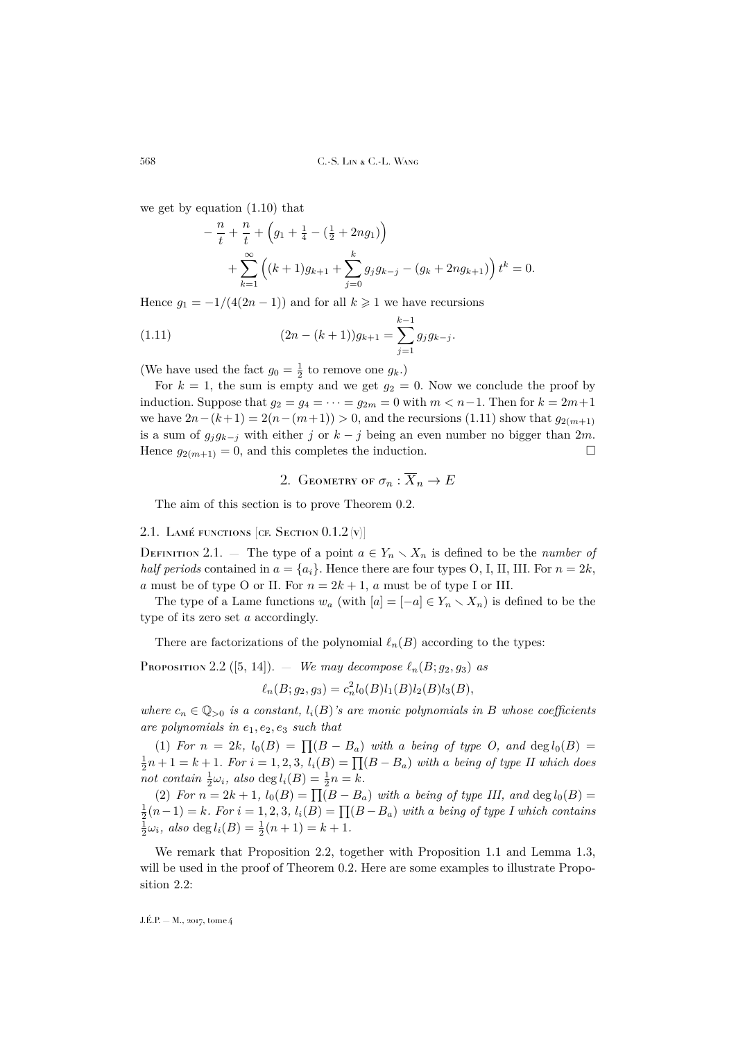we get by equation (1.10) that

$$-\frac{n}{t}+\frac{n}{t}+\Big(g_1+\tfrac{1}{4}-(\tfrac{1}{2}+2ng_1)\Big)$$
$$+\sum_{k=1}^{\infty}\Big((k+1)g_{k+1}+\sum_{j=0}^{k}g_jg_{k-j}-(g_k+2ng_{k+1})\Big)t^k=0.$$

Hence $g_1=-1/(4(2n-1))$ and for all $k\geqslant 1$ we have recursions

$$(2n-(k+1))g_{k+1}=\sum_{j=1}^{k-1}g_jg_{k-j}. \tag{1.11}$$

(We have used the fact $g_0=\frac{1}{2}$ to remove one $g_k$.)

For $k=1$, the sum is empty and we get $g_2=0$. Now we conclude the proof by induction. Suppose that $g_2=g_4=\cdots=g_{2m}=0$ with $m<n-1$. Then for $k=2m+1$ we have $2n-(k+1)=2(n-(m+1))>0$, and the recursions (1.11) show that $g_{2(m+1)}$ is a sum of $g_jg_{k-j}$ with either $j$ or $k-j$ being an even number no bigger than $2m$. Hence $g_{2(m+1)}=0$, and this completes the induction. □

## 2. Geometry of $\sigma_n:\overline{X}_n\to E$

The aim of this section is to prove Theorem 0.2.

### 2.1. Lamé functions [cf. Section 0.1.2 (v)]

Definition 2.1. — The type of a point $a\in Y_n\smallsetminus X_n$ is defined to be the *number of half periods* contained in $a=\{a_i\}$. Hence there are four types O, I, II, III. For $n=2k$, $a$ must be of type O or II. For $n=2k+1$, $a$ must be of type I or III.

The type of a Lame functions $w_a$ (with $[a]=[-a]\in Y_n\smallsetminus X_n$) is defined to be the type of its zero set $a$ accordingly.

There are factorizations of the polynomial $\ell_n(B)$ according to the types:

Proposition 2.2 ([5, 14]). — *We may decompose $\ell_n(B;g_2,g_3)$ as*

$$\ell_n(B;g_2,g_3)=c_n^2l_0(B)l_1(B)l_2(B)l_3(B),$$

*where $c_n\in\mathbb{Q}_{>0}$ is a constant, $l_i(B)$'s are monic polynomials in $B$ whose coefficients are polynomials in $e_1,e_2,e_3$ such that*

*(1) For $n=2k$, $l_0(B)=\prod(B-B_a)$ with $a$ being of type O, and $\deg l_0(B)=\frac{1}{2}n+1=k+1$. For $i=1,2,3$, $l_i(B)=\prod(B-B_a)$ with $a$ being of type II which does not contain $\frac{1}{2}\omega_i$, also $\deg l_i(B)=\frac{1}{2}n=k$.*

*(2) For $n=2k+1$, $l_0(B)=\prod(B-B_a)$ with $a$ being of type III, and $\deg l_0(B)=\frac{1}{2}(n-1)=k$. For $i=1,2,3$, $l_i(B)=\prod(B-B_a)$ with $a$ being of type I which contains $\frac{1}{2}\omega_i$, also $\deg l_i(B)=\frac{1}{2}(n+1)=k+1$.*

We remark that Proposition 2.2, together with Proposition 1.1 and Lemma 1.3, will be used in the proof of Theorem 0.2. Here are some examples to illustrate Proposition 2.2: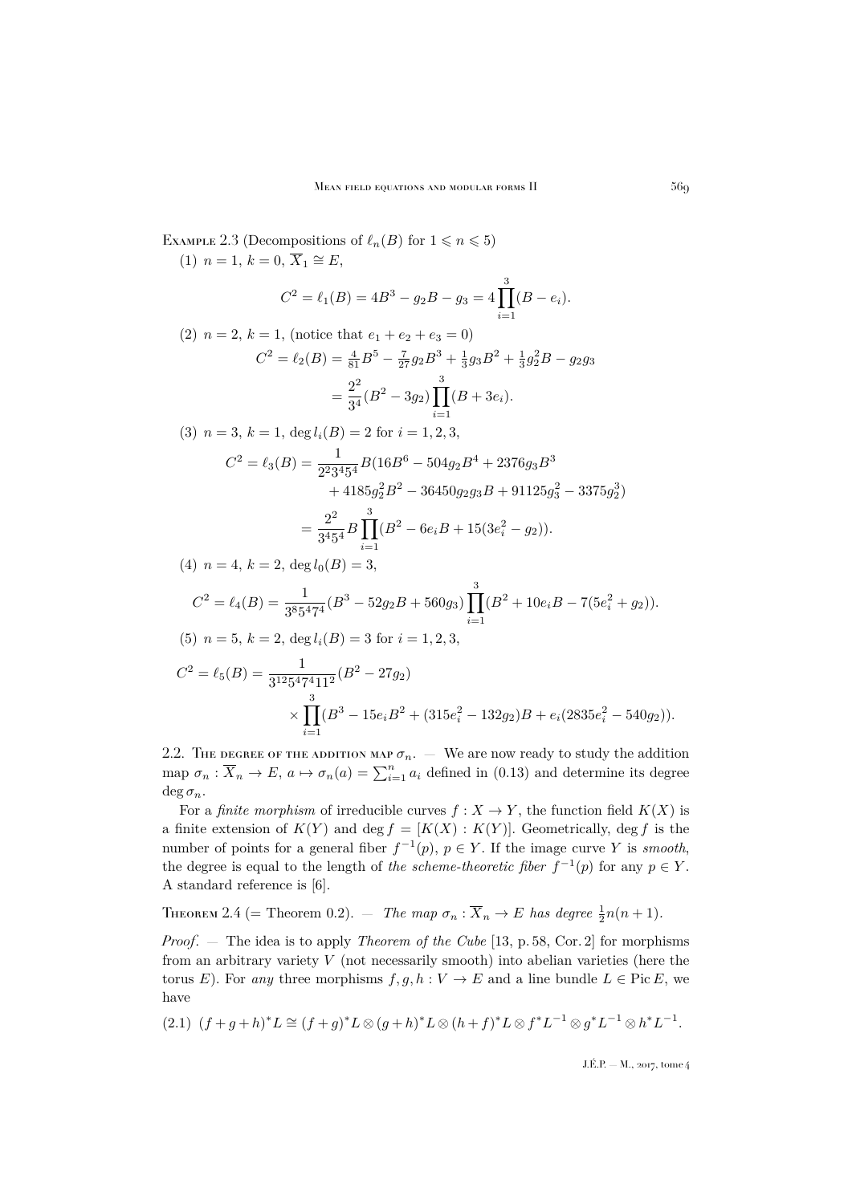Example 2.3 (Decompositions of $\ell_n(B)$ for $1 \leqslant n \leqslant 5$)

(1) $n=1$, $k=0$, $\overline{X}_1 \cong E$,

$$C^2 = \ell_1(B) = 4B^3 - g_2 B - g_3 = 4\prod_{i=1}^{3}(B - e_i).$$

(2) $n=2$, $k=1$, (notice that $e_1+e_2+e_3=0$)

$$\begin{aligned} C^2 = \ell_2(B) &= \tfrac{4}{81}B^5 - \tfrac{7}{27}g_2B^3 + \tfrac{1}{3}g_3B^2 + \tfrac{1}{3}g_2^2 B - g_2 g_3 \\ &= \frac{2^2}{3^4}(B^2 - 3g_2)\prod_{i=1}^{3}(B + 3e_i). \end{aligned}$$

(3) $n=3$, $k=1$, $\deg l_i(B) = 2$ for $i=1,2,3$,

$$\begin{aligned} C^2 = \ell_3(B) &= \frac{1}{2^2 3^4 5^4} B(16B^6 - 504 g_2 B^4 + 2376 g_3 B^3 \\ &\qquad + 4185 g_2^2 B^2 - 36450 g_2 g_3 B + 91125 g_3^2 - 3375 g_2^3) \\ &= \frac{2^2}{3^4 5^4} B \prod_{i=1}^{3}(B^2 - 6e_i B + 15(3e_i^2 - g_2)). \end{aligned}$$

(4) $n=4$, $k=2$, $\deg l_0(B) = 3$,

$$C^2 = \ell_4(B) = \frac{1}{3^8 5^4 7^4}(B^3 - 52 g_2 B + 560 g_3)\prod_{i=1}^{3}(B^2 + 10 e_i B - 7(5e_i^2 + g_2)).$$

(5) $n=5$, $k=2$, $\deg l_i(B) = 3$ for $i=1,2,3$,

$$\begin{aligned} C^2 = \ell_5(B) &= \frac{1}{3^{12} 5^4 7^4 11^2}(B^2 - 27 g_2) \\ &\qquad \times \prod_{i=1}^{3}(B^3 - 15 e_i B^2 + (315 e_i^2 - 132 g_2)B + e_i(2835 e_i^2 - 540 g_2)). \end{aligned}$$

2.2. The degree of the addition map $\sigma_n$. — We are now ready to study the addition map $\sigma_n : \overline{X}_n \to E$, $a \mapsto \sigma_n(a) = \sum_{i=1}^n a_i$ defined in (0.13) and determine its degree $\deg \sigma_n$.

For a *finite morphism* of irreducible curves $f : X \to Y$, the function field $K(X)$ is a finite extension of $K(Y)$ and $\deg f = [K(X) : K(Y)]$. Geometrically, $\deg f$ is the number of points for a general fiber $f^{-1}(p)$, $p \in Y$. If the image curve $Y$ is *smooth*, the degree is equal to the length of *the scheme-theoretic fiber* $f^{-1}(p)$ for any $p \in Y$. A standard reference is [6].

Theorem 2.4 (= Theorem 0.2). — *The map $\sigma_n : \overline{X}_n \to E$ has degree $\frac{1}{2}n(n+1)$.*

*Proof*. — The idea is to apply *Theorem of the Cube* [13, p. 58, Cor. 2] for morphisms from an arbitrary variety $V$ (not necessarily smooth) into abelian varieties (here the torus $E$). For *any* three morphisms $f, g, h : V \to E$ and a line bundle $L \in \operatorname{Pic} E$, we have

$$(2.1)\quad (f+g+h)^* L \cong (f+g)^* L \otimes (g+h)^* L \otimes (h+f)^* L \otimes f^* L^{-1} \otimes g^* L^{-1} \otimes h^* L^{-1}.$$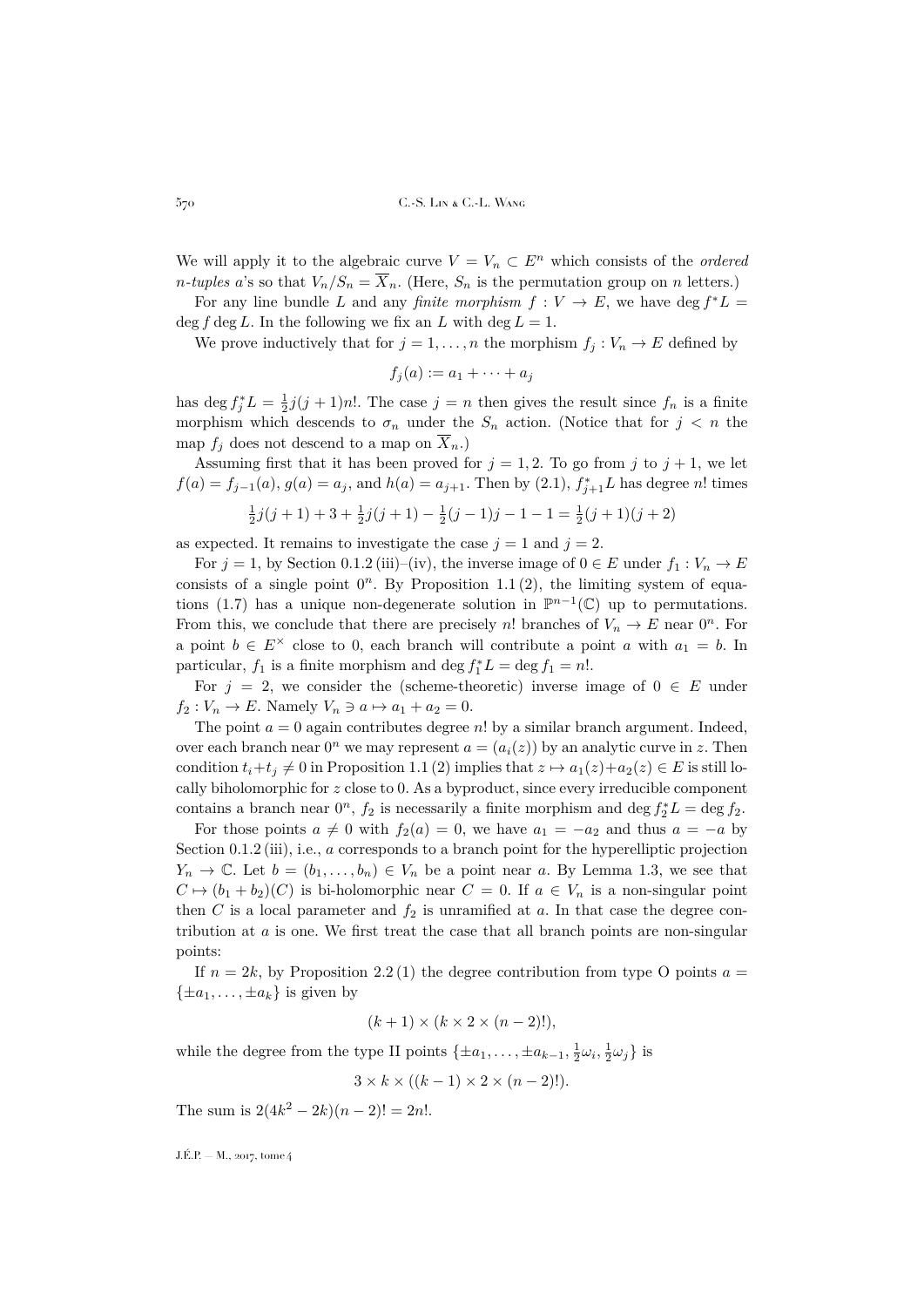We will apply it to the algebraic curve $V = V_n \subset E^n$ which consists of the *ordered* $n$*-tuples* $a$'s so that $V_n/S_n = \overline{X}_n$. (Here, $S_n$ is the permutation group on $n$ letters.)

For any line bundle $L$ and any *finite morphism* $f : V \to E$, we have $\deg f^*L = \deg f \deg L$. In the following we fix an $L$ with $\deg L = 1$.

We prove inductively that for $j = 1, \ldots, n$ the morphism $f_j : V_n \to E$ defined by

$$f_j(a) := a_1 + \cdots + a_j$$

has $\deg f_j^*L = \frac{1}{2}j(j+1)n!$. The case $j = n$ then gives the result since $f_n$ is a finite morphism which descends to $\sigma_n$ under the $S_n$ action. (Notice that for $j < n$ the map $f_j$ does not descend to a map on $\overline{X}_n$.)

Assuming first that it has been proved for $j = 1, 2$. To go from $j$ to $j+1$, we let $f(a) = f_{j-1}(a)$, $g(a) = a_j$, and $h(a) = a_{j+1}$. Then by (2.1), $f_{j+1}^*L$ has degree $n!$ times

$$\tfrac{1}{2}j(j+1) + 3 + \tfrac{1}{2}j(j+1) - \tfrac{1}{2}(j-1)j - 1 - 1 = \tfrac{1}{2}(j+1)(j+2)$$

as expected. It remains to investigate the case $j = 1$ and $j = 2$.

For $j = 1$, by Section 0.1.2 (iii)–(iv), the inverse image of $0 \in E$ under $f_1 : V_n \to E$ consists of a single point $0^n$. By Proposition 1.1 (2), the limiting system of equations (1.7) has a unique non-degenerate solution in $\mathbb{P}^{n-1}(\mathbb{C})$ up to permutations. From this, we conclude that there are precisely $n!$ branches of $V_n \to E$ near $0^n$. For a point $b \in E^\times$ close to 0, each branch will contribute a point $a$ with $a_1 = b$. In particular, $f_1$ is a finite morphism and $\deg f_1^*L = \deg f_1 = n!$.

For $j = 2$, we consider the (scheme-theoretic) inverse image of $0 \in E$ under $f_2 : V_n \to E$. Namely $V_n \ni a \mapsto a_1 + a_2 = 0$.

The point $a = 0$ again contributes degree $n!$ by a similar branch argument. Indeed, over each branch near $0^n$ we may represent $a = (a_i(z))$ by an analytic curve in $z$. Then condition $t_i + t_j \neq 0$ in Proposition 1.1 (2) implies that $z \mapsto a_1(z) + a_2(z) \in E$ is still locally biholomorphic for $z$ close to 0. As a byproduct, since every irreducible component contains a branch near $0^n$, $f_2$ is necessarily a finite morphism and $\deg f_2^*L = \deg f_2$.

For those points $a \neq 0$ with $f_2(a) = 0$, we have $a_1 = -a_2$ and thus $a = -a$ by Section 0.1.2 (iii), i.e., $a$ corresponds to a branch point for the hyperelliptic projection $Y_n \to \mathbb{C}$. Let $b = (b_1, \ldots, b_n) \in V_n$ be a point near $a$. By Lemma 1.3, we see that $C \mapsto (b_1 + b_2)(C)$ is bi-holomorphic near $C = 0$. If $a \in V_n$ is a non-singular point then $C$ is a local parameter and $f_2$ is unramified at $a$. In that case the degree contribution at $a$ is one. We first treat the case that all branch points are non-singular points:

If $n = 2k$, by Proposition 2.2 (1) the degree contribution from type O points $a = \{\pm a_1, \ldots, \pm a_k\}$ is given by

$$(k+1) \times (k \times 2 \times (n-2)!),$$

while the degree from the type II points $\{\pm a_1, \ldots, \pm a_{k-1}, \frac{1}{2}\omega_i, \frac{1}{2}\omega_j\}$ is

$$3 \times k \times ((k-1) \times 2 \times (n-2)!).$$

The sum is $2(4k^2 - 2k)(n-2)! = 2n!$.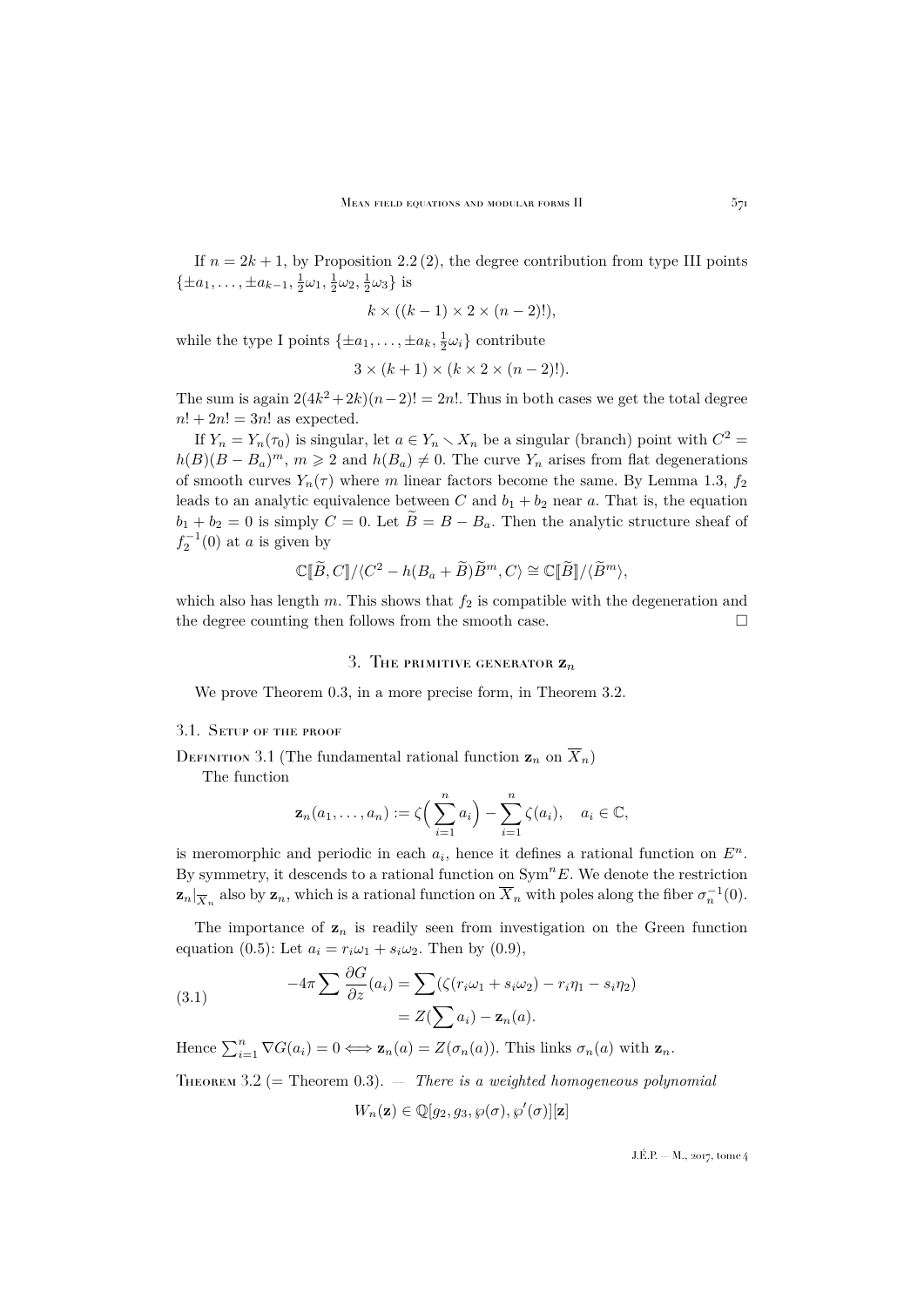If $n = 2k+1$, by Proposition 2.2 (2), the degree contribution from type III points $\{\pm a_1, \ldots, \pm a_{k-1}, \frac{1}{2}\omega_1, \frac{1}{2}\omega_2, \frac{1}{2}\omega_3\}$ is

$$k \times ((k-1) \times 2 \times (n-2)!),$$

while the type I points $\{\pm a_1, \ldots, \pm a_k, \frac{1}{2}\omega_i\}$ contribute

$$3 \times (k+1) \times (k \times 2 \times (n-2)!).$$

The sum is again $2(4k^2+2k)(n-2)! = 2n!$. Thus in both cases we get the total degree $n! + 2n! = 3n!$ as expected.

If $Y_n = Y_n(\tau_0)$ is singular, let $a \in Y_n \smallsetminus X_n$ be a singular (branch) point with $C^2 = h(B)(B-B_a)^m$, $m \geqslant 2$ and $h(B_a) \neq 0$. The curve $Y_n$ arises from flat degenerations of smooth curves $Y_n(\tau)$ where $m$ linear factors become the same. By Lemma 1.3, $f_2$ leads to an analytic equivalence between $C$ and $b_1 + b_2$ near $a$. That is, the equation $b_1 + b_2 = 0$ is simply $C = 0$. Let $\widetilde{B} = B - B_a$. Then the analytic structure sheaf of $f_2^{-1}(0)$ at $a$ is given by

$$\mathbb{C}[\![\widetilde{B}, C]\!]/\langle C^2 - h(B_a + \widetilde{B})\widetilde{B}^m, C\rangle \cong \mathbb{C}[\![\widetilde{B}]\!]/\langle \widetilde{B}^m\rangle,$$

which also has length $m$. This shows that $f_2$ is compatible with the degeneration and the degree counting then follows from the smooth case. $\square$

## 3. The primitive generator $\mathbf{z}_n$

We prove Theorem 0.3, in a more precise form, in Theorem 3.2.

### 3.1. Setup of the proof

Definition 3.1 (The fundamental rational function $\mathbf{z}_n$ on $\overline{X}_n$)

The function

$$\mathbf{z}_n(a_1, \ldots, a_n) := \zeta\Big(\sum_{i=1}^{n} a_i\Big) - \sum_{i=1}^{n} \zeta(a_i), \quad a_i \in \mathbb{C},$$

is meromorphic and periodic in each $a_i$, hence it defines a rational function on $E^n$. By symmetry, it descends to a rational function on $\mathrm{Sym}^n E$. We denote the restriction $\mathbf{z}_n|_{\overline{X}_n}$ also by $\mathbf{z}_n$, which is a rational function on $\overline{X}_n$ with poles along the fiber $\sigma_n^{-1}(0)$.

The importance of $\mathbf{z}_n$ is readily seen from investigation on the Green function equation (0.5): Let $a_i = r_i\omega_1 + s_i\omega_2$. Then by (0.9),

$$\begin{aligned} -4\pi \sum \frac{\partial G}{\partial z}(a_i) &= \sum (\zeta(r_i\omega_1 + s_i\omega_2) - r_i\eta_1 - s_i\eta_2) \\ &= Z(\sum a_i) - \mathbf{z}_n(a). \end{aligned} \tag{3.1}$$

Hence $\sum_{i=1}^{n} \nabla G(a_i) = 0 \Longleftrightarrow \mathbf{z}_n(a) = Z(\sigma_n(a))$. This links $\sigma_n(a)$ with $\mathbf{z}_n$.

Theorem 3.2 (= Theorem 0.3). — *There is a weighted homogeneous polynomial*

$$W_n(\mathbf{z}) \in \mathbb{Q}[g_2, g_3, \wp(\sigma), \wp'(\sigma)][\mathbf{z}]$$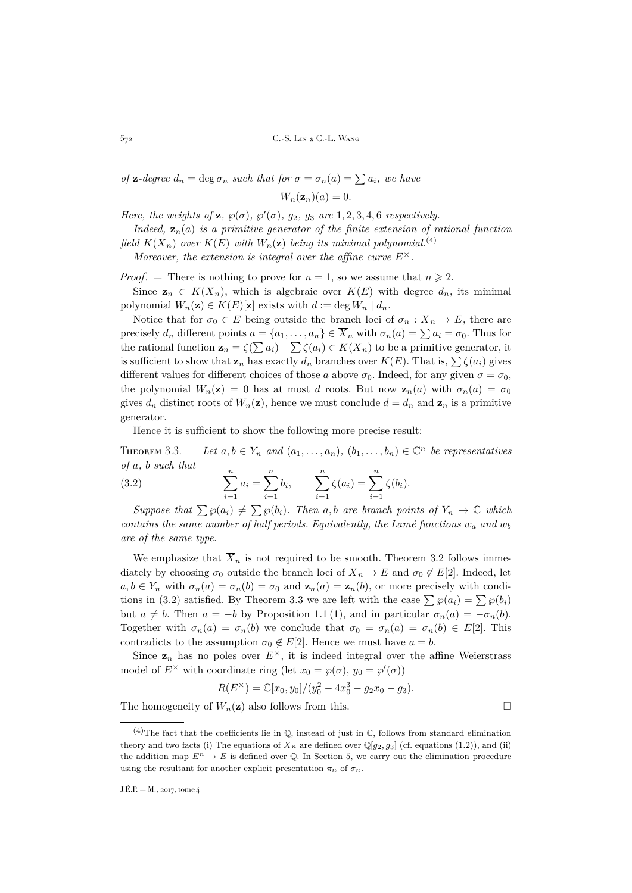*of* $\mathbf{z}$*-degree* $d_n = \deg \sigma_n$ *such that for* $\sigma = \sigma_n(a) = \sum a_i$*, we have*

$$W_n(\mathbf{z}_n)(a) = 0.$$

*Here, the weights of* $\mathbf{z}$*,* $\wp(\sigma)$*,* $\wp'(\sigma)$*,* $g_2$*,* $g_3$ *are* $1, 2, 3, 4, 6$ *respectively.*

*Indeed,* $\mathbf{z}_n(a)$ *is a primitive generator of the finite extension of rational function field* $K(\overline{X}_n)$ *over* $K(E)$ *with* $W_n(\mathbf{z})$ *being its minimal polynomial.*[(4)]

*Moreover, the extension is integral over the affine curve* $E^\times$*.*

*Proof*. — There is nothing to prove for $n = 1$, so we assume that $n \geqslant 2$.

Since $\mathbf{z}_n \in K(\overline{X}_n)$, which is algebraic over $K(E)$ with degree $d_n$, its minimal polynomial $W_n(\mathbf{z}) \in K(E)[\mathbf{z}]$ exists with $d := \deg W_n \mid d_n$.

Notice that for $\sigma_0 \in E$ being outside the branch loci of $\sigma_n : \overline{X}_n \to E$, there are precisely $d_n$ different points $a = \{a_1, \ldots, a_n\} \in \overline{X}_n$ with $\sigma_n(a) = \sum a_i = \sigma_0$. Thus for the rational function $\mathbf{z}_n = \zeta(\sum a_i) - \sum \zeta(a_i) \in K(\overline{X}_n)$ to be a primitive generator, it is sufficient to show that $\mathbf{z}_n$ has exactly $d_n$ branches over $K(E)$. That is, $\sum \zeta(a_i)$ gives different values for different choices of those $a$ above $\sigma_0$. Indeed, for any given $\sigma = \sigma_0$, the polynomial $W_n(\mathbf{z}) = 0$ has at most $d$ roots. But now $\mathbf{z}_n(a)$ with $\sigma_n(a) = \sigma_0$ gives $d_n$ distinct roots of $W_n(\mathbf{z})$, hence we must conclude $d = d_n$ and $\mathbf{z}_n$ is a primitive generator.

Hence it is sufficient to show the following more precise result:

Theorem 3.3. — *Let* $a, b \in Y_n$ *and* $(a_1, \ldots, a_n)$*,* $(b_1, \ldots, b_n) \in \mathbb{C}^n$ *be representatives of* $a$*,* $b$ *such that*

$$\sum_{i=1}^n a_i = \sum_{i=1}^n b_i, \qquad \sum_{i=1}^n \zeta(a_i) = \sum_{i=1}^n \zeta(b_i). \tag{3.2}$$

*Suppose that* $\sum \wp(a_i) \neq \sum \wp(b_i)$*. Then* $a, b$ *are branch points of* $Y_n \to \mathbb{C}$ *which contains the same number of half periods. Equivalently, the Lamé functions* $w_a$ *and* $w_b$ *are of the same type.*

We emphasize that $\overline{X}_n$ is not required to be smooth. Theorem 3.2 follows immediately by choosing $\sigma_0$ outside the branch loci of $\overline{X}_n \to E$ and $\sigma_0 \notin E[2]$. Indeed, let $a, b \in Y_n$ with $\sigma_n(a) = \sigma_n(b) = \sigma_0$ and $\mathbf{z}_n(a) = \mathbf{z}_n(b)$, or more precisely with conditions in (3.2) satisfied. By Theorem 3.3 we are left with the case $\sum \wp(a_i) = \sum \wp(b_i)$ but $a \neq b$. Then $a = -b$ by Proposition 1.1 (1), and in particular $\sigma_n(a) = -\sigma_n(b)$. Together with $\sigma_n(a) = \sigma_n(b)$ we conclude that $\sigma_0 = \sigma_n(a) = \sigma_n(b) \in E[2]$. This contradicts to the assumption $\sigma_0 \notin E[2]$. Hence we must have $a = b$.

Since $\mathbf{z}_n$ has no poles over $E^\times$, it is indeed integral over the affine Weierstrass model of $E^\times$ with coordinate ring (let $x_0 = \wp(\sigma)$, $y_0 = \wp'(\sigma)$)

$$R(E^\times) = \mathbb{C}[x_0, y_0]/(y_0^2 - 4x_0^3 - g_2 x_0 - g_3).$$

The homogeneity of $W_n(\mathbf{z})$ also follows from this. $\square$

---

[(4)] The fact that the coefficients lie in $\mathbb{Q}$, instead of just in $\mathbb{C}$, follows from standard elimination theory and two facts (i) The equations of $\overline{X}_n$ are defined over $\mathbb{Q}[g_2, g_3]$ (cf. equations (1.2)), and (ii) the addition map $E^n \to E$ is defined over $\mathbb{Q}$. In Section 5, we carry out the elimination procedure using the resultant for another explicit presentation $\pi_n$ of $\sigma_n$.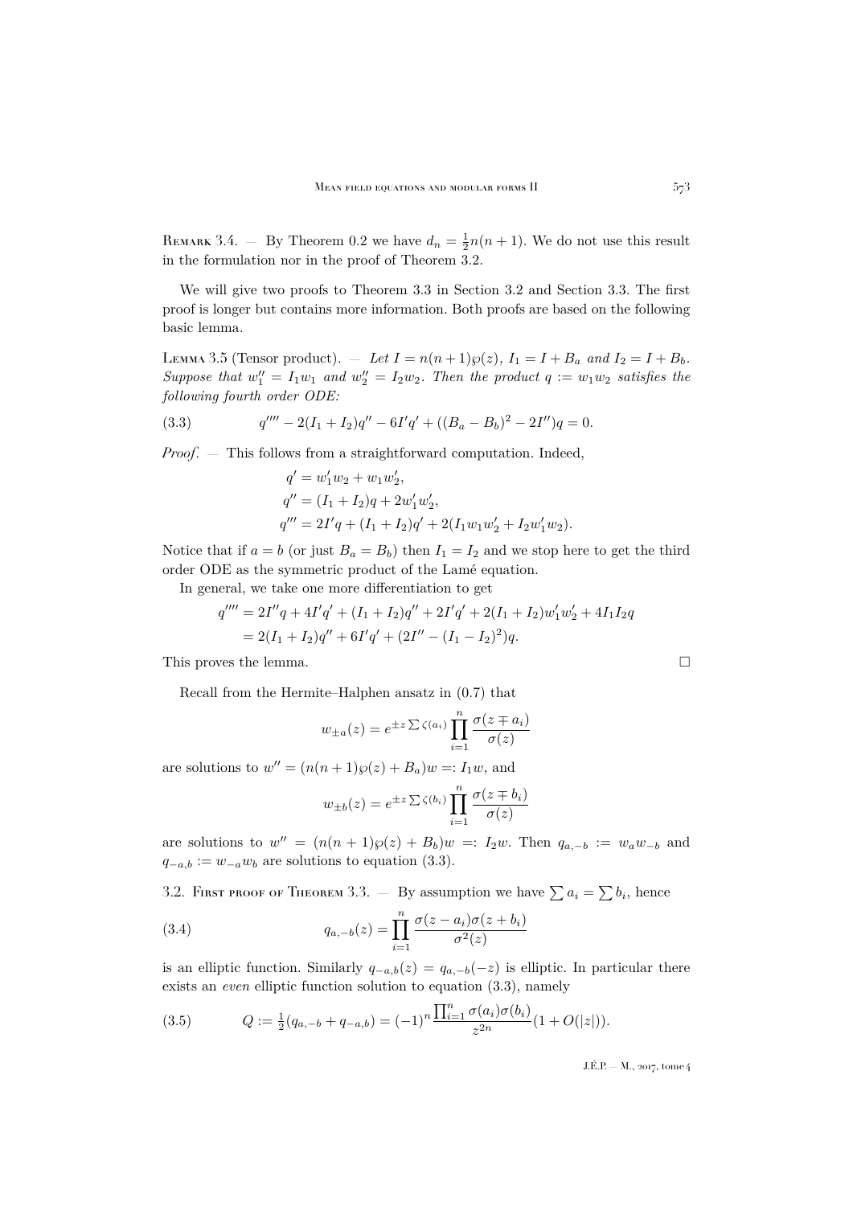Remark 3.4. — By Theorem 0.2 we have $d_n = \frac{1}{2}n(n+1)$. We do not use this result in the formulation nor in the proof of Theorem 3.2.

We will give two proofs to Theorem 3.3 in Section 3.2 and Section 3.3. The first proof is longer but contains more information. Both proofs are based on the following basic lemma.

Lemma 3.5 (Tensor product). — *Let $I = n(n+1)\wp(z)$, $I_1 = I + B_a$ and $I_2 = I + B_b$. Suppose that $w_1'' = I_1 w_1$ and $w_2'' = I_2 w_2$. Then the product $q := w_1 w_2$ satisfies the following fourth order ODE:*

$$q'''' - 2(I_1 + I_2)q'' - 6I'q' + ((B_a - B_b)^2 - 2I'')q = 0. \tag{3.3}$$

*Proof*. — This follows from a straightforward computation. Indeed,

$$\begin{aligned}
q' &= w_1' w_2 + w_1 w_2', \\
q'' &= (I_1 + I_2)q + 2w_1' w_2', \\
q''' &= 2I'q + (I_1 + I_2)q' + 2(I_1 w_1 w_2' + I_2 w_1' w_2).
\end{aligned}$$

Notice that if $a = b$ (or just $B_a = B_b$) then $I_1 = I_2$ and we stop here to get the third order ODE as the symmetric product of the Lamé equation.

In general, we take one more differentiation to get

$$\begin{aligned}
q'''' &= 2I''q + 4I'q' + (I_1 + I_2)q'' + 2I'q' + 2(I_1 + I_2)w_1' w_2' + 4I_1 I_2 q \\
&= 2(I_1 + I_2)q'' + 6I'q' + (2I'' - (I_1 - I_2)^2)q.
\end{aligned}$$

This proves the lemma. $\square$

Recall from the Hermite–Halphen ansatz in (0.7) that

$$w_{\pm a}(z) = e^{\pm z \sum \zeta(a_i)} \prod_{i=1}^{n} \frac{\sigma(z \mp a_i)}{\sigma(z)}$$

are solutions to $w'' = (n(n+1)\wp(z) + B_a)w =: I_1 w$, and

$$w_{\pm b}(z) = e^{\pm z \sum \zeta(b_i)} \prod_{i=1}^{n} \frac{\sigma(z \mp b_i)}{\sigma(z)}$$

are solutions to $w'' = (n(n+1)\wp(z) + B_b)w =: I_2 w$. Then $q_{a,-b} := w_a w_{-b}$ and $q_{-a,b} := w_{-a} w_b$ are solutions to equation (3.3).

## 3.2. First proof of Theorem 3.3.

— By assumption we have $\sum a_i = \sum b_i$, hence

$$q_{a,-b}(z) = \prod_{i=1}^{n} \frac{\sigma(z - a_i)\sigma(z + b_i)}{\sigma^2(z)} \tag{3.4}$$

is an elliptic function. Similarly $q_{-a,b}(z) = q_{a,-b}(-z)$ is elliptic. In particular there exists an *even* elliptic function solution to equation (3.3), namely

$$Q := \tfrac{1}{2}(q_{a,-b} + q_{-a,b}) = (-1)^n \frac{\prod_{i=1}^{n} \sigma(a_i)\sigma(b_i)}{z^{2n}}(1 + O(|z|)). \tag{3.5}$$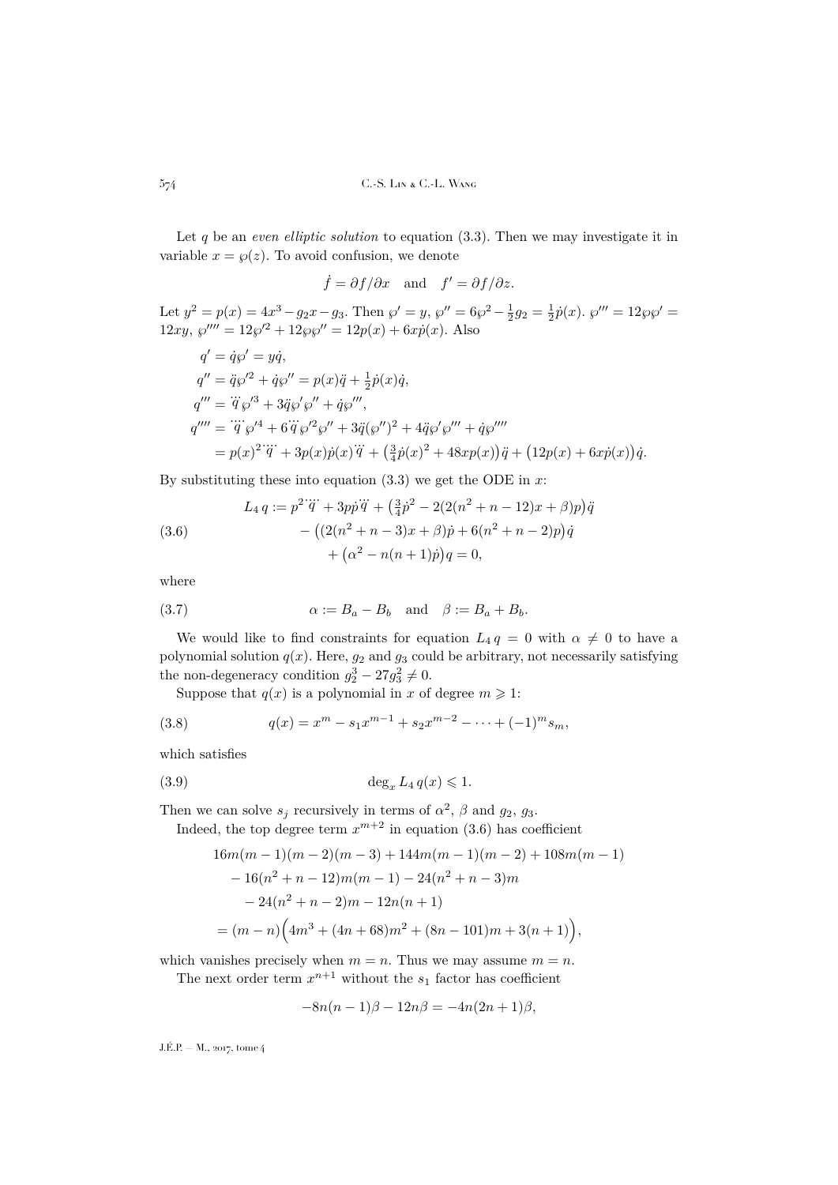Let $q$ be an *even elliptic solution* to equation (3.3). Then we may investigate it in variable $x = \wp(z)$. To avoid confusion, we denote

$$\dot{f} = \partial f/\partial x \quad \text{and} \quad f' = \partial f/\partial z.$$

Let $y^2 = p(x) = 4x^3 - g_2 x - g_3$. Then $\wp' = y$, $\wp'' = 6\wp^2 - \frac{1}{2}g_2 = \frac{1}{2}\dot{p}(x)$. $\wp''' = 12\wp\wp' = 12xy$, $\wp'''' = 12\wp'^2 + 12\wp\wp'' = 12p(x) + 6x\dot{p}(x)$. Also

$$\begin{aligned}
q' &= \dot{q}\wp' = y\dot{q},\\
q'' &= \ddot{q}\wp'^2 + \dot{q}\wp'' = p(x)\ddot{q} + \tfrac{1}{2}\dot{p}(x)\dot{q},\\
q''' &= \dddot{q}\,\wp'^3 + 3\ddot{q}\wp'\wp'' + \dot{q}\wp''',\\
q'''' &= \ddddot{q}\,\wp'^4 + 6\,\dddot{q}\,\wp'^2\wp'' + 3\ddot{q}(\wp'')^2 + 4\ddot{q}\wp'\wp''' + \dot{q}\wp''''\\
&= p(x)^2\,\ddddot{q} + 3p(x)\dot{p}(x)\,\dddot{q} + \big(\tfrac{3}{4}\dot{p}(x)^2 + 48xp(x)\big)\ddot{q} + \big(12p(x) + 6x\dot{p}(x)\big)\dot{q}.
\end{aligned}$$

By substituting these into equation (3.3) we get the ODE in $x$:

$$\begin{aligned}
L_4\, q := p^2\,\ddddot{q} + 3p\dot{p}\,\dddot{q} &+ \big(\tfrac{3}{4}\dot{p}^2 - 2(2(n^2+n-12)x + \beta)p\big)\ddot{q}\\
&- \big((2(n^2+n-3)x + \beta)\dot{p} + 6(n^2+n-2)p\big)\dot{q}\\
&\qquad + \big(\alpha^2 - n(n+1)\dot{p}\big)q = 0,
\end{aligned} \tag{3.6}$$

where

$$\alpha := B_a - B_b \quad \text{and} \quad \beta := B_a + B_b. \tag{3.7}$$

We would like to find constraints for equation $L_4\, q = 0$ with $\alpha \neq 0$ to have a polynomial solution $q(x)$. Here, $g_2$ and $g_3$ could be arbitrary, not necessarily satisfying the non-degeneracy condition $g_2^3 - 27g_3^2 \neq 0$.

Suppose that $q(x)$ is a polynomial in $x$ of degree $m \geqslant 1$:

$$q(x) = x^m - s_1 x^{m-1} + s_2 x^{m-2} - \cdots + (-1)^m s_m, \tag{3.8}$$

which satisfies

$$\deg_x L_4\, q(x) \leqslant 1. \tag{3.9}$$

Then we can solve $s_j$ recursively in terms of $\alpha^2$, $\beta$ and $g_2$, $g_3$.

Indeed, the top degree term $x^{m+2}$ in equation (3.6) has coefficient

$$\begin{aligned}
&16m(m-1)(m-2)(m-3) + 144m(m-1)(m-2) + 108m(m-1)\\
&\quad - 16(n^2+n-12)m(m-1) - 24(n^2+n-3)m\\
&\quad - 24(n^2+n-2)m - 12n(n+1)\\
&= (m-n)\Big(4m^3 + (4n+68)m^2 + (8n-101)m + 3(n+1)\Big),
\end{aligned}$$

which vanishes precisely when $m = n$. Thus we may assume $m = n$.

The next order term $x^{n+1}$ without the $s_1$ factor has coefficient

$$-8n(n-1)\beta - 12n\beta = -4n(2n+1)\beta,$$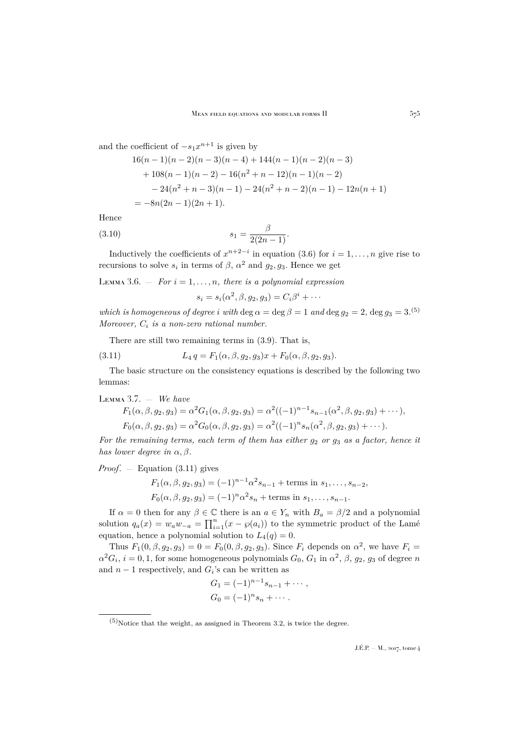and the coefficient of $-s_1 x^{n+1}$ is given by

$$
\begin{aligned}
&16(n-1)(n-2)(n-3)(n-4) + 144(n-1)(n-2)(n-3) \\
&\quad + 108(n-1)(n-2) - 16(n^2+n-12)(n-1)(n-2) \\
&\qquad - 24(n^2+n-3)(n-1) - 24(n^2+n-2)(n-1) - 12n(n+1) \\
&= -8n(2n-1)(2n+1).
\end{aligned}
$$

Hence

$$
s_1 = \frac{\beta}{2(2n-1)}. \tag{3.10}
$$

Inductively the coefficients of $x^{n+2-i}$ in equation (3.6) for $i = 1, \ldots, n$ give rise to recursions to solve $s_i$ in terms of $\beta$, $\alpha^2$ and $g_2, g_3$. Hence we get

Lemma 3.6. — *For $i = 1, \ldots, n$, there is a polynomial expression*

$$
s_i = s_i(\alpha^2, \beta, g_2, g_3) = C_i \beta^i + \cdots
$$

*which is homogeneous of degree $i$ with* $\deg \alpha = \deg \beta = 1$ *and* $\deg g_2 = 2$, $\deg g_3 = 3$.[5] *Moreover, $C_i$ is a non-zero rational number.*

There are still two remaining terms in (3.9). That is,

$$
L_4\, q = F_1(\alpha, \beta, g_2, g_3) x + F_0(\alpha, \beta, g_2, g_3). \tag{3.11}
$$

The basic structure on the consistency equations is described by the following two lemmas:

Lemma 3.7. — *We have*

$$
\begin{aligned}
F_1(\alpha, \beta, g_2, g_3) &= \alpha^2 G_1(\alpha, \beta, g_2, g_3) = \alpha^2((-1)^{n-1} s_{n-1}(\alpha^2, \beta, g_2, g_3) + \cdots), \\
F_0(\alpha, \beta, g_2, g_3) &= \alpha^2 G_0(\alpha, \beta, g_2, g_3) = \alpha^2((-1)^n s_n(\alpha^2, \beta, g_2, g_3) + \cdots).
\end{aligned}
$$

*For the remaining terms, each term of them has either $g_2$ or $g_3$ as a factor, hence it has lower degree in $\alpha, \beta$.*

*Proof*. — Equation (3.11) gives

$$
\begin{aligned}
F_1(\alpha, \beta, g_2, g_3) &= (-1)^{n-1} \alpha^2 s_{n-1} + \text{terms in } s_1, \ldots, s_{n-2}, \\
F_0(\alpha, \beta, g_2, g_3) &= (-1)^n \alpha^2 s_n + \text{terms in } s_1, \ldots, s_{n-1}.
\end{aligned}
$$

If $\alpha = 0$ then for any $\beta \in \mathbb{C}$ there is an $a \in Y_n$ with $B_a = \beta/2$ and a polynomial solution $q_a(x) = w_a w_{-a} = \prod_{i=1}^n (x - \wp(a_i))$ to the symmetric product of the Lamé equation, hence a polynomial solution to $L_4(q) = 0$.

Thus $F_1(0, \beta, g_2, g_3) = 0 = F_0(0, \beta, g_2, g_3)$. Since $F_i$ depends on $\alpha^2$, we have $F_i = \alpha^2 G_i$, $i = 0, 1$, for some homogeneous polynomials $G_0$, $G_1$ in $\alpha^2$, $\beta$, $g_2$, $g_3$ of degree $n$ and $n-1$ respectively, and $G_i$'s can be written as

$$
\begin{aligned}
G_1 &= (-1)^{n-1} s_{n-1} + \cdots, \\
G_0 &= (-1)^n s_n + \cdots.
\end{aligned}
$$

---

[5] Notice that the weight, as assigned in Theorem 3.2, is twice the degree.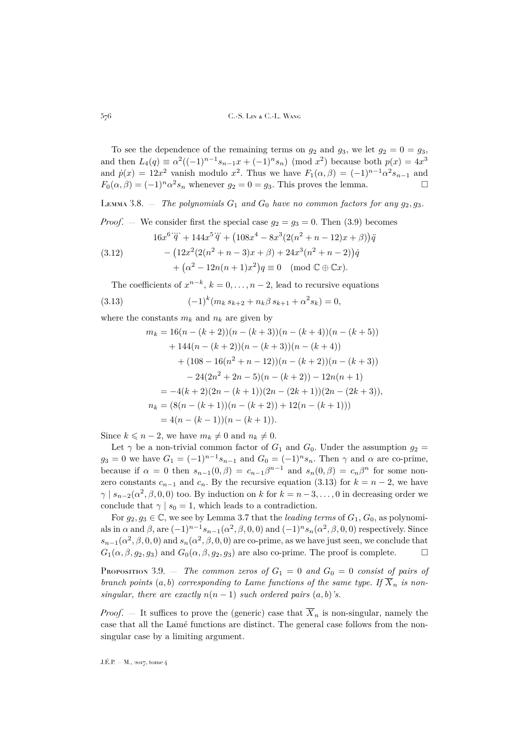To see the dependence of the remaining terms on $g_2$ and $g_3$, we let $g_2 = 0 = g_3$, and then $L_4(q) \equiv \alpha^2((-1)^{n-1}s_{n-1}x + (-1)^n s_n) \pmod{x^2}$ because both $p(x) = 4x^3$ and $\dot{p}(x) = 12x^2$ vanish modulo $x^2$. Thus we have $F_1(\alpha,\beta) = (-1)^{n-1}\alpha^2 s_{n-1}$ and $F_0(\alpha,\beta) = (-1)^n\alpha^2 s_n$ whenever $g_2 = 0 = g_3$. This proves the lemma. $\square$

Lemma 3.8. — *The polynomials $G_1$ and $G_0$ have no common factors for any $g_2, g_3$.*

*Proof*. — We consider first the special case $g_2 = g_3 = 0$. Then (3.9) becomes

$$
\begin{aligned}
&16x^6\ddddot{q} + 144x^5\dddot{q} + \big(108x^4 - 8x^3(2(n^2+n-12)x + \beta)\big)\ddot{q}\\
&\quad - \big(12x^2(2(n^2+n-3)x+\beta) + 24x^3(n^2+n-2)\big)\dot{q}\\
&\quad + \big(\alpha^2 - 12n(n+1)x^2\big)q \equiv 0 \pmod{\mathbb{C}\oplus\mathbb{C}x}.
\end{aligned}
\tag{3.12}
$$

The coefficients of $x^{n-k}$, $k = 0,\ldots,n-2$, lead to recursive equations

$$
(-1)^k(m_k\, s_{k+2} + n_k\beta\, s_{k+1} + \alpha^2 s_k) = 0,
\tag{3.13}
$$

where the constants $m_k$ and $n_k$ are given by

$$
\begin{aligned}
m_k &= 16(n-(k+2))(n-(k+3))(n-(k+4))(n-(k+5))\\
&\quad + 144(n-(k+2))(n-(k+3))(n-(k+4))\\
&\quad + (108 - 16(n^2+n-12))(n-(k+2))(n-(k+3))\\
&\quad - 24(2n^2+2n-5)(n-(k+2)) - 12n(n+1)\\
&= -4(k+2)(2n-(k+1))(2n-(2k+1))(2n-(2k+3)),\\
n_k &= (8(n-(k+1))(n-(k+2)) + 12(n-(k+1)))\\
&= 4(n-(k-1))(n-(k+1)).
\end{aligned}
$$

Since $k \leqslant n-2$, we have $m_k \neq 0$ and $n_k \neq 0$.

Let $\gamma$ be a non-trivial common factor of $G_1$ and $G_0$. Under the assumption $g_2 = g_3 = 0$ we have $G_1 = (-1)^{n-1}s_{n-1}$ and $G_0 = (-1)^n s_n$. Then $\gamma$ and $\alpha$ are co-prime, because if $\alpha = 0$ then $s_{n-1}(0,\beta) = c_{n-1}\beta^{n-1}$ and $s_n(0,\beta) = c_n\beta^n$ for some non-zero constants $c_{n-1}$ and $c_n$. By the recursive equation (3.13) for $k = n-2$, we have $\gamma \mid s_{n-2}(\alpha^2,\beta,0,0)$ too. By induction on $k$ for $k = n-3,\ldots,0$ in decreasing order we conclude that $\gamma \mid s_0 = 1$, which leads to a contradiction.

For $g_2, g_3 \in \mathbb{C}$, we see by Lemma 3.7 that the *leading terms* of $G_1, G_0$, as polynomials in $\alpha$ and $\beta$, are $(-1)^{n-1}s_{n-1}(\alpha^2,\beta,0,0)$ and $(-1)^n s_n(\alpha^2,\beta,0,0)$ respectively. Since $s_{n-1}(\alpha^2,\beta,0,0)$ and $s_n(\alpha^2,\beta,0,0)$ are co-prime, as we have just seen, we conclude that $G_1(\alpha,\beta,g_2,g_3)$ and $G_0(\alpha,\beta,g_2,g_3)$ are also co-prime. The proof is complete. $\square$

Proposition 3.9. — *The common zeros of $G_1 = 0$ and $G_0 = 0$ consist of pairs of branch points $(a,b)$ corresponding to Lame functions of the same type. If $\overline{X}_n$ is non-singular, there are exactly $n(n-1)$ such ordered pairs $(a,b)$'s.*

*Proof*. — It suffices to prove the (generic) case that $\overline{X}_n$ is non-singular, namely the case that all the Lamé functions are distinct. The general case follows from the non-singular case by a limiting argument.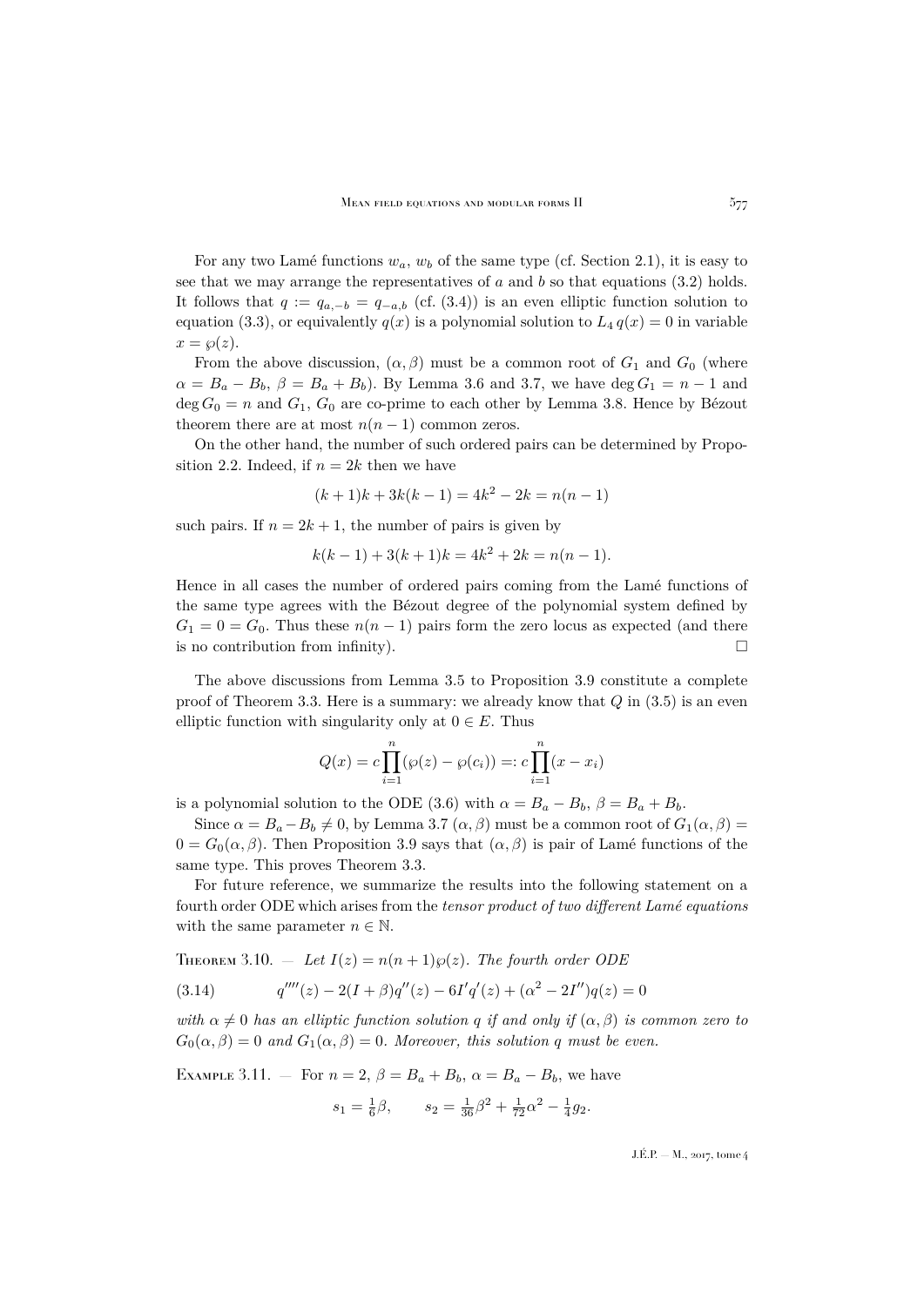For any two Lamé functions $w_a$, $w_b$ of the same type (cf. Section 2.1), it is easy to see that we may arrange the representatives of $a$ and $b$ so that equations (3.2) holds. It follows that $q := q_{a,-b} = q_{-a,b}$ (cf. (3.4)) is an even elliptic function solution to equation (3.3), or equivalently $q(x)$ is a polynomial solution to $L_4\, q(x) = 0$ in variable $x = \wp(z)$.

From the above discussion, $(\alpha, \beta)$ must be a common root of $G_1$ and $G_0$ (where $\alpha = B_a - B_b$, $\beta = B_a + B_b$). By Lemma 3.6 and 3.7, we have $\deg G_1 = n-1$ and $\deg G_0 = n$ and $G_1$, $G_0$ are co-prime to each other by Lemma 3.8. Hence by Bézout theorem there are at most $n(n-1)$ common zeros.

On the other hand, the number of such ordered pairs can be determined by Proposition 2.2. Indeed, if $n = 2k$ then we have

$$(k+1)k + 3k(k-1) = 4k^2 - 2k = n(n-1)$$

such pairs. If $n = 2k+1$, the number of pairs is given by

$$k(k-1) + 3(k+1)k = 4k^2 + 2k = n(n-1).$$

Hence in all cases the number of ordered pairs coming from the Lamé functions of the same type agrees with the Bézout degree of the polynomial system defined by $G_1 = 0 = G_0$. Thus these $n(n-1)$ pairs form the zero locus as expected (and there is no contribution from infinity). $\square$

The above discussions from Lemma 3.5 to Proposition 3.9 constitute a complete proof of Theorem 3.3. Here is a summary: we already know that $Q$ in (3.5) is an even elliptic function with singularity only at $0 \in E$. Thus

$$Q(x) = c\prod_{i=1}^{n}(\wp(z) - \wp(c_i)) =: c\prod_{i=1}^{n}(x - x_i)$$

is a polynomial solution to the ODE (3.6) with $\alpha = B_a - B_b$, $\beta = B_a + B_b$.

Since $\alpha = B_a - B_b \neq 0$, by Lemma 3.7 $(\alpha, \beta)$ must be a common root of $G_1(\alpha, \beta) = 0 = G_0(\alpha, \beta)$. Then Proposition 3.9 says that $(\alpha, \beta)$ is pair of Lamé functions of the same type. This proves Theorem 3.3.

For future reference, we summarize the results into the following statement on a fourth order ODE which arises from the *tensor product of two different Lamé equations* with the same parameter $n \in \mathbb{N}$.

Theorem 3.10. — *Let $I(z) = n(n+1)\wp(z)$. The fourth order ODE*

$$q''''(z) - 2(I + \beta)q''(z) - 6I'q'(z) + (\alpha^2 - 2I'')q(z) = 0 \tag{3.14}$$

*with $\alpha \neq 0$ has an elliptic function solution $q$ if and only if $(\alpha, \beta)$ is common zero to $G_0(\alpha, \beta) = 0$ and $G_1(\alpha, \beta) = 0$. Moreover, this solution $q$ must be even.*

Example 3.11. — For $n = 2$, $\beta = B_a + B_b$, $\alpha = B_a - B_b$, we have

$$s_1 = \tfrac{1}{6}\beta, \qquad s_2 = \tfrac{1}{36}\beta^2 + \tfrac{1}{72}\alpha^2 - \tfrac{1}{4}g_2.$$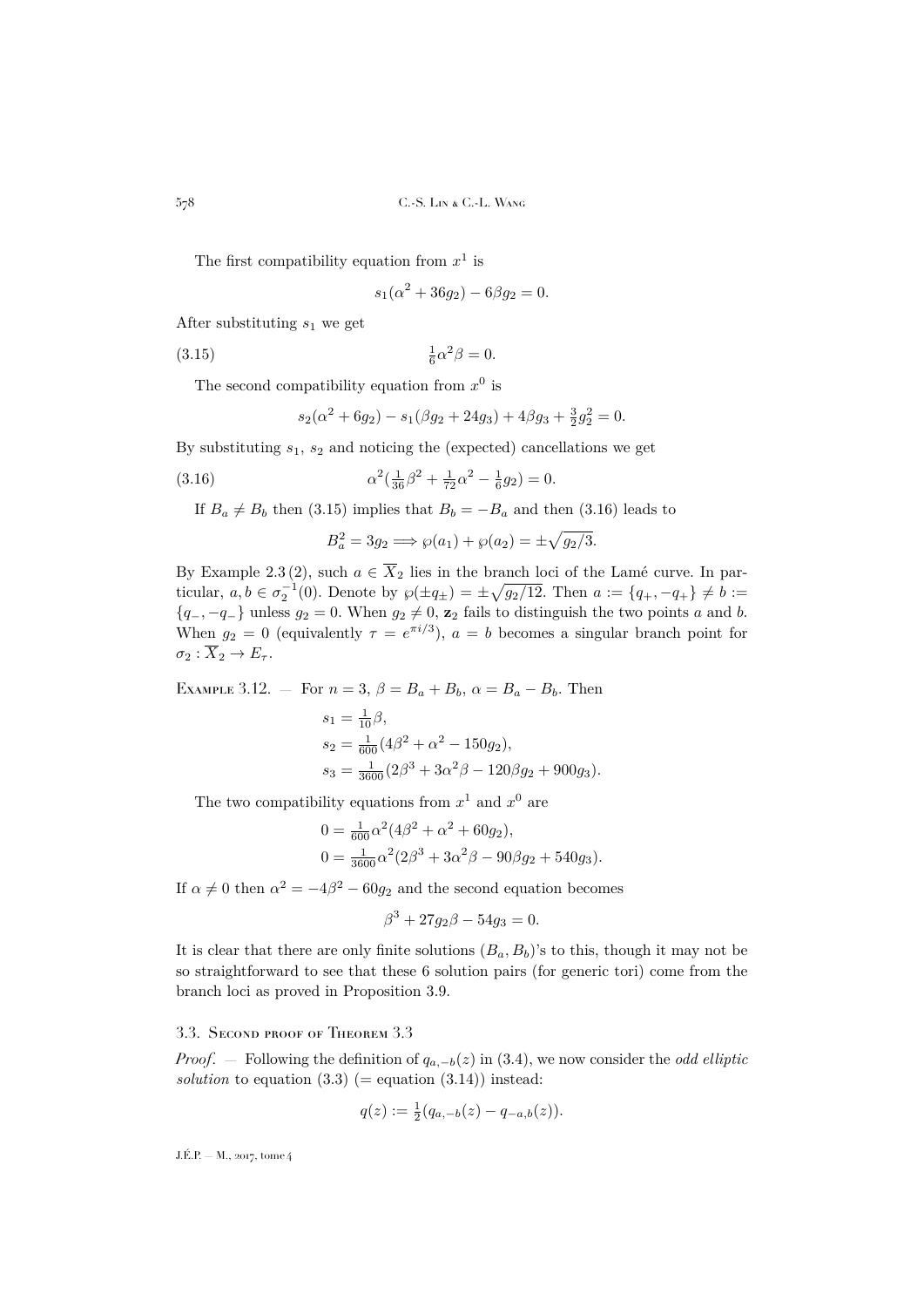The first compatibility equation from $x^1$ is

$$s_1(\alpha^2+36g_2)-6\beta g_2=0.$$

After substituting $s_1$ we get

$$\tfrac{1}{6}\alpha^2\beta=0. \tag{3.15}$$

The second compatibility equation from $x^0$ is

$$s_2(\alpha^2+6g_2)-s_1(\beta g_2+24g_3)+4\beta g_3+\tfrac{3}{2}g_2^2=0.$$

By substituting $s_1$, $s_2$ and noticing the (expected) cancellations we get

$$\alpha^2(\tfrac{1}{36}\beta^2+\tfrac{1}{72}\alpha^2-\tfrac{1}{6}g_2)=0. \tag{3.16}$$

If $B_a\neq B_b$ then (3.15) implies that $B_b=-B_a$ and then (3.16) leads to

$$B_a^2=3g_2 \Longrightarrow \wp(a_1)+\wp(a_2)=\pm\sqrt{g_2/3}.$$

By Example 2.3 (2), such $a\in\overline{X}_2$ lies in the branch loci of the Lamé curve. In particular, $a,b\in\sigma_2^{-1}(0)$. Denote by $\wp(\pm q_\pm)=\pm\sqrt{g_2/12}$. Then $a:=\{q_+,-q_+\}\neq b:=\{q_-,-q_-\}$ unless $g_2=0$. When $g_2\neq 0$, $\mathbf{z}_2$ fails to distinguish the two points $a$ and $b$. When $g_2=0$ (equivalently $\tau=e^{\pi i/3}$), $a=b$ becomes a singular branch point for $\sigma_2:\overline{X}_2\to E_\tau$.

Example 3.12. — For $n=3$, $\beta=B_a+B_b$, $\alpha=B_a-B_b$. Then

$$\begin{aligned}
s_1&=\tfrac{1}{10}\beta,\\
s_2&=\tfrac{1}{600}(4\beta^2+\alpha^2-150g_2),\\
s_3&=\tfrac{1}{3600}(2\beta^3+3\alpha^2\beta-120\beta g_2+900g_3).
\end{aligned}$$

The two compatibility equations from $x^1$ and $x^0$ are

$$\begin{aligned}
0&=\tfrac{1}{600}\alpha^2(4\beta^2+\alpha^2+60g_2),\\
0&=\tfrac{1}{3600}\alpha^2(2\beta^3+3\alpha^2\beta-90\beta g_2+540g_3).
\end{aligned}$$

If $\alpha\neq 0$ then $\alpha^2=-4\beta^2-60g_2$ and the second equation becomes

$$\beta^3+27g_2\beta-54g_3=0.$$

It is clear that there are only finite solutions $(B_a,B_b)$'s to this, though it may not be so straightforward to see that these 6 solution pairs (for generic tori) come from the branch loci as proved in Proposition 3.9.

### 3.3. Second proof of Theorem 3.3

*Proof*. — Following the definition of $q_{a,-b}(z)$ in (3.4), we now consider the *odd elliptic solution* to equation (3.3) (= equation (3.14)) instead:

$$q(z):=\tfrac{1}{2}(q_{a,-b}(z)-q_{-a,b}(z)).$$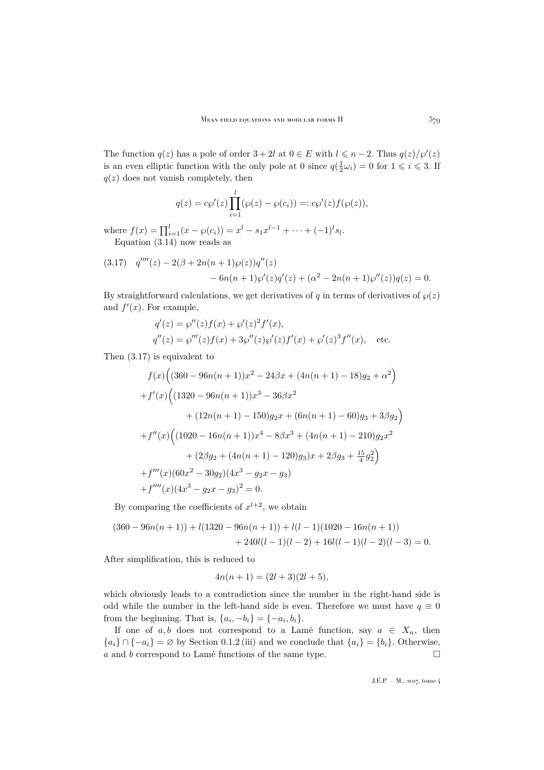The function $q(z)$ has a pole of order $3+2l$ at $0 \in E$ with $l \leqslant n-2$. Thus $q(z)/\wp'(z)$ is an even elliptic function with the only pole at 0 since $q(\frac{1}{2}\omega_i) = 0$ for $1 \leqslant i \leqslant 3$. If $q(z)$ does not vanish completely, then

$$q(z) = c\wp'(z)\prod_{i=1}^{l}(\wp(z) - \wp(c_i)) =: c\wp'(z)f(\wp(z)),$$

where $f(x) = \prod_{i=1}^{l}(x - \wp(c_i)) = x^l - s_1 x^{l-1} + \cdots + (-1)^l s_l$.

Equation (3.14) now reads as

$$\begin{aligned}(3.17)\quad q''''(z) - 2(\beta + 2n(n+1)\wp(z))q''(z) \\ - 6n(n+1)\wp'(z)q'(z) + (\alpha^2 - 2n(n+1)\wp''(z))q(z) = 0.\end{aligned}$$

By straightforward calculations, we get derivatives of $q$ in terms of derivatives of $\wp(z)$ and $f'(x)$. For example,

$$\begin{aligned}q'(z) &= \wp''(z)f(x) + \wp'(z)^2 f'(x),\\ q''(z) &= \wp'''(z)f(x) + 3\wp''(z)\wp'(z)f'(x) + \wp'(z)^3 f''(x), \quad \text{etc.}\end{aligned}$$

Then (3.17) is equivalent to

$$\begin{aligned}
&f(x)\Big((360 - 96n(n+1))x^2 - 24\beta x + (4n(n+1) - 18)g_2 + \alpha^2\Big)\\
&+f'(x)\Big((1320 - 96n(n+1))x^3 - 36\beta x^2\\
&\qquad + (12n(n+1) - 150)g_2 x + (6n(n+1) - 60)g_3 + 3\beta g_2\Big)\\
&+f''(x)\Big((1020 - 16n(n+1))x^4 - 8\beta x^3 + (4n(n+1) - 210)g_2 x^2\\
&\qquad + (2\beta g_2 + (4n(n+1) - 120)g_3)x + 2\beta g_3 + \tfrac{15}{4}g_2^2\Big)\\
&+f'''(x)(60x^2 - 30g_2)(4x^3 - g_2 x - g_3)\\
&+f''''(x)(4x^3 - g_2 x - g_3)^2 = 0.
\end{aligned}$$

By comparing the coefficients of $x^{l+2}$, we obtain

$$\begin{aligned}(360 - 96n(n+1)) + l(1320 - 96n(n+1)) + l(l-1)(1020 - 16n(n+1))\\ + 240l(l-1)(l-2) + 16l(l-1)(l-2)(l-3) = 0.\end{aligned}$$

After simplification, this is reduced to

$$4n(n+1) = (2l+3)(2l+5),$$

which obviously leads to a contradiction since the number in the right-hand side is odd while the number in the left-hand side is even. Therefore we must have $q \equiv 0$ from the beginning. That is, $\{a_i, -b_i\} = \{-a_i, b_i\}$.

If one of $a, b$ does not correspond to a Lamé function, say $a \in X_n$, then $\{a_i\} \cap \{-a_i\} = \varnothing$ by Section 0.1.2 (iii) and we conclude that $\{a_i\} = \{b_i\}$. Otherwise, $a$ and $b$ correspond to Lamé functions of the same type. $\square$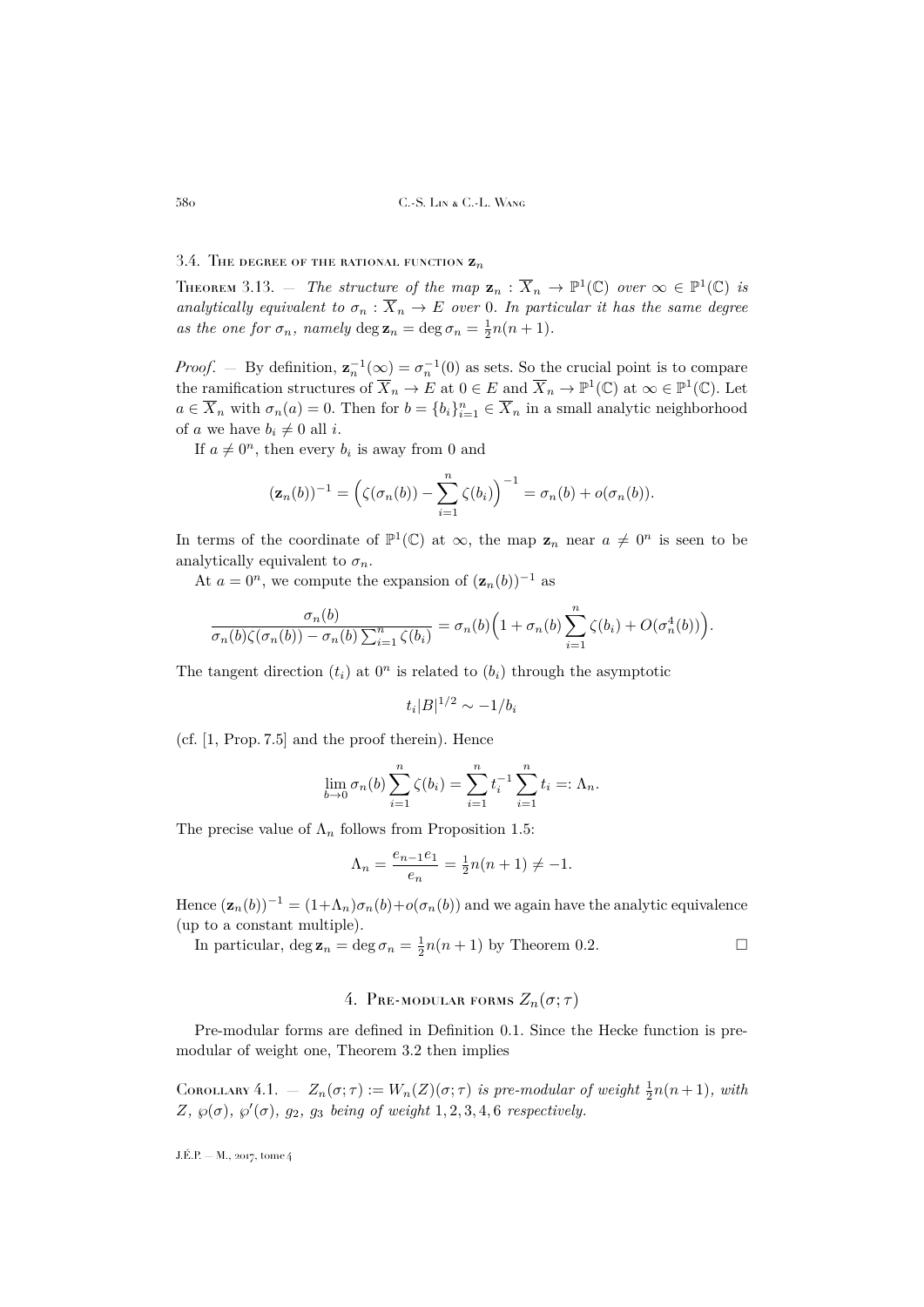### 3.4. The degree of the rational function $\mathbf{z}_n$

Theorem 3.13. — *The structure of the map $\mathbf{z}_n : \overline{X}_n \to \mathbb{P}^1(\mathbb{C})$ over $\infty \in \mathbb{P}^1(\mathbb{C})$ is analytically equivalent to $\sigma_n : \overline{X}_n \to E$ over $0$. In particular it has the same degree as the one for $\sigma_n$, namely $\deg \mathbf{z}_n = \deg \sigma_n = \frac{1}{2}n(n+1)$.*

*Proof*. — By definition, $\mathbf{z}_n^{-1}(\infty) = \sigma_n^{-1}(0)$ as sets. So the crucial point is to compare the ramification structures of $\overline{X}_n \to E$ at $0 \in E$ and $\overline{X}_n \to \mathbb{P}^1(\mathbb{C})$ at $\infty \in \mathbb{P}^1(\mathbb{C})$. Let $a \in \overline{X}_n$ with $\sigma_n(a) = 0$. Then for $b = \{b_i\}_{i=1}^n \in \overline{X}_n$ in a small analytic neighborhood of $a$ we have $b_i \neq 0$ all $i$.

If $a \neq 0^n$, then every $b_i$ is away from 0 and

$$(\mathbf{z}_n(b))^{-1} = \Big(\zeta(\sigma_n(b)) - \sum_{i=1}^n \zeta(b_i)\Big)^{-1} = \sigma_n(b) + o(\sigma_n(b)).$$

In terms of the coordinate of $\mathbb{P}^1(\mathbb{C})$ at $\infty$, the map $\mathbf{z}_n$ near $a \neq 0^n$ is seen to be analytically equivalent to $\sigma_n$.

At $a = 0^n$, we compute the expansion of $(\mathbf{z}_n(b))^{-1}$ as

$$\frac{\sigma_n(b)}{\sigma_n(b)\zeta(\sigma_n(b)) - \sigma_n(b)\sum_{i=1}^n \zeta(b_i)} = \sigma_n(b)\Big(1 + \sigma_n(b)\sum_{i=1}^n \zeta(b_i) + O(\sigma_n^4(b))\Big).$$

The tangent direction $(t_i)$ at $0^n$ is related to $(b_i)$ through the asymptotic

$$t_i|B|^{1/2} \sim -1/b_i$$

(cf. [1, Prop. 7.5] and the proof therein). Hence

$$\lim_{b\to 0} \sigma_n(b)\sum_{i=1}^n \zeta(b_i) = \sum_{i=1}^n t_i^{-1}\sum_{i=1}^n t_i =: \Lambda_n.$$

The precise value of $\Lambda_n$ follows from Proposition 1.5:

$$\Lambda_n = \frac{e_{n-1}e_1}{e_n} = \tfrac{1}{2}n(n+1) \neq -1.$$

Hence $(\mathbf{z}_n(b))^{-1} = (1+\Lambda_n)\sigma_n(b) + o(\sigma_n(b))$ and we again have the analytic equivalence (up to a constant multiple).

In particular, $\deg \mathbf{z}_n = \deg \sigma_n = \frac{1}{2}n(n+1)$ by Theorem 0.2. $\square$

## 4. Pre-modular forms $Z_n(\sigma;\tau)$

Pre-modular forms are defined in Definition 0.1. Since the Hecke function is pre-modular of weight one, Theorem 3.2 then implies

Corollary 4.1. — *$Z_n(\sigma;\tau) := W_n(Z)(\sigma;\tau)$ is pre-modular of weight $\frac{1}{2}n(n+1)$, with $Z$, $\wp(\sigma)$, $\wp'(\sigma)$, $g_2$, $g_3$ being of weight $1, 2, 3, 4, 6$ respectively.*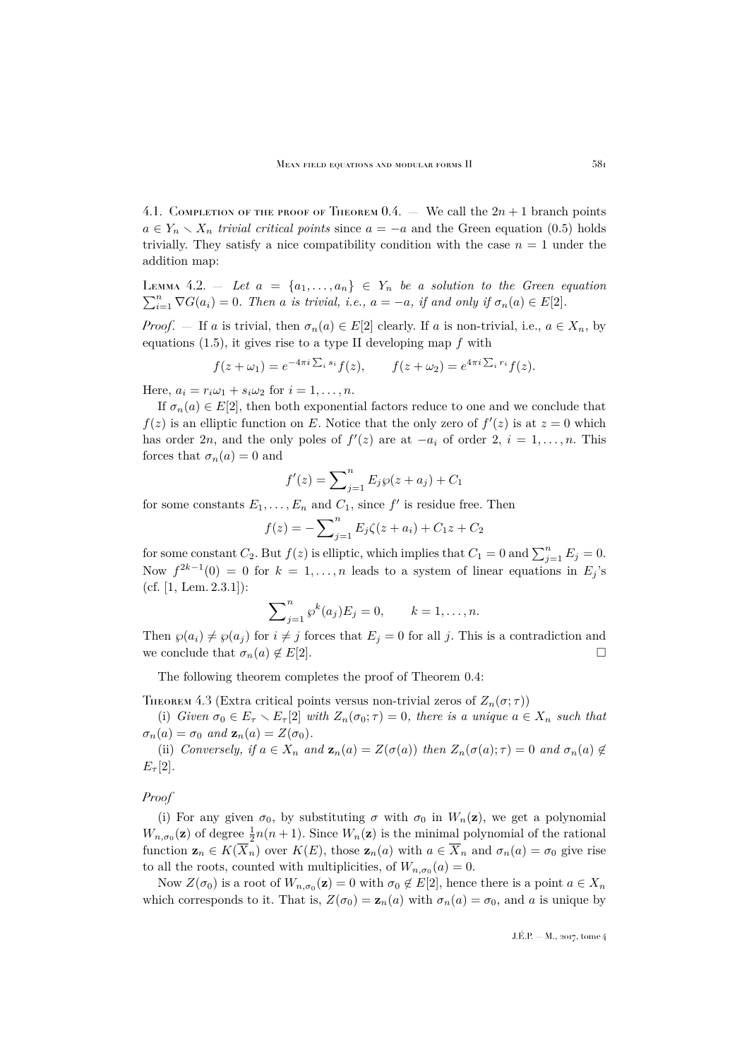4.1. Completion of the proof of Theorem 0.4. — We call the $2n+1$ branch points $a \in Y_n \smallsetminus X_n$ *trivial critical points* since $a = -a$ and the Green equation (0.5) holds trivially. They satisfy a nice compatibility condition with the case $n=1$ under the addition map:

Lemma 4.2. — *Let $a = \{a_1, \ldots, a_n\} \in Y_n$ be a solution to the Green equation $\sum_{i=1}^n \nabla G(a_i) = 0$. Then $a$ is trivial, i.e., $a = -a$, if and only if $\sigma_n(a) \in E[2]$.*

*Proof*. — If $a$ is trivial, then $\sigma_n(a) \in E[2]$ clearly. If $a$ is non-trivial, i.e., $a \in X_n$, by equations (1.5), it gives rise to a type II developing map $f$ with

$$f(z+\omega_1) = e^{-4\pi i \sum_i s_i} f(z), \qquad f(z+\omega_2) = e^{4\pi i \sum_i r_i} f(z).$$

Here, $a_i = r_i\omega_1 + s_i\omega_2$ for $i = 1, \ldots, n$.

If $\sigma_n(a) \in E[2]$, then both exponential factors reduce to one and we conclude that $f(z)$ is an elliptic function on $E$. Notice that the only zero of $f'(z)$ is at $z=0$ which has order $2n$, and the only poles of $f'(z)$ are at $-a_i$ of order 2, $i = 1, \ldots, n$. This forces that $\sigma_n(a) = 0$ and

$$f'(z) = \sum\nolimits_{j=1}^n E_j \wp(z+a_j) + C_1$$

for some constants $E_1, \ldots, E_n$ and $C_1$, since $f'$ is residue free. Then

$$f(z) = -\sum\nolimits_{j=1}^n E_j \zeta(z+a_i) + C_1 z + C_2$$

for some constant $C_2$. But $f(z)$ is elliptic, which implies that $C_1 = 0$ and $\sum_{j=1}^n E_j = 0$. Now $f^{2k-1}(0) = 0$ for $k = 1, \ldots, n$ leads to a system of linear equations in $E_j$'s (cf. [1, Lem. 2.3.1]):

$$\sum\nolimits_{j=1}^n \wp^k(a_j) E_j = 0, \qquad k = 1, \ldots, n.$$

Then $\wp(a_i) \neq \wp(a_j)$ for $i \neq j$ forces that $E_j = 0$ for all $j$. This is a contradiction and we conclude that $\sigma_n(a) \notin E[2]$. □

The following theorem completes the proof of Theorem 0.4:

Theorem 4.3 (Extra critical points versus non-trivial zeros of $Z_n(\sigma;\tau)$)

(i) *Given $\sigma_0 \in E_\tau \smallsetminus E_\tau[2]$ with $Z_n(\sigma_0;\tau) = 0$, there is a unique $a \in X_n$ such that $\sigma_n(a) = \sigma_0$ and $\mathbf{z}_n(a) = Z(\sigma_0)$.*

(ii) *Conversely, if $a \in X_n$ and $\mathbf{z}_n(a) = Z(\sigma(a))$ then $Z_n(\sigma(a);\tau) = 0$ and $\sigma_n(a) \notin E_\tau[2]$.*

*Proof*

(i) For any given $\sigma_0$, by substituting $\sigma$ with $\sigma_0$ in $W_n(\mathbf{z})$, we get a polynomial $W_{n,\sigma_0}(\mathbf{z})$ of degree $\frac{1}{2}n(n+1)$. Since $W_n(\mathbf{z})$ is the minimal polynomial of the rational function $\mathbf{z}_n \in K(\overline{X}_n)$ over $K(E)$, those $\mathbf{z}_n(a)$ with $a \in \overline{X}_n$ and $\sigma_n(a) = \sigma_0$ give rise to all the roots, counted with multiplicities, of $W_{n,\sigma_0}(a) = 0$.

Now $Z(\sigma_0)$ is a root of $W_{n,\sigma_0}(\mathbf{z}) = 0$ with $\sigma_0 \notin E[2]$, hence there is a point $a \in X_n$ which corresponds to it. That is, $Z(\sigma_0) = \mathbf{z}_n(a)$ with $\sigma_n(a) = \sigma_0$, and $a$ is unique by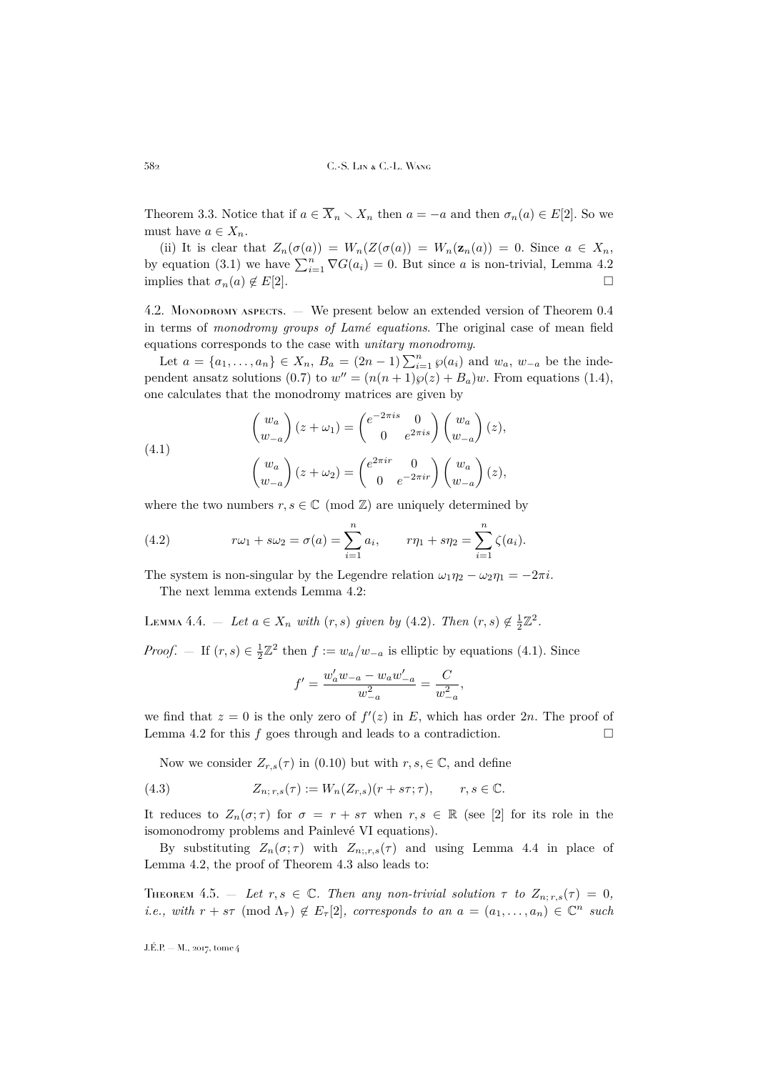Theorem 3.3. Notice that if $a \in \overline{X}_n \smallsetminus X_n$ then $a = -a$ and then $\sigma_n(a) \in E[2]$. So we must have $a \in X_n$.

(ii) It is clear that $Z_n(\sigma(a)) = W_n(Z(\sigma(a)) = W_n(\mathbf{z}_n(a)) = 0$. Since $a \in X_n$, by equation (3.1) we have $\sum_{i=1}^n \nabla G(a_i) = 0$. But since $a$ is non-trivial, Lemma 4.2 implies that $\sigma_n(a) \notin E[2]$. $\square$

4.2. Monodromy aspects. — We present below an extended version of Theorem 0.4 in terms of *monodromy groups of Lamé equations*. The original case of mean field equations corresponds to the case with *unitary monodromy*.

Let $a = \{a_1, \ldots, a_n\} \in X_n$, $B_a = (2n-1)\sum_{i=1}^n \wp(a_i)$ and $w_a$, $w_{-a}$ be the independent ansatz solutions (0.7) to $w'' = (n(n+1)\wp(z) + B_a)w$. From equations (1.4), one calculates that the monodromy matrices are given by

$$
\begin{aligned}
\begin{pmatrix} w_a \\ w_{-a} \end{pmatrix}(z + \omega_1) &= \begin{pmatrix} e^{-2\pi i s} & 0 \\ 0 & e^{2\pi i s} \end{pmatrix} \begin{pmatrix} w_a \\ w_{-a} \end{pmatrix}(z), \\
\begin{pmatrix} w_a \\ w_{-a} \end{pmatrix}(z + \omega_2) &= \begin{pmatrix} e^{2\pi i r} & 0 \\ 0 & e^{-2\pi i r} \end{pmatrix} \begin{pmatrix} w_a \\ w_{-a} \end{pmatrix}(z),
\end{aligned}
\tag{4.1}
$$

where the two numbers $r, s \in \mathbb{C} \pmod{\mathbb{Z}}$ are uniquely determined by

$$
r\omega_1 + s\omega_2 = \sigma(a) = \sum_{i=1}^n a_i, \qquad r\eta_1 + s\eta_2 = \sum_{i=1}^n \zeta(a_i). \tag{4.2}
$$

The system is non-singular by the Legendre relation $\omega_1\eta_2 - \omega_2\eta_1 = -2\pi i$.

The next lemma extends Lemma 4.2:

Lemma 4.4. — *Let $a \in X_n$ with $(r, s)$ given by (4.2). Then $(r, s) \notin \frac{1}{2}\mathbb{Z}^2$.*

*Proof*. — If $(r, s) \in \frac{1}{2}\mathbb{Z}^2$ then $f := w_a/w_{-a}$ is elliptic by equations (4.1). Since

$$
f' = \frac{w_a' w_{-a} - w_a w_{-a}'}{w_{-a}^2} = \frac{C}{w_{-a}^2},
$$

we find that $z = 0$ is the only zero of $f'(z)$ in $E$, which has order $2n$. The proof of Lemma 4.2 for this $f$ goes through and leads to a contradiction. $\square$

Now we consider $Z_{r,s}(\tau)$ in (0.10) but with $r, s, \in \mathbb{C}$, and define

$$
Z_{n;\,r,s}(\tau) := W_n(Z_{r,s})(r + s\tau; \tau), \qquad r, s \in \mathbb{C}. \tag{4.3}
$$

It reduces to $Z_n(\sigma; \tau)$ for $\sigma = r + s\tau$ when $r, s \in \mathbb{R}$ (see [2] for its role in the isomonodromy problems and Painlevé VI equations).

By substituting $Z_n(\sigma; \tau)$ with $Z_{n;,r,s}(\tau)$ and using Lemma 4.4 in place of Lemma 4.2, the proof of Theorem 4.3 also leads to:

Theorem 4.5. — *Let $r, s \in \mathbb{C}$. Then any non-trivial solution $\tau$ to $Z_{n;\,r,s}(\tau) = 0$, i.e., with $r + s\tau \pmod{\Lambda_\tau} \notin E_\tau[2]$, corresponds to an $a = (a_1, \ldots, a_n) \in \mathbb{C}^n$ such*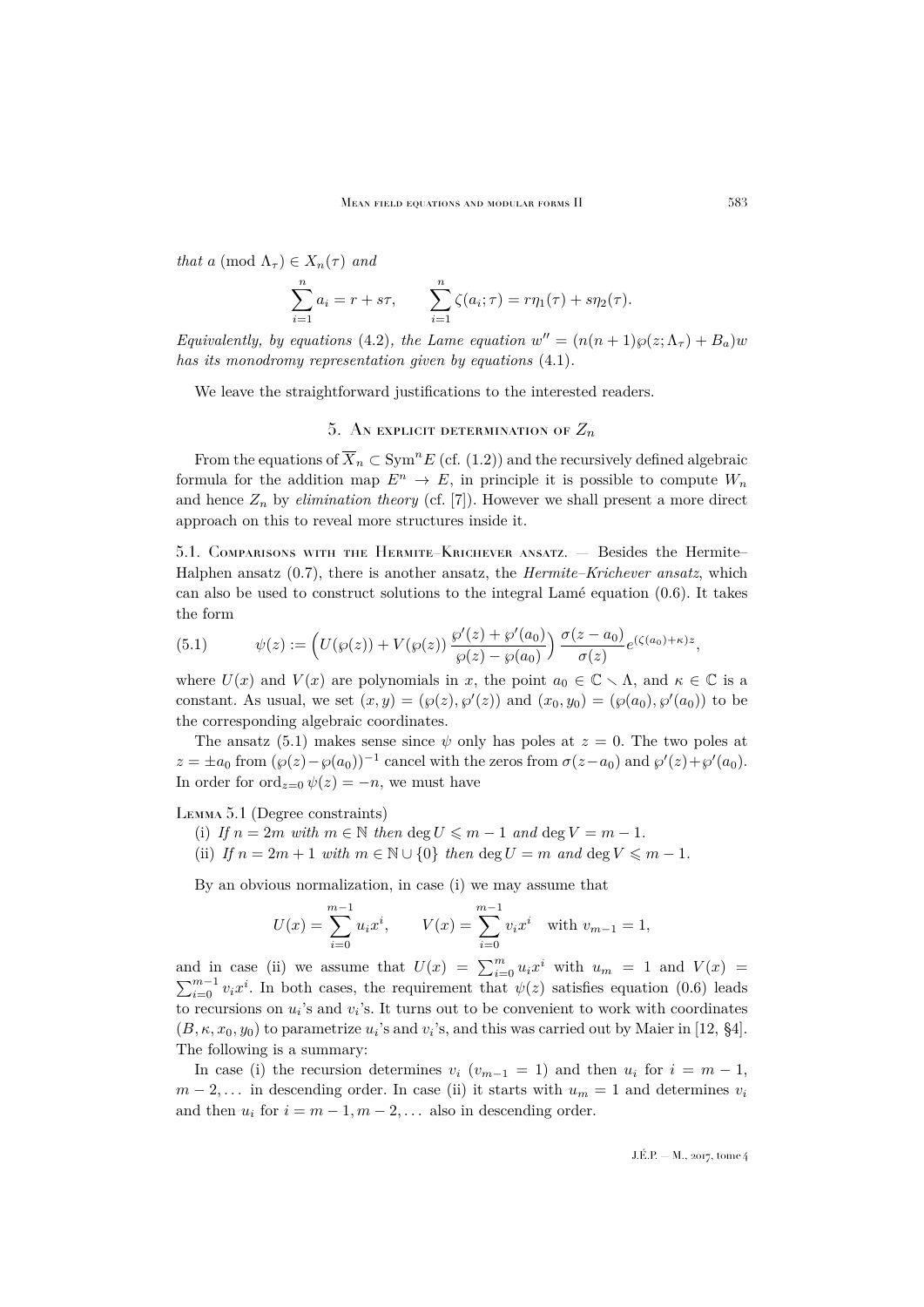*that* $a \pmod{\Lambda_\tau} \in X_n(\tau)$ *and*

$$\sum_{i=1}^{n} a_i = r + s\tau, \qquad \sum_{i=1}^{n} \zeta(a_i;\tau) = r\eta_1(\tau) + s\eta_2(\tau).$$

*Equivalently, by equations* (4.2)*, the Lame equation* $w'' = (n(n+1)\wp(z;\Lambda_\tau) + B_a)w$ *has its monodromy representation given by equations* (4.1)*.*

We leave the straightforward justifications to the interested readers.

## 5. An explicit determination of $Z_n$

From the equations of $\overline{X}_n \subset \operatorname{Sym}^n E$ (cf. (1.2)) and the recursively defined algebraic formula for the addition map $E^n \to E$, in principle it is possible to compute $W_n$ and hence $Z_n$ by *elimination theory* (cf. [7]). However we shall present a more direct approach on this to reveal more structures inside it.

### 5.1. Comparisons with the Hermite–Krichever ansatz.

— Besides the Hermite–Halphen ansatz (0.7), there is another ansatz, the *Hermite–Krichever ansatz*, which can also be used to construct solutions to the integral Lamé equation (0.6). It takes the form

$$\psi(z) := \Big(U(\wp(z)) + V(\wp(z))\,\frac{\wp'(z)+\wp'(a_0)}{\wp(z)-\wp(a_0)}\Big)\,\frac{\sigma(z-a_0)}{\sigma(z)}e^{(\zeta(a_0)+\kappa)z}, \tag{5.1}$$

where $U(x)$ and $V(x)$ are polynomials in $x$, the point $a_0 \in \mathbb{C} \smallsetminus \Lambda$, and $\kappa \in \mathbb{C}$ is a constant. As usual, we set $(x,y) = (\wp(z), \wp'(z))$ and $(x_0, y_0) = (\wp(a_0), \wp'(a_0))$ to be the corresponding algebraic coordinates.

The ansatz (5.1) makes sense since $\psi$ only has poles at $z = 0$. The two poles at $z = \pm a_0$ from $(\wp(z) - \wp(a_0))^{-1}$ cancel with the zeros from $\sigma(z-a_0)$ and $\wp'(z)+\wp'(a_0)$. In order for $\operatorname{ord}_{z=0}\psi(z) = -n$, we must have

**Lemma 5.1** (Degree constraints)

(i) *If* $n = 2m$ *with* $m \in \mathbb{N}$ *then* $\deg U \leqslant m-1$ *and* $\deg V = m-1$*.*

(ii) *If* $n = 2m+1$ *with* $m \in \mathbb{N}\cup\{0\}$ *then* $\deg U = m$ *and* $\deg V \leqslant m-1$*.*

By an obvious normalization, in case (i) we may assume that

$$U(x) = \sum_{i=0}^{m-1} u_i x^i, \qquad V(x) = \sum_{i=0}^{m-1} v_i x^i \quad \text{with } v_{m-1} = 1,$$

and in case (ii) we assume that $U(x) = \sum_{i=0}^{m} u_i x^i$ with $u_m = 1$ and $V(x) = \sum_{i=0}^{m-1} v_i x^i$. In both cases, the requirement that $\psi(z)$ satisfies equation (0.6) leads to recursions on $u_i$'s and $v_i$'s. It turns out to be convenient to work with coordinates $(B, \kappa, x_0, y_0)$ to parametrize $u_i$'s and $v_i$'s, and this was carried out by Maier in [12, §4]. The following is a summary:

In case (i) the recursion determines $v_i$ ($v_{m-1} = 1$) and then $u_i$ for $i = m-1$, $m-2, \ldots$ in descending order. In case (ii) it starts with $u_m = 1$ and determines $v_i$ and then $u_i$ for $i = m-1, m-2, \ldots$ also in descending order.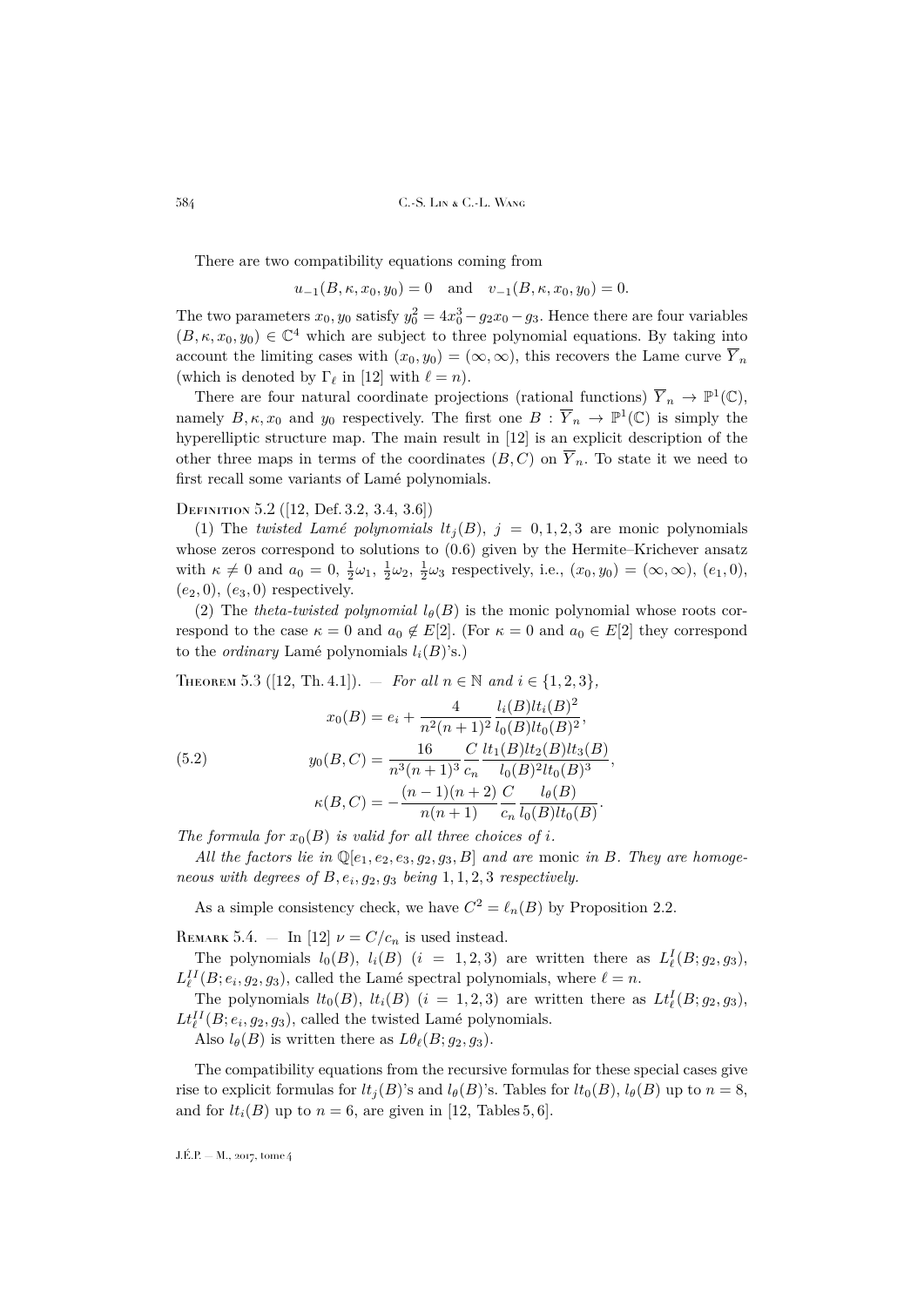There are two compatibility equations coming from

$$u_{-1}(B,\kappa,x_0,y_0)=0 \quad\text{and}\quad v_{-1}(B,\kappa,x_0,y_0)=0.$$

The two parameters $x_0, y_0$ satisfy $y_0^2 = 4x_0^3 - g_2x_0 - g_3$. Hence there are four variables $(B,\kappa,x_0,y_0)\in\mathbb{C}^4$ which are subject to three polynomial equations. By taking into account the limiting cases with $(x_0,y_0)=(\infty,\infty)$, this recovers the Lame curve $\overline{Y}_n$ (which is denoted by $\Gamma_\ell$ in [12] with $\ell = n$).

There are four natural coordinate projections (rational functions) $\overline{Y}_n\to\mathbb{P}^1(\mathbb{C})$, namely $B,\kappa,x_0$ and $y_0$ respectively. The first one $B:\overline{Y}_n\to\mathbb{P}^1(\mathbb{C})$ is simply the hyperelliptic structure map. The main result in [12] is an explicit description of the other three maps in terms of the coordinates $(B,C)$ on $\overline{Y}_n$. To state it we need to first recall some variants of Lamé polynomials.

Definition 5.2 ([12, Def. 3.2, 3.4, 3.6])

(1) The *twisted Lamé polynomials* $lt_j(B)$, $j=0,1,2,3$ are monic polynomials whose zeros correspond to solutions to (0.6) given by the Hermite–Krichever ansatz with $\kappa\neq 0$ and $a_0 = 0,\ \frac{1}{2}\omega_1,\ \frac{1}{2}\omega_2,\ \frac{1}{2}\omega_3$ respectively, i.e., $(x_0,y_0)=(\infty,\infty)$, $(e_1,0)$, $(e_2,0)$, $(e_3,0)$ respectively.

(2) The *theta-twisted polynomial* $l_\theta(B)$ is the monic polynomial whose roots correspond to the case $\kappa=0$ and $a_0\notin E[2]$. (For $\kappa=0$ and $a_0\in E[2]$ they correspond to the *ordinary* Lamé polynomials $l_i(B)$'s.)

Theorem 5.3 ([12, Th. 4.1]). — *For all $n\in\mathbb{N}$ and $i\in\{1,2,3\}$,*

$$\begin{aligned}
x_0(B) &= e_i + \frac{4}{n^2(n+1)^2}\frac{l_i(B)lt_i(B)^2}{l_0(B)lt_0(B)^2},\\
y_0(B,C) &= \frac{16}{n^3(n+1)^3}\frac{C}{c_n}\frac{lt_1(B)lt_2(B)lt_3(B)}{l_0(B)^2lt_0(B)^3},\\
\kappa(B,C) &= -\frac{(n-1)(n+2)}{n(n+1)}\frac{C}{c_n}\frac{l_\theta(B)}{l_0(B)lt_0(B)}.
\end{aligned}\tag{5.2}$$

*The formula for $x_0(B)$ is valid for all three choices of $i$.*

*All the factors lie in $\mathbb{Q}[e_1,e_2,e_3,g_2,g_3,B]$ and are* monic *in $B$. They are homogeneous with degrees of $B,e_i,g_2,g_3$ being $1,1,2,3$ respectively.*

As a simple consistency check, we have $C^2=\ell_n(B)$ by Proposition 2.2.

Remark 5.4. — In [12] $\nu = C/c_n$ is used instead.

The polynomials $l_0(B)$, $l_i(B)$ $(i=1,2,3)$ are written there as $L^I_\ell(B;g_2,g_3)$, $L^{II}_\ell(B;e_i,g_2,g_3)$, called the Lamé spectral polynomials, where $\ell=n$.

The polynomials $lt_0(B)$, $lt_i(B)$ $(i=1,2,3)$ are written there as $Lt^I_\ell(B;g_2,g_3)$, $Lt^{II}_\ell(B;e_i,g_2,g_3)$, called the twisted Lamé polynomials.

Also $l_\theta(B)$ is written there as $L\theta_\ell(B;g_2,g_3)$.

The compatibility equations from the recursive formulas for these special cases give rise to explicit formulas for $lt_j(B)$'s and $l_\theta(B)$'s. Tables for $lt_0(B)$, $l_\theta(B)$ up to $n=8$, and for $lt_i(B)$ up to $n=6$, are given in [12, Tables 5, 6].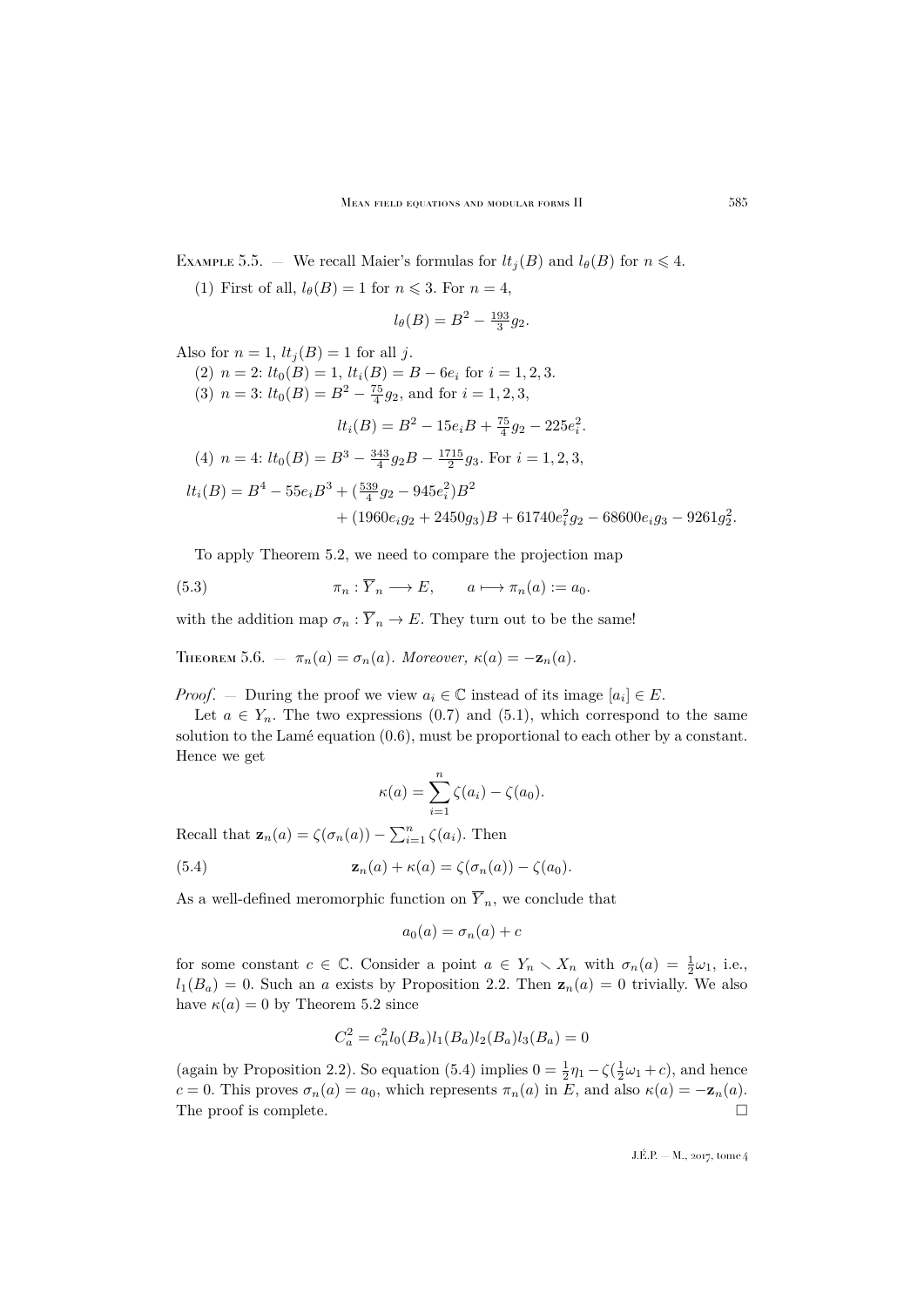Example 5.5. — We recall Maier's formulas for $lt_j(B)$ and $l_\theta(B)$ for $n \leqslant 4$.

(1) First of all, $l_\theta(B) = 1$ for $n \leqslant 3$. For $n = 4$,

$$l_\theta(B) = B^2 - \tfrac{193}{3} g_2.$$

Also for $n = 1$, $lt_j(B) = 1$ for all $j$.

(2) $n = 2$: $lt_0(B) = 1$, $lt_i(B) = B - 6e_i$ for $i = 1, 2, 3$.

(3) $n = 3$: $lt_0(B) = B^2 - \frac{75}{4} g_2$, and for $i = 1, 2, 3$,

$$lt_i(B) = B^2 - 15 e_i B + \tfrac{75}{4} g_2 - 225 e_i^2.$$

(4) $n = 4$: $lt_0(B) = B^3 - \frac{343}{4} g_2 B - \frac{1715}{2} g_3$. For $i = 1, 2, 3$,

$$\begin{aligned} lt_i(B) = B^4 - 55 e_i B^3 &+ (\tfrac{539}{4} g_2 - 945 e_i^2) B^2 \\ &+ (1960 e_i g_2 + 2450 g_3) B + 61740 e_i^2 g_2 - 68600 e_i g_3 - 9261 g_2^2. \end{aligned}$$

To apply Theorem 5.2, we need to compare the projection map

$$\pi_n : \overline{Y}_n \longrightarrow E, \qquad a \longmapsto \pi_n(a) := a_0. \tag{5.3}$$

with the addition map $\sigma_n : \overline{Y}_n \to E$. They turn out to be the same!

Theorem 5.6. — *$\pi_n(a) = \sigma_n(a)$. Moreover, $\kappa(a) = -\mathbf{z}_n(a)$.*

*Proof*. — During the proof we view $a_i \in \mathbb{C}$ instead of its image $[a_i] \in E$.

Let $a \in Y_n$. The two expressions (0.7) and (5.1), which correspond to the same solution to the Lamé equation (0.6), must be proportional to each other by a constant. Hence we get

$$\kappa(a) = \sum_{i=1}^{n} \zeta(a_i) - \zeta(a_0).$$

Recall that $\mathbf{z}_n(a) = \zeta(\sigma_n(a)) - \sum_{i=1}^n \zeta(a_i)$. Then

$$\mathbf{z}_n(a) + \kappa(a) = \zeta(\sigma_n(a)) - \zeta(a_0). \tag{5.4}$$

As a well-defined meromorphic function on $\overline{Y}_n$, we conclude that

$$a_0(a) = \sigma_n(a) + c$$

for some constant $c \in \mathbb{C}$. Consider a point $a \in Y_n \smallsetminus X_n$ with $\sigma_n(a) = \frac{1}{2}\omega_1$, i.e., $l_1(B_a) = 0$. Such an $a$ exists by Proposition 2.2. Then $\mathbf{z}_n(a) = 0$ trivially. We also have $\kappa(a) = 0$ by Theorem 5.2 since

$$C_a^2 = c_n^2 l_0(B_a) l_1(B_a) l_2(B_a) l_3(B_a) = 0$$

(again by Proposition 2.2). So equation (5.4) implies $0 = \frac{1}{2}\eta_1 - \zeta(\frac{1}{2}\omega_1 + c)$, and hence $c = 0$. This proves $\sigma_n(a) = a_0$, which represents $\pi_n(a)$ in $E$, and also $\kappa(a) = -\mathbf{z}_n(a)$. The proof is complete. □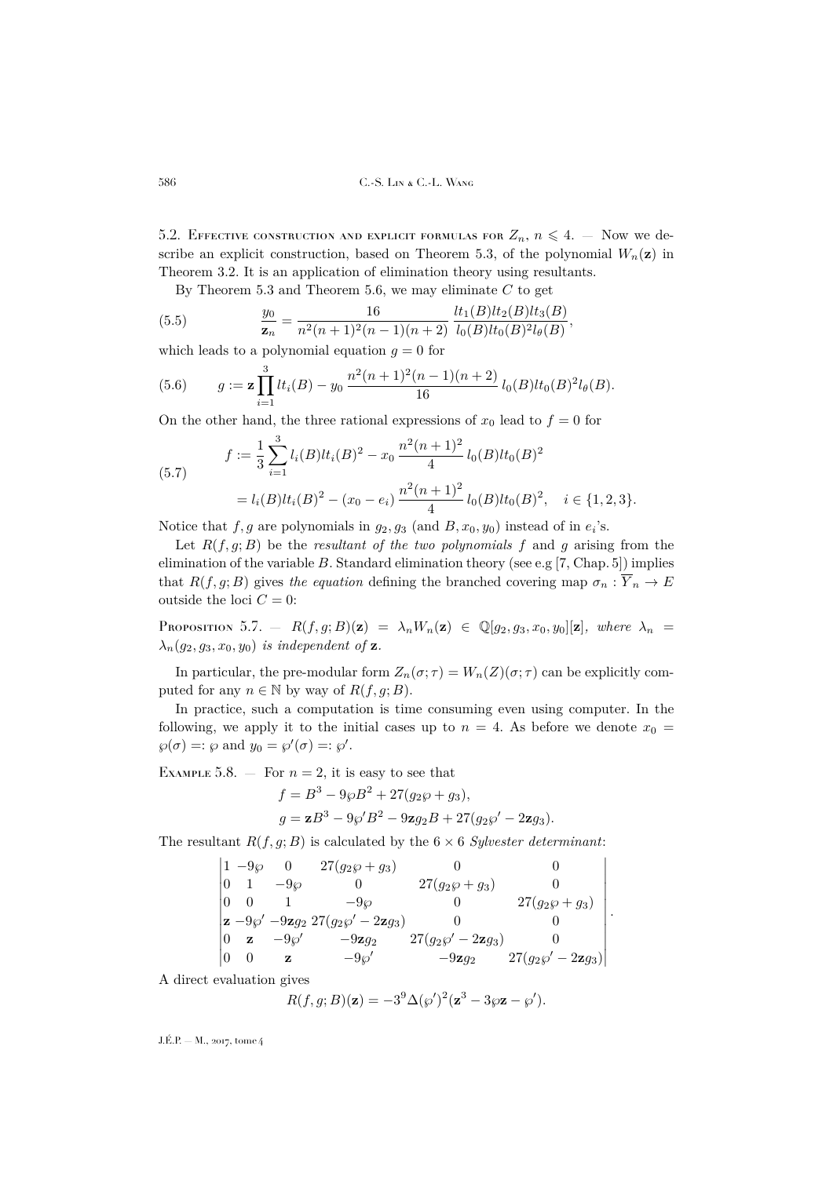5.2. Effective construction and explicit formulas for $Z_n$, $n \leqslant 4$. — Now we describe an explicit construction, based on Theorem 5.3, of the polynomial $W_n(\mathbf{z})$ in Theorem 3.2. It is an application of elimination theory using resultants.

By Theorem 5.3 and Theorem 5.6, we may eliminate $C$ to get

$$\frac{y_0}{\mathbf{z}_n} = \frac{16}{n^2(n+1)^2(n-1)(n+2)} \frac{lt_1(B)lt_2(B)lt_3(B)}{l_0(B)lt_0(B)^2 l_\theta(B)}, \tag{5.5}$$

which leads to a polynomial equation $g = 0$ for

$$g := \mathbf{z}\prod_{i=1}^{3} lt_i(B) - y_0 \, \frac{n^2(n+1)^2(n-1)(n+2)}{16} \, l_0(B)lt_0(B)^2 l_\theta(B). \tag{5.6}$$

On the other hand, the three rational expressions of $x_0$ lead to $f = 0$ for

$$\begin{aligned} f &:= \frac{1}{3}\sum_{i=1}^{3} l_i(B)lt_i(B)^2 - x_0 \, \frac{n^2(n+1)^2}{4} \, l_0(B)lt_0(B)^2 \\ &= l_i(B)lt_i(B)^2 - (x_0 - e_i) \, \frac{n^2(n+1)^2}{4} \, l_0(B)lt_0(B)^2, \quad i \in \{1,2,3\}. \end{aligned} \tag{5.7}$$

Notice that $f, g$ are polynomials in $g_2, g_3$ (and $B, x_0, y_0$) instead of in $e_i$'s.

Let $R(f,g;B)$ be the *resultant of the two polynomials* $f$ and $g$ arising from the elimination of the variable $B$. Standard elimination theory (see e.g [7, Chap. 5]) implies that $R(f,g;B)$ gives *the equation* defining the branched covering map $\sigma_n : \overline{Y}_n \to E$ outside the loci $C = 0$:

Proposition 5.7. — *$R(f,g;B)(\mathbf{z}) = \lambda_n W_n(\mathbf{z}) \in \mathbb{Q}[g_2, g_3, x_0, y_0][\mathbf{z}]$, where $\lambda_n = \lambda_n(g_2, g_3, x_0, y_0)$ is independent of $\mathbf{z}$.*

In particular, the pre-modular form $Z_n(\sigma;\tau) = W_n(Z)(\sigma;\tau)$ can be explicitly computed for any $n \in \mathbb{N}$ by way of $R(f,g;B)$.

In practice, such a computation is time consuming even using computer. In the following, we apply it to the initial cases up to $n = 4$. As before we denote $x_0 = \wp(\sigma) =: \wp$ and $y_0 = \wp'(\sigma) =: \wp'$.

Example 5.8. — For $n = 2$, it is easy to see that

$$\begin{aligned} f &= B^3 - 9\wp B^2 + 27(g_2\wp + g_3), \\ g &= \mathbf{z}B^3 - 9\wp' B^2 - 9\mathbf{z}g_2 B + 27(g_2\wp' - 2\mathbf{z}g_3). \end{aligned}$$

The resultant $R(f,g;B)$ is calculated by the $6\times 6$ *Sylvester determinant*:

$$\begin{vmatrix} 1 & -9\wp & 0 & 27(g_2\wp + g_3) & 0 & 0 \\ 0 & 1 & -9\wp & 0 & 27(g_2\wp + g_3) & 0 \\ 0 & 0 & 1 & -9\wp & 0 & 27(g_2\wp + g_3) \\ \mathbf{z} & -9\wp' & -9\mathbf{z}g_2 & 27(g_2\wp' - 2\mathbf{z}g_3) & 0 & 0 \\ 0 & \mathbf{z} & -9\wp' & -9\mathbf{z}g_2 & 27(g_2\wp' - 2\mathbf{z}g_3) & 0 \\ 0 & 0 & \mathbf{z} & -9\wp' & -9\mathbf{z}g_2 & 27(g_2\wp' - 2\mathbf{z}g_3) \end{vmatrix}.$$

A direct evaluation gives

$$R(f,g;B)(\mathbf{z}) = -3^9 \Delta(\wp')^2(\mathbf{z}^3 - 3\wp\mathbf{z} - \wp').$$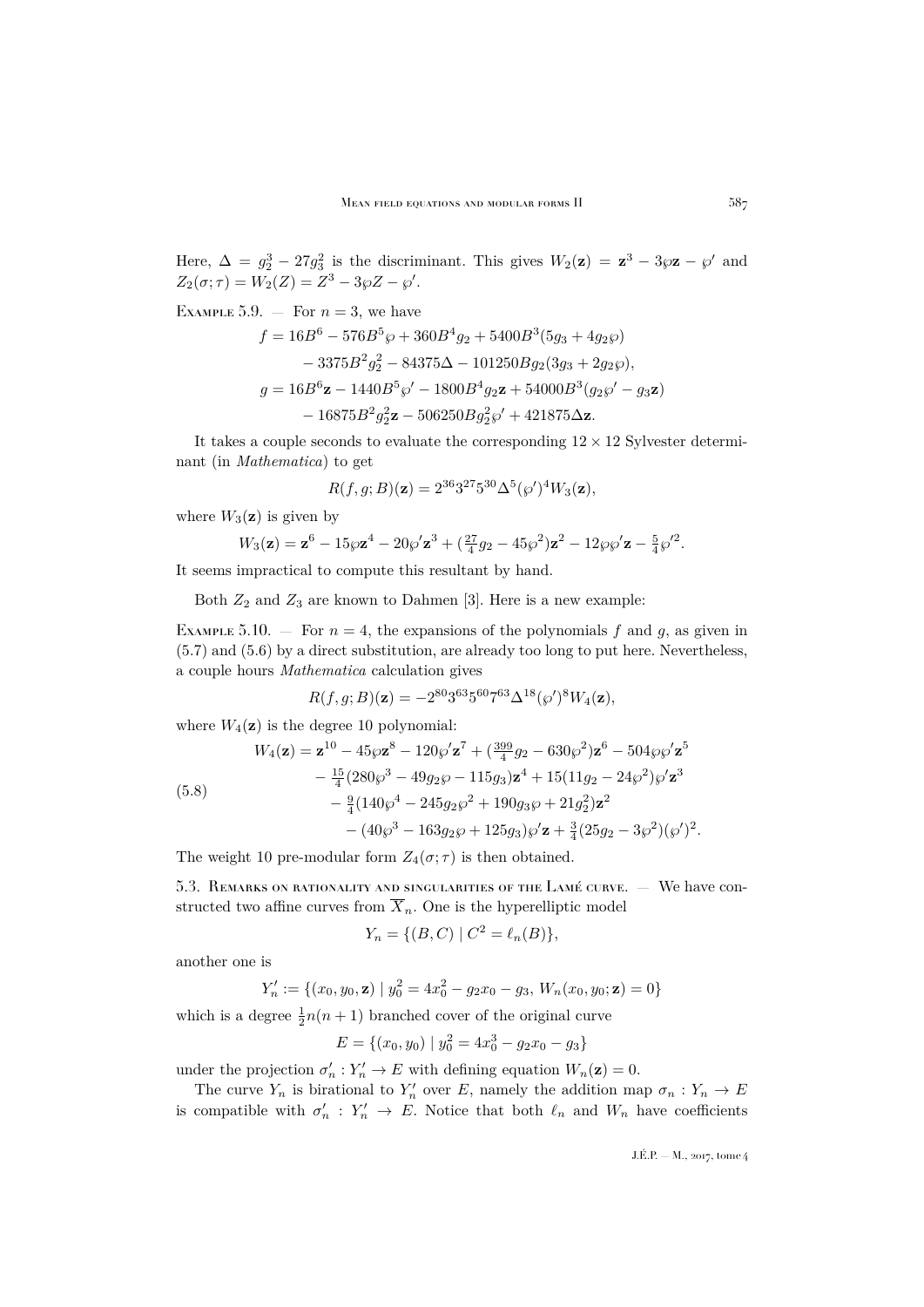Here, $\Delta = g_2^3 - 27g_3^2$ is the discriminant. This gives $W_2(\mathbf{z}) = \mathbf{z}^3 - 3\wp\mathbf{z} - \wp'$ and $Z_2(\sigma;\tau) = W_2(Z) = Z^3 - 3\wp Z - \wp'$.

Example 5.9. — For $n = 3$, we have

$$\begin{aligned}
f &= 16B^6 - 576B^5\wp + 360B^4 g_2 + 5400B^3(5g_3 + 4g_2\wp) \\
&\quad - 3375B^2 g_2^2 - 84375\Delta - 101250Bg_2(3g_3 + 2g_2\wp), \\
g &= 16B^6\mathbf{z} - 1440B^5\wp' - 1800B^4 g_2\mathbf{z} + 54000B^3(g_2\wp' - g_3\mathbf{z}) \\
&\quad - 16875B^2 g_2^2\mathbf{z} - 506250Bg_2^2\wp' + 421875\Delta\mathbf{z}.
\end{aligned}$$

It takes a couple seconds to evaluate the corresponding $12\times 12$ Sylvester determinant (in *Mathematica*) to get

$$R(f,g;B)(\mathbf{z}) = 2^{36}3^{27}5^{30}\Delta^5(\wp')^4 W_3(\mathbf{z}),$$

where $W_3(\mathbf{z})$ is given by

$$W_3(\mathbf{z}) = \mathbf{z}^6 - 15\wp\mathbf{z}^4 - 20\wp'\mathbf{z}^3 + (\tfrac{27}{4}g_2 - 45\wp^2)\mathbf{z}^2 - 12\wp\wp'\mathbf{z} - \tfrac{5}{4}\wp'^2.$$

It seems impractical to compute this resultant by hand.

Both $Z_2$ and $Z_3$ are known to Dahmen [3]. Here is a new example:

Example 5.10. — For $n = 4$, the expansions of the polynomials $f$ and $g$, as given in (5.7) and (5.6) by a direct substitution, are already too long to put here. Nevertheless, a couple hours *Mathematica* calculation gives

$$R(f,g;B)(\mathbf{z}) = -2^{80}3^{63}5^{60}7^{63}\Delta^{18}(\wp')^8 W_4(\mathbf{z}),$$

where $W_4(\mathbf{z})$ is the degree 10 polynomial:

$$\begin{aligned}
W_4(\mathbf{z}) &= \mathbf{z}^{10} - 45\wp\mathbf{z}^8 - 120\wp'\mathbf{z}^7 + (\tfrac{399}{4}g_2 - 630\wp^2)\mathbf{z}^6 - 504\wp\wp'\mathbf{z}^5 \\
&\quad - \tfrac{15}{4}(280\wp^3 - 49g_2\wp - 115g_3)\mathbf{z}^4 + 15(11g_2 - 24\wp^2)\wp'\mathbf{z}^3 \\
&\quad - \tfrac{9}{4}(140\wp^4 - 245g_2\wp^2 + 190g_3\wp + 21g_2^2)\mathbf{z}^2 \\
&\quad - (40\wp^3 - 163g_2\wp + 125g_3)\wp'\mathbf{z} + \tfrac{3}{4}(25g_2 - 3\wp^2)(\wp')^2.
\end{aligned} \tag{5.8}$$

The weight 10 pre-modular form $Z_4(\sigma;\tau)$ is then obtained.

5.3. Remarks on rationality and singularities of the Lamé curve. — We have constructed two affine curves from $\overline{X}_n$. One is the hyperelliptic model

$$Y_n = \{(B,C) \mid C^2 = \ell_n(B)\},$$

another one is

$$Y_n' := \{(x_0,y_0,\mathbf{z}) \mid y_0^2 = 4x_0^2 - g_2x_0 - g_3,\ W_n(x_0,y_0;\mathbf{z}) = 0\}$$

which is a degree $\frac{1}{2}n(n+1)$ branched cover of the original curve

$$E = \{(x_0,y_0) \mid y_0^2 = 4x_0^3 - g_2x_0 - g_3\}$$

under the projection $\sigma_n' : Y_n' \to E$ with defining equation $W_n(\mathbf{z}) = 0$.

The curve $Y_n$ is birational to $Y_n'$ over $E$, namely the addition map $\sigma_n : Y_n \to E$ is compatible with $\sigma_n' : Y_n' \to E$. Notice that both $\ell_n$ and $W_n$ have coefficients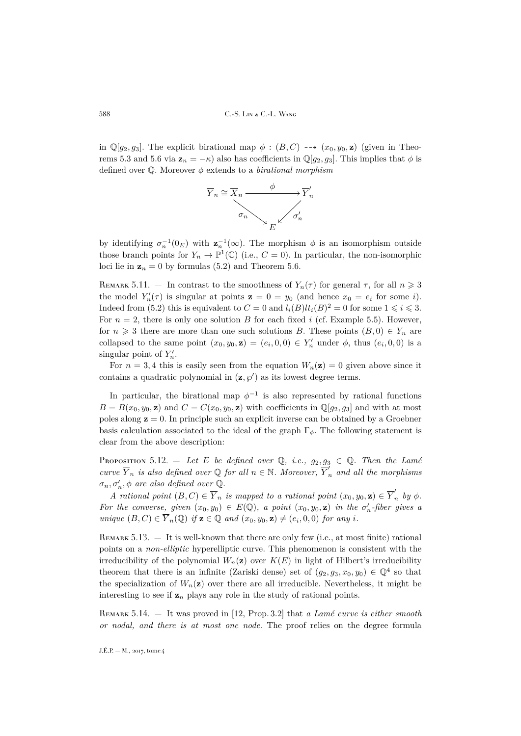in $\mathbb{Q}[g_2, g_3]$. The explicit birational map $\phi : (B, C) \dashrightarrow (x_0, y_0, \mathbf{z})$ (given in Theorems 5.3 and 5.6 via $\mathbf{z}_n = -\kappa$) also has coefficients in $\mathbb{Q}[g_2, g_3]$. This implies that $\phi$ is defined over $\mathbb{Q}$. Moreover $\phi$ extends to a *birational morphism*

$$\begin{array}{ccc} \overline{Y}_n \cong \overline{X}_n & \xrightarrow{\quad\phi\quad} & \overline{Y}'_n \\ & \searrow^{\sigma_n} \quad \swarrow^{\sigma'_n} & \\ & E & \end{array}$$

by identifying $\sigma_n^{-1}(0_E)$ with $\mathbf{z}_n^{-1}(\infty)$. The morphism $\phi$ is an isomorphism outside those branch points for $Y_n \to \mathbb{P}^1(\mathbb{C})$ (i.e., $C = 0$). In particular, the non-isomorphic loci lie in $\mathbf{z}_n = 0$ by formulas (5.2) and Theorem 5.6.

Remark 5.11. — In contrast to the smoothness of $Y_n(\tau)$ for general $\tau$, for all $n \geqslant 3$ the model $Y'_n(\tau)$ is singular at points $\mathbf{z} = 0 = y_0$ (and hence $x_0 = e_i$ for some $i$). Indeed from (5.2) this is equivalent to $C = 0$ and $l_i(B)lt_i(B)^2 = 0$ for some $1 \leqslant i \leqslant 3$. For $n = 2$, there is only one solution $B$ for each fixed $i$ (cf. Example 5.5). However, for $n \geqslant 3$ there are more than one such solutions $B$. These points $(B, 0) \in Y_n$ are collapsed to the same point $(x_0, y_0, \mathbf{z}) = (e_i, 0, 0) \in Y'_n$ under $\phi$, thus $(e_i, 0, 0)$ is a singular point of $Y'_n$.

For $n = 3, 4$ this is easily seen from the equation $W_n(\mathbf{z}) = 0$ given above since it contains a quadratic polynomial in $(\mathbf{z}, \wp')$ as its lowest degree terms.

In particular, the birational map $\phi^{-1}$ is also represented by rational functions $B = B(x_0, y_0, \mathbf{z})$ and $C = C(x_0, y_0, \mathbf{z})$ with coefficients in $\mathbb{Q}[g_2, g_3]$ and with at most poles along $\mathbf{z} = 0$. In principle such an explicit inverse can be obtained by a Groebner basis calculation associated to the ideal of the graph $\Gamma_\phi$. The following statement is clear from the above description:

Proposition 5.12. — *Let $E$ be defined over $\mathbb{Q}$, i.e., $g_2, g_3 \in \mathbb{Q}$. Then the Lamé curve $\overline{Y}_n$ is also defined over $\mathbb{Q}$ for all $n \in \mathbb{N}$. Moreover, $\overline{Y}'_n$ and all the morphisms $\sigma_n, \sigma'_n, \phi$ are also defined over $\mathbb{Q}$.*

*A rational point $(B, C) \in \overline{Y}_n$ is mapped to a rational point $(x_0, y_0, \mathbf{z}) \in \overline{Y}'_n$ by $\phi$. For the converse, given $(x_0, y_0) \in E(\mathbb{Q})$, a point $(x_0, y_0, \mathbf{z})$ in the $\sigma'_n$-fiber gives a unique $(B, C) \in \overline{Y}_n(\mathbb{Q})$ if $\mathbf{z} \in \mathbb{Q}$ and $(x_0, y_0, \mathbf{z}) \neq (e_i, 0, 0)$ for any $i$.*

Remark 5.13. — It is well-known that there are only few (i.e., at most finite) rational points on a *non-elliptic* hyperelliptic curve. This phenomenon is consistent with the irreducibility of the polynomial $W_n(\mathbf{z})$ over $K(E)$ in light of Hilbert's irreducibility theorem that there is an infinite (Zariski dense) set of $(g_2, g_3, x_0, y_0) \in \mathbb{Q}^4$ so that the specialization of $W_n(\mathbf{z})$ over there are all irreducible. Nevertheless, it might be interesting to see if $\mathbf{z}_n$ plays any role in the study of rational points.

Remark 5.14. — It was proved in [12, Prop. 3.2] that *a Lamé curve is either smooth or nodal, and there is at most one node*. The proof relies on the degree formula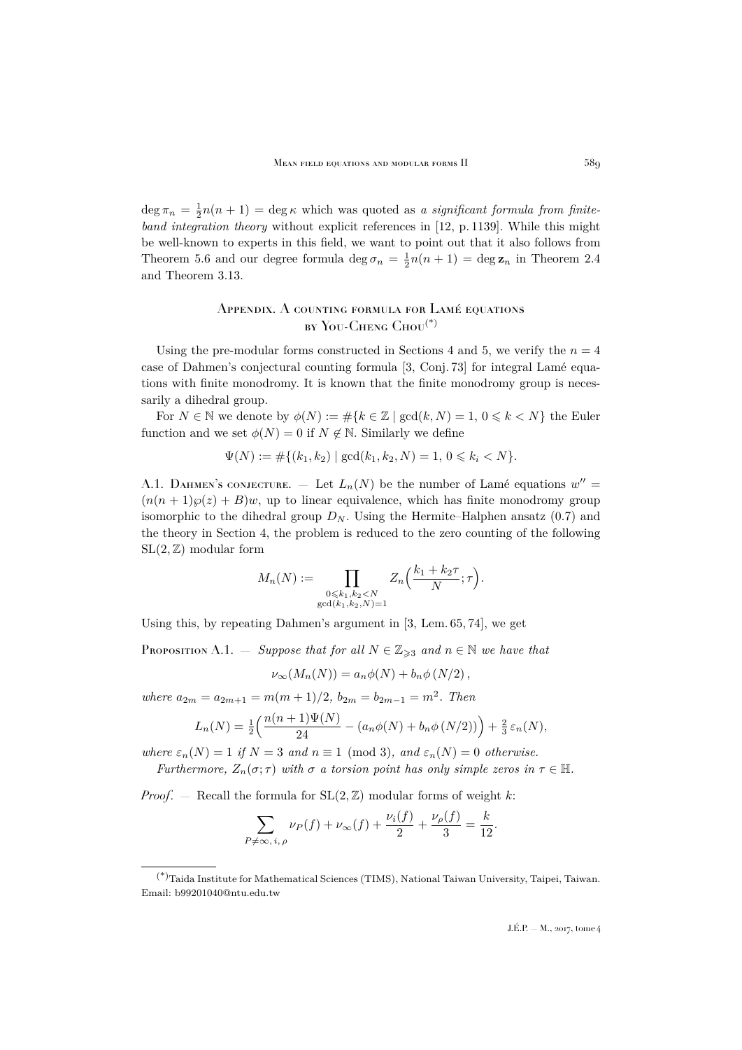$\deg \pi_n = \frac{1}{2}n(n+1) = \deg \kappa$ which was quoted as *a significant formula from finite-band integration theory* without explicit references in [12, p. 1139]. While this might be well-known to experts in this field, we want to point out that it also follows from Theorem 5.6 and our degree formula $\deg \sigma_n = \frac{1}{2}n(n+1) = \deg \mathbf{z}_n$ in Theorem 2.4 and Theorem 3.13.

## Appendix. A counting formula for Lamé equations by You-Cheng Chou[(*)]

Using the pre-modular forms constructed in Sections 4 and 5, we verify the $n=4$ case of Dahmen's conjectural counting formula [3, Conj. 73] for integral Lamé equations with finite monodromy. It is known that the finite monodromy group is necessarily a dihedral group.

For $N \in \mathbb{N}$ we denote by $\phi(N) := \#\{k \in \mathbb{Z} \mid \gcd(k, N) = 1,\ 0 \leqslant k < N\}$ the Euler function and we set $\phi(N) = 0$ if $N \notin \mathbb{N}$. Similarly we define

$$\Psi(N) := \#\{(k_1, k_2) \mid \gcd(k_1, k_2, N) = 1,\ 0 \leqslant k_i < N\}.$$

A.1. Dahmen's conjecture. — Let $L_n(N)$ be the number of Lamé equations $w'' = (n(n+1)\wp(z) + B)w$, up to linear equivalence, which has finite monodromy group isomorphic to the dihedral group $D_N$. Using the Hermite–Halphen ansatz (0.7) and the theory in Section 4, the problem is reduced to the zero counting of the following $\mathrm{SL}(2, \mathbb{Z})$ modular form

$$M_n(N) := \prod_{\substack{0 \leqslant k_1, k_2 < N \\ \gcd(k_1, k_2, N) = 1}} Z_n\Big(\frac{k_1 + k_2\tau}{N}; \tau\Big).$$

Using this, by repeating Dahmen's argument in [3, Lem. 65, 74], we get

Proposition A.1. — *Suppose that for all $N \in \mathbb{Z}_{\geqslant 3}$ and $n \in \mathbb{N}$ we have that*

$$\nu_\infty(M_n(N)) = a_n\phi(N) + b_n\phi\left(N/2\right),$$

*where $a_{2m} = a_{2m+1} = m(m+1)/2$, $b_{2m} = b_{2m-1} = m^2$. Then*

$$L_n(N) = \tfrac{1}{2}\Big(\frac{n(n+1)\Psi(N)}{24} - (a_n\phi(N) + b_n\phi\left(N/2\right))\Big) + \tfrac{2}{3}\,\varepsilon_n(N),$$

*where $\varepsilon_n(N) = 1$ if $N = 3$ and $n \equiv 1 \pmod 3$, and $\varepsilon_n(N) = 0$ otherwise.*

*Furthermore, $Z_n(\sigma; \tau)$ with $\sigma$ a torsion point has only simple zeros in $\tau \in \mathbb{H}$.*

*Proof*. — Recall the formula for $\mathrm{SL}(2, \mathbb{Z})$ modular forms of weight $k$:

$$\sum_{P \neq \infty,\, i,\, \rho} \nu_P(f) + \nu_\infty(f) + \frac{\nu_i(f)}{2} + \frac{\nu_\rho(f)}{3} = \frac{k}{12}.$$

---

(*) Taida Institute for Mathematical Sciences (TIMS), National Taiwan University, Taipei, Taiwan. Email: b99201040@ntu.edu.tw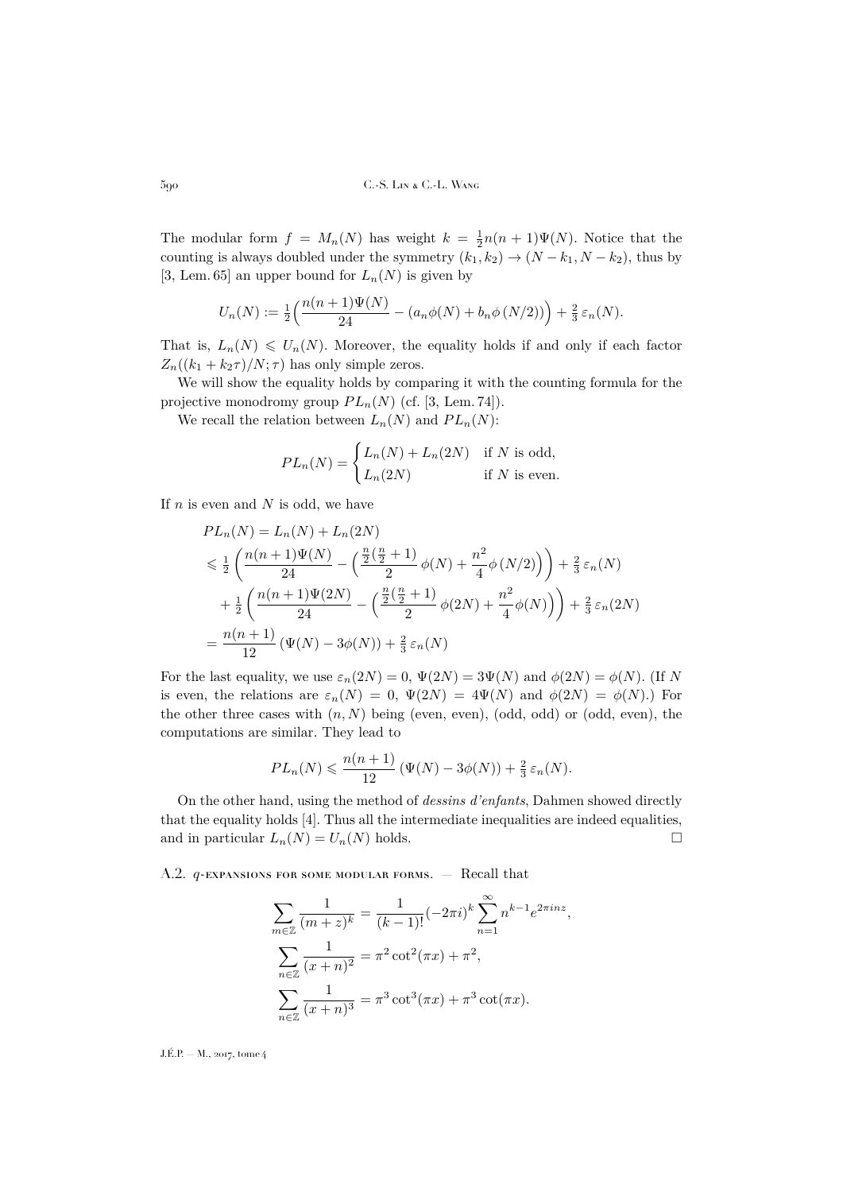The modular form $f = M_n(N)$ has weight $k = \frac{1}{2}n(n+1)\Psi(N)$. Notice that the counting is always doubled under the symmetry $(k_1, k_2) \to (N-k_1, N-k_2)$, thus by [3, Lem. 65] an upper bound for $L_n(N)$ is given by

$$U_n(N) := \tfrac{1}{2}\Big(\frac{n(n+1)\Psi(N)}{24} - (a_n\phi(N) + b_n\phi\left(N/2\right))\Big) + \tfrac{2}{3}\,\varepsilon_n(N).$$

That is, $L_n(N) \leqslant U_n(N)$. Moreover, the equality holds if and only if each factor $Z_n((k_1+k_2\tau)/N;\tau)$ has only simple zeros.

We will show the equality holds by comparing it with the counting formula for the projective monodromy group $PL_n(N)$ (cf. [3, Lem. 74]).

We recall the relation between $L_n(N)$ and $PL_n(N)$:

$$PL_n(N) = \begin{cases} L_n(N) + L_n(2N) & \text{if } N \text{ is odd,} \\ L_n(2N) & \text{if } N \text{ is even.} \end{cases}$$

If $n$ is even and $N$ is odd, we have

$$\begin{aligned}
PL_n(N) &= L_n(N) + L_n(2N) \\
&\leqslant \tfrac{1}{2}\left(\frac{n(n+1)\Psi(N)}{24} - \Big(\frac{\frac{n}{2}(\frac{n}{2}+1)}{2}\,\phi(N) + \frac{n^2}{4}\phi\left(N/2\right)\Big)\right) + \tfrac{2}{3}\,\varepsilon_n(N) \\
&\quad + \tfrac{1}{2}\left(\frac{n(n+1)\Psi(2N)}{24} - \Big(\frac{\frac{n}{2}(\frac{n}{2}+1)}{2}\,\phi(2N) + \frac{n^2}{4}\phi(N)\Big)\right) + \tfrac{2}{3}\,\varepsilon_n(2N) \\
&= \frac{n(n+1)}{12}\left(\Psi(N) - 3\phi(N)\right) + \tfrac{2}{3}\,\varepsilon_n(N)
\end{aligned}$$

For the last equality, we use $\varepsilon_n(2N) = 0$, $\Psi(2N) = 3\Psi(N)$ and $\phi(2N) = \phi(N)$. (If $N$ is even, the relations are $\varepsilon_n(N) = 0$, $\Psi(2N) = 4\Psi(N)$ and $\phi(2N) = \phi(N)$.) For the other three cases with $(n,N)$ being (even, even), (odd, odd) or (odd, even), the computations are similar. They lead to

$$PL_n(N) \leqslant \frac{n(n+1)}{12}\left(\Psi(N) - 3\phi(N)\right) + \tfrac{2}{3}\,\varepsilon_n(N).$$

On the other hand, using the method of *dessins d'enfants*, Dahmen showed directly that the equality holds [4]. Thus all the intermediate inequalities are indeed equalities, and in particular $L_n(N) = U_n(N)$ holds. □

A.2. $q$-expansions for some modular forms. — Recall that

$$\begin{aligned}
\sum_{m\in\mathbb{Z}} \frac{1}{(m+z)^k} &= \frac{1}{(k-1)!}(-2\pi i)^k \sum_{n=1}^{\infty} n^{k-1} e^{2\pi i n z}, \\
\sum_{n\in\mathbb{Z}} \frac{1}{(x+n)^2} &= \pi^2\cot^2(\pi x) + \pi^2, \\
\sum_{n\in\mathbb{Z}} \frac{1}{(x+n)^3} &= \pi^3\cot^3(\pi x) + \pi^3\cot(\pi x).
\end{aligned}$$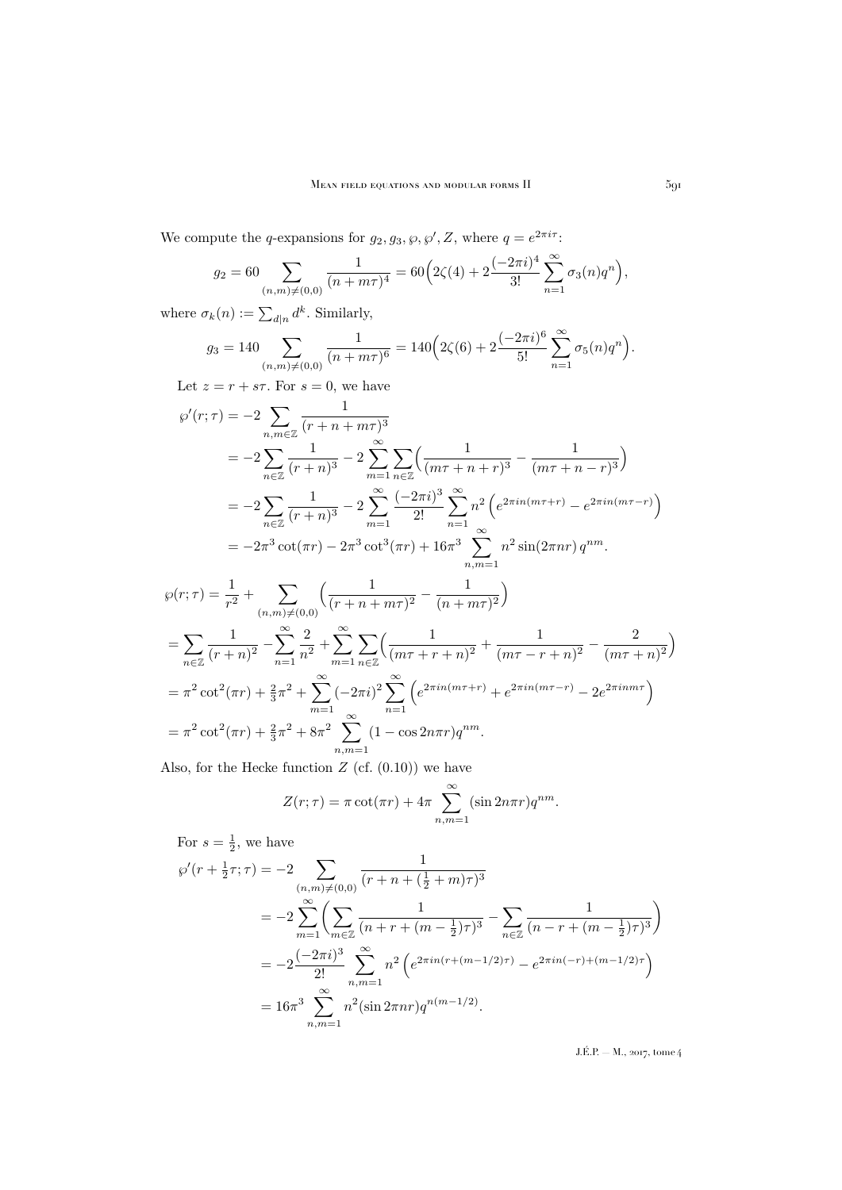We compute the $q$-expansions for $g_2, g_3, \wp, \wp', Z$, where $q = e^{2\pi i\tau}$:

$$g_2 = 60 \sum_{(n,m)\neq(0,0)} \frac{1}{(n+m\tau)^4} = 60\Big(2\zeta(4) + 2\frac{(-2\pi i)^4}{3!}\sum_{n=1}^{\infty}\sigma_3(n)q^n\Big),$$

where $\sigma_k(n) := \sum_{d|n} d^k$. Similarly,

$$g_3 = 140 \sum_{(n,m)\neq(0,0)} \frac{1}{(n+m\tau)^6} = 140\Big(2\zeta(6) + 2\frac{(-2\pi i)^6}{5!}\sum_{n=1}^{\infty}\sigma_5(n)q^n\Big).$$

Let $z = r + s\tau$. For $s = 0$, we have

$$\begin{aligned}
\wp'(r;\tau) &= -2\sum_{n,m\in\mathbb{Z}} \frac{1}{(r+n+m\tau)^3} \\
&= -2\sum_{n\in\mathbb{Z}}\frac{1}{(r+n)^3} - 2\sum_{m=1}^{\infty}\sum_{n\in\mathbb{Z}}\Big(\frac{1}{(m\tau+n+r)^3} - \frac{1}{(m\tau+n-r)^3}\Big) \\
&= -2\sum_{n\in\mathbb{Z}}\frac{1}{(r+n)^3} - 2\sum_{m=1}^{\infty}\frac{(-2\pi i)^3}{2!}\sum_{n=1}^{\infty}n^2\left(e^{2\pi i n(m\tau+r)} - e^{2\pi i n(m\tau-r)}\right) \\
&= -2\pi^3\cot(\pi r) - 2\pi^3\cot^3(\pi r) + 16\pi^3\sum_{n,m=1}^{\infty}n^2\sin(2\pi n r)\,q^{nm}.
\end{aligned}$$

$$\begin{aligned}
\wp(r;\tau) &= \frac{1}{r^2} + \sum_{(n,m)\neq(0,0)}\Big(\frac{1}{(r+n+m\tau)^2} - \frac{1}{(n+m\tau)^2}\Big) \\
&= \sum_{n\in\mathbb{Z}}\frac{1}{(r+n)^2} - \sum_{n=1}^{\infty}\frac{2}{n^2} + \sum_{m=1}^{\infty}\sum_{n\in\mathbb{Z}}\Big(\frac{1}{(m\tau+r+n)^2} + \frac{1}{(m\tau-r+n)^2} - \frac{2}{(m\tau+n)^2}\Big) \\
&= \pi^2\cot^2(\pi r) + \tfrac{2}{3}\pi^2 + \sum_{m=1}^{\infty}(-2\pi i)^2\sum_{n=1}^{\infty}\left(e^{2\pi i n(m\tau+r)} + e^{2\pi i n(m\tau-r)} - 2e^{2\pi i n m\tau}\right) \\
&= \pi^2\cot^2(\pi r) + \tfrac{2}{3}\pi^2 + 8\pi^2\sum_{n,m=1}^{\infty}(1-\cos 2n\pi r)q^{nm}.
\end{aligned}$$

Also, for the Hecke function $Z$ (cf. (0.10)) we have

$$Z(r;\tau) = \pi\cot(\pi r) + 4\pi\sum_{n,m=1}^{\infty}(\sin 2n\pi r)q^{nm}.$$

For $s = \frac{1}{2}$, we have

$$\begin{aligned}
\wp'(r+\tfrac{1}{2}\tau;\tau) &= -2\sum_{(n,m)\neq(0,0)}\frac{1}{(r+n+(\frac{1}{2}+m)\tau)^3} \\
&= -2\sum_{m=1}^{\infty}\Big(\sum_{m\in\mathbb{Z}}\frac{1}{(n+r+(m-\frac{1}{2})\tau)^3} - \sum_{n\in\mathbb{Z}}\frac{1}{(n-r+(m-\frac{1}{2})\tau)^3}\Big) \\
&= -2\frac{(-2\pi i)^3}{2!}\sum_{n,m=1}^{\infty}n^2\left(e^{2\pi i n(r+(m-1/2)\tau)} - e^{2\pi i n(-r)+(m-1/2)\tau}\right) \\
&= 16\pi^3\sum_{n,m=1}^{\infty}n^2(\sin 2\pi n r)q^{n(m-1/2)}.
\end{aligned}$$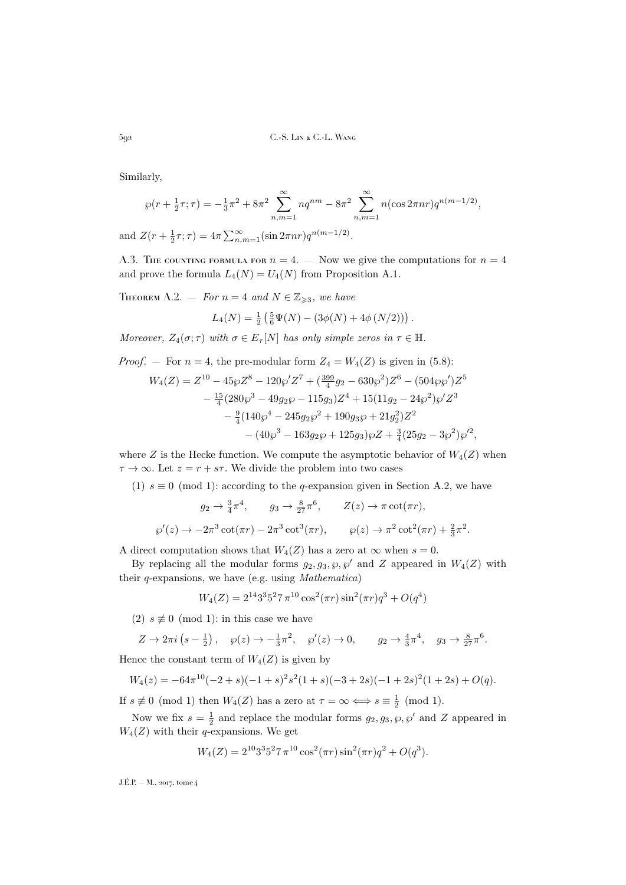Similarly,

$$\wp(r+\tfrac{1}{2}\tau;\tau) = -\tfrac{1}{3}\pi^2 + 8\pi^2\sum_{n,m=1}^{\infty} nq^{nm} - 8\pi^2\sum_{n,m=1}^{\infty} n(\cos 2\pi nr)q^{n(m-1/2)},$$

and $Z(r+\frac{1}{2}\tau;\tau) = 4\pi\sum_{n,m=1}^{\infty}(\sin 2\pi nr)q^{n(m-1/2)}$.

A.3. The counting formula for $n=4$. — Now we give the computations for $n=4$ and prove the formula $L_4(N) = U_4(N)$ from Proposition A.1.

Theorem A.2. — *For $n=4$ and $N\in\mathbb{Z}_{\geqslant 3}$, we have*

$$L_4(N) = \tfrac{1}{2}\left(\tfrac{5}{6}\Psi(N) - (3\phi(N) + 4\phi(N/2))\right).$$

*Moreover, $Z_4(\sigma;\tau)$ with $\sigma\in E_\tau[N]$ has only simple zeros in $\tau\in\mathbb{H}$.*

*Proof*. — For $n=4$, the pre-modular form $Z_4 = W_4(Z)$ is given in (5.8):

$$\begin{aligned}
W_4(Z) = {} & Z^{10} - 45\wp Z^8 - 120\wp' Z^7 + (\tfrac{399}{4}g_2 - 630\wp^2)Z^6 - (504\wp\wp')Z^5 \\
& - \tfrac{15}{4}(280\wp^3 - 49g_2\wp - 115g_3)Z^4 + 15(11g_2 - 24\wp^2)\wp' Z^3 \\
& - \tfrac{9}{4}(140\wp^4 - 245g_2\wp^2 + 190g_3\wp + 21g_2^2)Z^2 \\
& - (40\wp^3 - 163g_2\wp + 125g_3)\wp Z + \tfrac{3}{4}(25g_2 - 3\wp^2)\wp'^2,
\end{aligned}$$

where $Z$ is the Hecke function. We compute the asymptotic behavior of $W_4(Z)$ when $\tau\to\infty$. Let $z = r + s\tau$. We divide the problem into two cases

(1) $s\equiv 0 \pmod 1$: according to the $q$-expansion given in Section A.2, we have

$$g_2\to\tfrac{3}{4}\pi^4,\qquad g_3\to\tfrac{8}{27}\pi^6,\qquad Z(z)\to\pi\cot(\pi r),$$

$$\wp'(z)\to -2\pi^3\cot(\pi r) - 2\pi^3\cot^3(\pi r),\qquad \wp(z)\to\pi^2\cot^2(\pi r) + \tfrac{2}{3}\pi^2.$$

A direct computation shows that $W_4(Z)$ has a zero at $\infty$ when $s=0$.

By replacing all the modular forms $g_2, g_3, \wp, \wp'$ and $Z$ appeared in $W_4(Z)$ with their $q$-expansions, we have (e.g. using *Mathematica*)

$$W_4(Z) = 2^{14}3^3 5^2 7\,\pi^{10}\cos^2(\pi r)\sin^2(\pi r)q^3 + O(q^4)$$

(2) $s\not\equiv 0 \pmod 1$: in this case we have

$$Z\to 2\pi i\left(s-\tfrac{1}{2}\right),\quad \wp(z)\to -\tfrac{1}{3}\pi^2,\quad \wp'(z)\to 0,\qquad g_2\to\tfrac{4}{3}\pi^4,\quad g_3\to\tfrac{8}{27}\pi^6.$$

Hence the constant term of $W_4(Z)$ is given by

$$W_4(z) = -64\pi^{10}(-2+s)(-1+s)^2 s^2(1+s)(-3+2s)(-1+2s)^2(1+2s) + O(q).$$

If $s\not\equiv 0 \pmod 1$ then $W_4(Z)$ has a zero at $\tau=\infty \iff s\equiv\frac{1}{2} \pmod 1$.

Now we fix $s=\frac{1}{2}$ and replace the modular forms $g_2, g_3, \wp, \wp'$ and $Z$ appeared in $W_4(Z)$ with their $q$-expansions. We get

$$W_4(Z) = 2^{10}3^3 5^2 7\,\pi^{10}\cos^2(\pi r)\sin^2(\pi r)q^2 + O(q^3).$$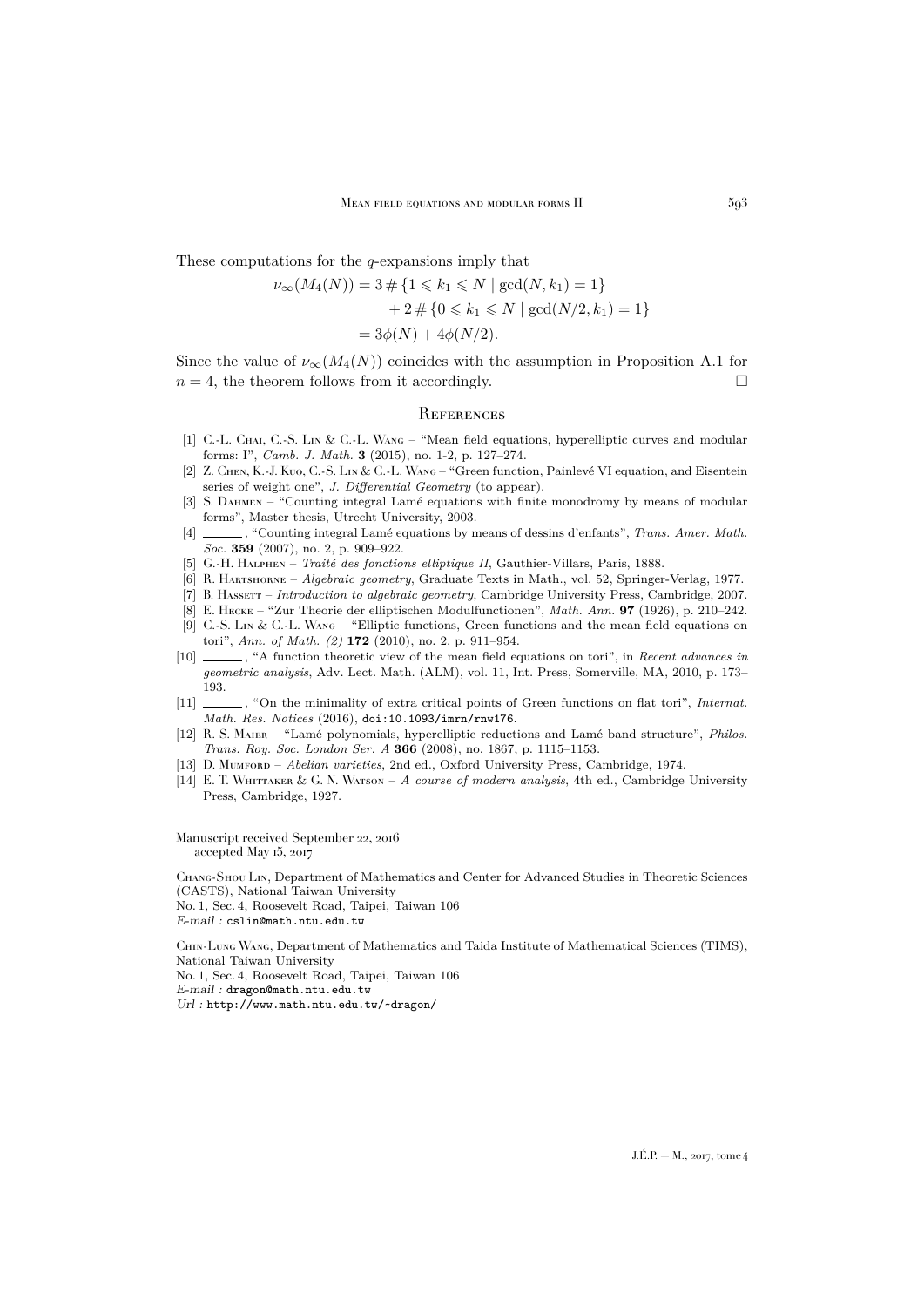These computations for the $q$-expansions imply that

$$
\begin{aligned}
\nu_\infty(M_4(N)) &= 3\,\#\{1 \leqslant k_1 \leqslant N \mid \gcd(N,k_1)=1\} \\
&\quad + 2\,\#\{0 \leqslant k_1 \leqslant N \mid \gcd(N/2,k_1)=1\} \\
&= 3\phi(N) + 4\phi(N/2).
\end{aligned}
$$

Since the value of $\nu_\infty(M_4(N))$ coincides with the assumption in Proposition A.1 for $n=4$, the theorem follows from it accordingly. □

## References

[1] C.-L. Chai, C.-S. Lin & C.-L. Wang – "Mean field equations, hyperelliptic curves and modular forms: I", *Camb. J. Math.* **3** (2015), no. 1-2, p. 127–274.

[2] Z. Chen, K.-J. Kuo, C.-S. Lin & C.-L. Wang – "Green function, Painlevé VI equation, and Eisentein series of weight one", *J. Differential Geometry* (to appear).

[3] S. Dahmen – "Counting integral Lamé equations with finite monodromy by means of modular forms", Master thesis, Utrecht University, 2003.

[4] ______, "Counting integral Lamé equations by means of dessins d'enfants", *Trans. Amer. Math. Soc.* **359** (2007), no. 2, p. 909–922.

[5] G.-H. Halphen – *Traité des fonctions elliptique II*, Gauthier-Villars, Paris, 1888.

[6] R. Hartshorne – *Algebraic geometry*, Graduate Texts in Math., vol. 52, Springer-Verlag, 1977.

[7] B. Hassett – *Introduction to algebraic geometry*, Cambridge University Press, Cambridge, 2007.

[8] E. Hecke – "Zur Theorie der elliptischen Modulfunctionen", *Math. Ann.* **97** (1926), p. 210–242.

[9] C.-S. Lin & C.-L. Wang – "Elliptic functions, Green functions and the mean field equations on tori", *Ann. of Math. (2)* **172** (2010), no. 2, p. 911–954.

[10] ______, "A function theoretic view of the mean field equations on tori", in *Recent advances in geometric analysis*, Adv. Lect. Math. (ALM), vol. 11, Int. Press, Somerville, MA, 2010, p. 173–193.

[11] ______, "On the minimality of extra critical points of Green functions on flat tori", *Internat. Math. Res. Notices* (2016), doi:10.1093/imrn/rnw176.

[12] R. S. Maier – "Lamé polynomials, hyperelliptic reductions and Lamé band structure", *Philos. Trans. Roy. Soc. London Ser. A* **366** (2008), no. 1867, p. 1115–1153.

[13] D. Mumford – *Abelian varieties*, 2nd ed., Oxford University Press, Cambridge, 1974.

[14] E. T. Whittaker & G. N. Watson – *A course of modern analysis*, 4th ed., Cambridge University Press, Cambridge, 1927.

Manuscript received September 22, 2016
accepted May 15, 2017

Chang-Shou Lin, Department of Mathematics and Center for Advanced Studies in Theoretic Sciences (CASTS), National Taiwan University
No. 1, Sec. 4, Roosevelt Road, Taipei, Taiwan 106
*E-mail :* cslin@math.ntu.edu.tw

Chin-Lung Wang, Department of Mathematics and Taida Institute of Mathematical Sciences (TIMS), National Taiwan University
No. 1, Sec. 4, Roosevelt Road, Taipei, Taiwan 106
*E-mail :* dragon@math.ntu.edu.tw
*Url :* http://www.math.ntu.edu.tw/~dragon/